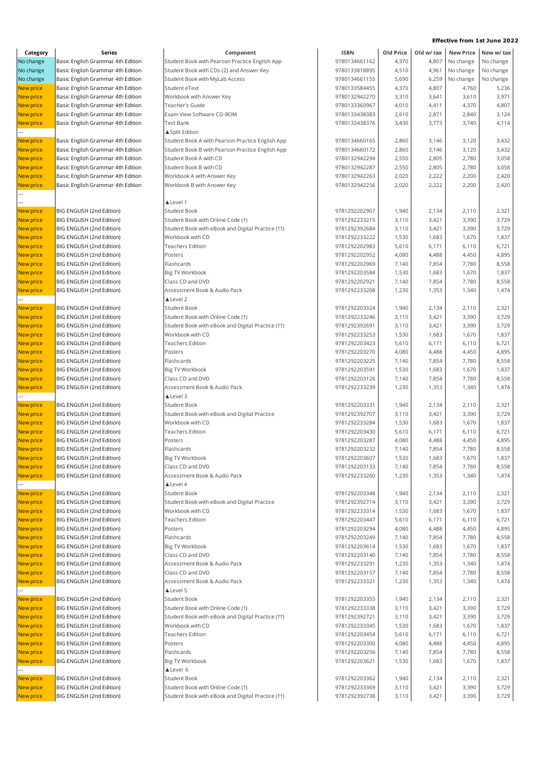**Effective from 1st June 2022**

| Category | Series | Component | ISBN | Old Price | Old w/ tax | New Price | New w/ tax |
|---|---|---|---|---|---|---|---|
| No change | Basic English Grammar 4th Edition | Student Book with Pearson Practice English App | 9780134661162 | 4,370 | 4,807 | No change | No change |
| No change | Basic English Grammar 4th Edition | Student Book with CDs (2) and Answer Key | 9780133818895 | 4,510 | 4,961 | No change | No change |
| No change | Basic English Grammar 4th Edition | Student Book with MyLab Access | 9780134661155 | 5,690 | 6,259 | No change | No change |
| New price | Basic English Grammar 4th Edition | Student eText | 9780133584455 | 4,370 | 4,807 | 4,760 | 5,236 |
| New price | Basic English Grammar 4th Edition | Workbook with Answer Key | 9780132942270 | 3,310 | 3,641 | 3,610 | 3,971 |
| New price | Basic English Grammar 4th Edition | Teacher's Guide | 9780133360967 | 4,010 | 4,411 | 4,370 | 4,807 |
| New price | Basic English Grammar 4th Edition | Exam View Software CD-ROM | 9780133438383 | 2,610 | 2,871 | 2,840 | 3,124 |
| New price | Basic English Grammar 4th Edition | Test Bank | 9780133438376 | 3,430 | 3,773 | 3,740 | 4,114 |
| --- | | ▲Split Edition | | | | | |
| New price | Basic English Grammar 4th Edition | Student Book A with Pearson Practice English App | 9780134660165 | 2,860 | 3,146 | 3,120 | 3,432 |
| New price | Basic English Grammar 4th Edition | Student Book B with Pearson Practice English App | 9780134660172 | 2,860 | 3,146 | 3,120 | 3,432 |
| New price | Basic English Grammar 4th Edition | Student Book A with CD | 9780132942294 | 2,550 | 2,805 | 2,780 | 3,058 |
| New price | Basic English Grammar 4th Edition | Student Book B with CD | 9780132942287 | 2,550 | 2,805 | 2,780 | 3,058 |
| New price | Basic English Grammar 4th Edition | Workbook A with Answer Key | 9780132942263 | 2,020 | 2,222 | 2,200 | 2,420 |
| New price | Basic English Grammar 4th Edition | Workbook B with Answer Key | 9780132942256 | 2,020 | 2,222 | 2,200 | 2,420 |
| --- | | | | | | | |
| --- | | ▲Level 1 | | | | | |
| New price | BIG ENGLISH (2nd Edition) | Student Book | 9781292202907 | 1,940 | 2,134 | 2,110 | 2,321 |
| New price | BIG ENGLISH (2nd Edition) | Student Book with Online Code (†) | 9781292233215 | 3,110 | 3,421 | 3,390 | 3,729 |
| New price | BIG ENGLISH (2nd Edition) | Student Book with eBook and Digital Practice (††) | 9781292392684 | 3,110 | 3,421 | 3,390 | 3,729 |
| New price | BIG ENGLISH (2nd Edition) | Workbook with CD | 9781292233222 | 1,530 | 1,683 | 1,670 | 1,837 |
| New price | BIG ENGLISH (2nd Edition) | Teachers Edition | 9781292202983 | 5,610 | 6,171 | 6,110 | 6,721 |
| New price | BIG ENGLISH (2nd Edition) | Posters | 9781292202952 | 4,080 | 4,488 | 4,450 | 4,895 |
| New price | BIG ENGLISH (2nd Edition) | Flashcards | 9781292202969 | 7,140 | 7,854 | 7,780 | 8,558 |
| New price | BIG ENGLISH (2nd Edition) | Big TV Workbook | 9781292203584 | 1,530 | 1,683 | 1,670 | 1,837 |
| New price | BIG ENGLISH (2nd Edition) | Class CD and DVD | 9781292202921 | 7,140 | 7,854 | 7,780 | 8,558 |
| New price | BIG ENGLISH (2nd Edition) | Assessment Book & Audio Pack | 9781292233208 | 1,230 | 1,353 | 1,340 | 1,474 |
| --- | | ▲Level 2 | | | | | |
| New price | BIG ENGLISH (2nd Edition) | Student Book | 9781292203324 | 1,940 | 2,134 | 2,110 | 2,321 |
| New price | BIG ENGLISH (2nd Edition) | Student Book with Online Code (†) | 9781292233246 | 3,110 | 3,421 | 3,390 | 3,729 |
| New price | BIG ENGLISH (2nd Edition) | Student Book with eBook and Digital Practice (††) | 9781292392691 | 3,110 | 3,421 | 3,390 | 3,729 |
| New price | BIG ENGLISH (2nd Edition) | Workbook with CD | 9781292233253 | 1,530 | 1,683 | 1,670 | 1,837 |
| New price | BIG ENGLISH (2nd Edition) | Teachers Edition | 9781292203423 | 5,610 | 6,171 | 6,110 | 6,721 |
| New price | BIG ENGLISH (2nd Edition) | Posters | 9781292203270 | 4,080 | 4,488 | 4,450 | 4,895 |
| New price | BIG ENGLISH (2nd Edition) | Flashcards | 9781292203225 | 7,140 | 7,854 | 7,780 | 8,558 |
| New price | BIG ENGLISH (2nd Edition) | Big TV Workbook | 9781292203591 | 1,530 | 1,683 | 1,670 | 1,837 |
| New price | BIG ENGLISH (2nd Edition) | Class CD and DVD | 9781292203126 | 7,140 | 7,854 | 7,780 | 8,558 |
| New price | BIG ENGLISH (2nd Edition) | Assessment Book & Audio Pack | 9781292233239 | 1,230 | 1,353 | 1,340 | 1,474 |
| --- | | ▲Level 3 | | | | | |
| New price | BIG ENGLISH (2nd Edition) | Student Book | 9781292203331 | 1,940 | 2,134 | 2,110 | 2,321 |
| New price | BIG ENGLISH (2nd Edition) | Student Book with eBook and Digital Practice | 9781292392707 | 3,110 | 3,421 | 3,390 | 3,729 |
| New price | BIG ENGLISH (2nd Edition) | Workbook with CD | 9781292233284 | 1,530 | 1,683 | 1,670 | 1,837 |
| New price | BIG ENGLISH (2nd Edition) | Teachers Edition | 9781292203430 | 5,610 | 6,171 | 6,110 | 6,721 |
| New price | BIG ENGLISH (2nd Edition) | Posters | 9781292203287 | 4,080 | 4,488 | 4,450 | 4,895 |
| New price | BIG ENGLISH (2nd Edition) | Flashcards | 9781292203232 | 7,140 | 7,854 | 7,780 | 8,558 |
| New price | BIG ENGLISH (2nd Edition) | Big TV Workbook | 9781292203607 | 1,530 | 1,683 | 1,670 | 1,837 |
| New price | BIG ENGLISH (2nd Edition) | Class CD and DVD | 9781292203133 | 7,140 | 7,854 | 7,780 | 8,558 |
| New price | BIG ENGLISH (2nd Edition) | Assessment Book & Audio Pack | 9781292233260 | 1,230 | 1,353 | 1,340 | 1,474 |
| --- | | ▲Level 4 | | | | | |
| New price | BIG ENGLISH (2nd Edition) | Student Book | 9781292203348 | 1,940 | 2,134 | 2,110 | 2,321 |
| New price | BIG ENGLISH (2nd Edition) | Student Book with eBook and Digital Practice | 9781292392714 | 3,110 | 3,421 | 3,390 | 3,729 |
| New price | BIG ENGLISH (2nd Edition) | Workbook with CD | 9781292233314 | 1,530 | 1,683 | 1,670 | 1,837 |
| New price | BIG ENGLISH (2nd Edition) | Teachers Edition | 9781292203447 | 5,610 | 6,171 | 6,110 | 6,721 |
| New price | BIG ENGLISH (2nd Edition) | Posters | 9781292203294 | 4,080 | 4,488 | 4,450 | 4,895 |
| New price | BIG ENGLISH (2nd Edition) | Flashcards | 9781292203249 | 7,140 | 7,854 | 7,780 | 8,558 |
| New price | BIG ENGLISH (2nd Edition) | Big TV Workbook | 9781292203614 | 1,530 | 1,683 | 1,670 | 1,837 |
| New price | BIG ENGLISH (2nd Edition) | Class CD and DVD | 9781292203140 | 7,140 | 7,854 | 7,780 | 8,558 |
| New price | BIG ENGLISH (2nd Edition) | Assessment Book & Audio Pack | 9781292233291 | 1,230 | 1,353 | 1,340 | 1,474 |
| New price | BIG ENGLISH (2nd Edition) | Class CD and DVD | 9781292203157 | 7,140 | 7,854 | 7,780 | 8,558 |
| New price | BIG ENGLISH (2nd Edition) | Assessment Book & Audio Pack | 9781292233321 | 1,230 | 1,353 | 1,340 | 1,474 |
| --- | | ▲Level 5 | | | | | |
| New price | BIG ENGLISH (2nd Edition) | Student Book | 9781292203355 | 1,940 | 2,134 | 2,110 | 2,321 |
| New price | BIG ENGLISH (2nd Edition) | Student Book with Online Code (†) | 9781292233338 | 3,110 | 3,421 | 3,390 | 3,729 |
| New price | BIG ENGLISH (2nd Edition) | Student Book with eBook and Digital Practice (††) | 9781292392721 | 3,110 | 3,421 | 3,390 | 3,729 |
| New price | BIG ENGLISH (2nd Edition) | Workbook with CD | 9781292233345 | 1,530 | 1,683 | 1,670 | 1,837 |
| New price | BIG ENGLISH (2nd Edition) | Teachers Edition | 9781292203454 | 5,610 | 6,171 | 6,110 | 6,721 |
| New price | BIG ENGLISH (2nd Edition) | Posters | 9781292203300 | 4,080 | 4,488 | 4,450 | 4,895 |
| New price | BIG ENGLISH (2nd Edition) | Flashcards | 9781292203256 | 7,140 | 7,854 | 7,780 | 8,558 |
| New price | BIG ENGLISH (2nd Edition) | Big TV Workbook | 9781292203621 | 1,530 | 1,683 | 1,670 | 1,837 |
| --- | | ▲Level 6 | | | | | |
| New price | BIG ENGLISH (2nd Edition) | Student Book | 9781292203362 | 1,940 | 2,134 | 2,110 | 2,321 |
| New price | BIG ENGLISH (2nd Edition) | Student Book with Online Code (†) | 9781292233369 | 3,110 | 3,421 | 3,390 | 3,729 |
| New price | BIG ENGLISH (2nd Edition) | Student Book with eBook and Digital Practice (††) | 9781292392738 | 3,110 | 3,421 | 3,390 | 3,729 |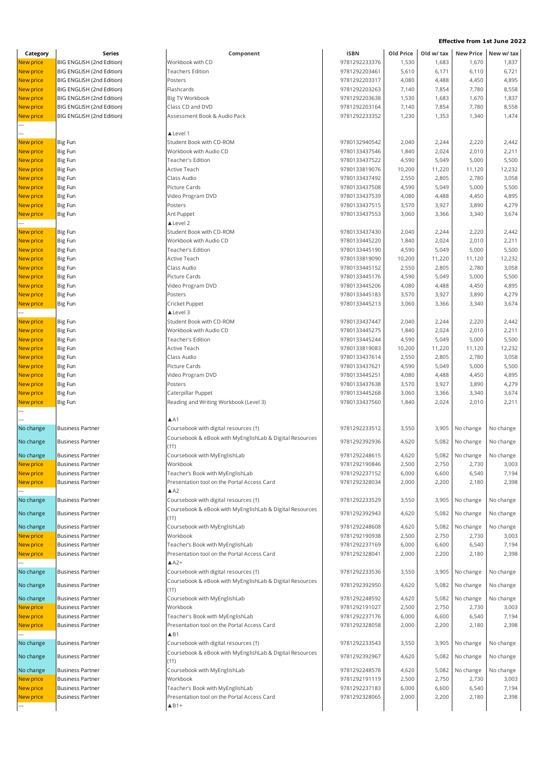**Effective from 1st June 2022**

| Category | Series | Component | ISBN | Old Price | Old w/ tax | New Price | New w/ tax |
|---|---|---|---|---|---|---|---|
| New price | BIG ENGLISH (2nd Edition) | Workbook with CD | 9781292233376 | 1,530 | 1,683 | 1,670 | 1,837 |
| New price | BIG ENGLISH (2nd Edition) | Teachers Edition | 9781292203461 | 5,610 | 6,171 | 6,110 | 6,721 |
| New price | BIG ENGLISH (2nd Edition) | Posters | 9781292203317 | 4,080 | 4,488 | 4,450 | 4,895 |
| New price | BIG ENGLISH (2nd Edition) | Flashcards | 9781292203263 | 7,140 | 7,854 | 7,780 | 8,558 |
| New price | BIG ENGLISH (2nd Edition) | Big TV Workbook | 9781292203638 | 1,530 | 1,683 | 1,670 | 1,837 |
| New price | BIG ENGLISH (2nd Edition) | Class CD and DVD | 9781292203164 | 7,140 | 7,854 | 7,780 | 8,558 |
| New price | BIG ENGLISH (2nd Edition) | Assessment Book & Audio Pack | 9781292233352 | 1,230 | 1,353 | 1,340 | 1,474 |
| --- | | | | | | | |
| --- | | ▲Level 1 | | | | | |
| New price | Big Fun | Student Book with CD-ROM | 9780132940542 | 2,040 | 2,244 | 2,220 | 2,442 |
| New price | Big Fun | Workbook with Audio CD | 9780133437546 | 1,840 | 2,024 | 2,010 | 2,211 |
| New price | Big Fun | Teacher's Edition | 9780133437522 | 4,590 | 5,049 | 5,000 | 5,500 |
| New price | Big Fun | Active Teach | 9780133819076 | 10,200 | 11,220 | 11,120 | 12,232 |
| New price | Big Fun | Class Audio | 9780133437492 | 2,550 | 2,805 | 2,780 | 3,058 |
| New price | Big Fun | Picture Cards | 9780133437508 | 4,590 | 5,049 | 5,000 | 5,500 |
| New price | Big Fun | Video Program DVD | 9780133437539 | 4,080 | 4,488 | 4,450 | 4,895 |
| New price | Big Fun | Posters | 9780133437515 | 3,570 | 3,927 | 3,890 | 4,279 |
| New price | Big Fun | Ant Puppet | 9780133437553 | 3,060 | 3,366 | 3,340 | 3,674 |
| --- | | ▲Level 2 | | | | | |
| New price | Big Fun | Student Book with CD-ROM | 9780133437430 | 2,040 | 2,244 | 2,220 | 2,442 |
| New price | Big Fun | Workbook with Audio CD | 9780133445220 | 1,840 | 2,024 | 2,010 | 2,211 |
| New price | Big Fun | Teacher's Edition | 9780133445190 | 4,590 | 5,049 | 5,000 | 5,500 |
| New price | Big Fun | Active Teach | 9780133819090 | 10,200 | 11,220 | 11,120 | 12,232 |
| New price | Big Fun | Class Audio | 9780133445152 | 2,550 | 2,805 | 2,780 | 3,058 |
| New price | Big Fun | Picture Cards | 9780133445176 | 4,590 | 5,049 | 5,000 | 5,500 |
| New price | Big Fun | Video Program DVD | 9780133445206 | 4,080 | 4,488 | 4,450 | 4,895 |
| New price | Big Fun | Posters | 9780133445183 | 3,570 | 3,927 | 3,890 | 4,279 |
| New price | Big Fun | Cricket Puppet | 9780133445213 | 3,060 | 3,366 | 3,340 | 3,674 |
| --- | | ▲Level 3 | | | | | |
| New price | Big Fun | Student Book with CD-ROM | 9780133437447 | 2,040 | 2,244 | 2,220 | 2,442 |
| New price | Big Fun | Workbook with Audio CD | 9780133445275 | 1,840 | 2,024 | 2,010 | 2,211 |
| New price | Big Fun | Teacher's Edition | 9780133445244 | 4,590 | 5,049 | 5,000 | 5,500 |
| New price | Big Fun | Active Teach | 9780133819083 | 10,200 | 11,220 | 11,120 | 12,232 |
| New price | Big Fun | Class Audio | 9780133437614 | 2,550 | 2,805 | 2,780 | 3,058 |
| New price | Big Fun | Picture Cards | 9780133437621 | 4,590 | 5,049 | 5,000 | 5,500 |
| New price | Big Fun | Video Program DVD | 9780133445251 | 4,080 | 4,488 | 4,450 | 4,895 |
| New price | Big Fun | Posters | 9780133437638 | 3,570 | 3,927 | 3,890 | 4,279 |
| New price | Big Fun | Caterpillar Puppet | 9780133445268 | 3,060 | 3,366 | 3,340 | 3,674 |
| New price | Big Fun | Reading and Writing Workbook (Level 3) | 9780133437560 | 1,840 | 2,024 | 2,010 | 2,211 |
| --- | | | | | | | |
| --- | | ▲A1 | | | | | |
| No change | Business Partner | Coursebook with digital resources (†) | 9781292233512 | 3,550 | 3,905 | No change | No change |
| No change | Business Partner | Coursebook & eBook with MyEnglishLab & Digital Resources (††) | 9781292392936 | 4,620 | 5,082 | No change | No change |
| No change | Business Partner | Coursebook with MyEnglishLab | 9781292248615 | 4,620 | 5,082 | No change | No change |
| New price | Business Partner | Workbook | 9781292190846 | 2,500 | 2,750 | 2,730 | 3,003 |
| New price | Business Partner | Teacher's Book with MyEnglishLab | 9781292237152 | 6,000 | 6,600 | 6,540 | 7,194 |
| New price | Business Partner | Presentation tool on the Portal Access Card | 9781292328034 | 2,000 | 2,200 | 2,180 | 2,398 |
| --- | | ▲A2 | | | | | |
| No change | Business Partner | Coursebook with digital resources (†) | 9781292233529 | 3,550 | 3,905 | No change | No change |
| No change | Business Partner | Coursebook & eBook with MyEnglishLab & Digital Resources (††) | 9781292392943 | 4,620 | 5,082 | No change | No change |
| No change | Business Partner | Coursebook with MyEnglishLab | 9781292248608 | 4,620 | 5,082 | No change | No change |
| New price | Business Partner | Workbook | 9781292190938 | 2,500 | 2,750 | 2,730 | 3,003 |
| New price | Business Partner | Teacher's Book with MyEnglishLab | 9781292237169 | 6,000 | 6,600 | 6,540 | 7,194 |
| New price | Business Partner | Presentation tool on the Portal Access Card | 9781292328041 | 2,000 | 2,200 | 2,180 | 2,398 |
| --- | | ▲A2+ | | | | | |
| No change | Business Partner | Coursebook with digital resources (†) | 9781292233536 | 3,550 | 3,905 | No change | No change |
| No change | Business Partner | Coursebook & eBook with MyEnglishLab & Digital Resources (††) | 9781292392950 | 4,620 | 5,082 | No change | No change |
| No change | Business Partner | Coursebook with MyEnglishLab | 9781292248592 | 4,620 | 5,082 | No change | No change |
| New price | Business Partner | Workbook | 9781292191027 | 2,500 | 2,750 | 2,730 | 3,003 |
| New price | Business Partner | Teacher's Book with MyEnglishLab | 9781292237176 | 6,000 | 6,600 | 6,540 | 7,194 |
| New price | Business Partner | Presentation tool on the Portal Access Card | 9781292328058 | 2,000 | 2,200 | 2,180 | 2,398 |
| --- | | ▲B1 | | | | | |
| No change | Business Partner | Coursebook with digital resources (†) | 9781292233543 | 3,550 | 3,905 | No change | No change |
| No change | Business Partner | Coursebook & eBook with MyEnglishLab & Digital Resources (††) | 9781292392967 | 4,620 | 5,082 | No change | No change |
| No change | Business Partner | Coursebook with MyEnglishLab | 9781292248578 | 4,620 | 5,082 | No change | No change |
| New price | Business Partner | Workbook | 9781292191119 | 2,500 | 2,750 | 2,730 | 3,003 |
| New price | Business Partner | Teacher's Book with MyEnglishLab | 9781292237183 | 6,000 | 6,600 | 6,540 | 7,194 |
| New price | Business Partner | Presentation tool on the Portal Access Card | 9781292328065 | 2,000 | 2,200 | 2,180 | 2,398 |
| --- | | ▲B1+ | | | | | |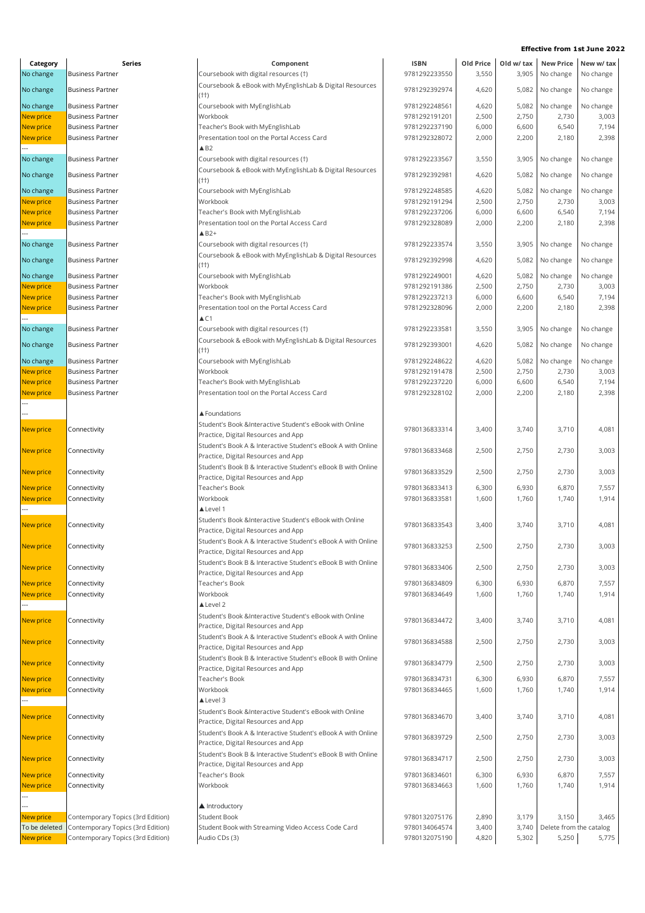**Effective from 1st June 2022**

| Category | Series | Component | ISBN | Old Price | Old w/ tax | New Price | New w/ tax |
|---|---|---|---|---|---|---|---|
| No change | Business Partner | Coursebook with digital resources (†) | 9781292233550 | 3,550 | 3,905 | No change | No change |
| No change | Business Partner | Coursebook & eBook with MyEnglishLab & Digital Resources (††) | 9781292392974 | 4,620 | 5,082 | No change | No change |
| No change | Business Partner | Coursebook with MyEnglishLab | 9781292248561 | 4,620 | 5,082 | No change | No change |
| New price | Business Partner | Workbook | 9781292191201 | 2,500 | 2,750 | 2,730 | 3,003 |
| New price | Business Partner | Teacher's Book with MyEnglishLab | 9781292237190 | 6,000 | 6,600 | 6,540 | 7,194 |
| New price | Business Partner | Presentation tool on the Portal Access Card | 9781292328072 | 2,000 | 2,200 | 2,180 | 2,398 |
| --- | | ▲B2 | | | | | |
| No change | Business Partner | Coursebook with digital resources (†) | 9781292233567 | 3,550 | 3,905 | No change | No change |
| No change | Business Partner | Coursebook & eBook with MyEnglishLab & Digital Resources (††) | 9781292392981 | 4,620 | 5,082 | No change | No change |
| No change | Business Partner | Coursebook with MyEnglishLab | 9781292248585 | 4,620 | 5,082 | No change | No change |
| New price | Business Partner | Workbook | 9781292191294 | 2,500 | 2,750 | 2,730 | 3,003 |
| New price | Business Partner | Teacher's Book with MyEnglishLab | 9781292237206 | 6,000 | 6,600 | 6,540 | 7,194 |
| New price | Business Partner | Presentation tool on the Portal Access Card | 9781292328089 | 2,000 | 2,200 | 2,180 | 2,398 |
| --- | | ▲B2+ | | | | | |
| No change | Business Partner | Coursebook with digital resources (†) | 9781292233574 | 3,550 | 3,905 | No change | No change |
| No change | Business Partner | Coursebook & eBook with MyEnglishLab & Digital Resources (††) | 9781292392998 | 4,620 | 5,082 | No change | No change |
| No change | Business Partner | Coursebook with MyEnglishLab | 9781292249001 | 4,620 | 5,082 | No change | No change |
| New price | Business Partner | Workbook | 9781292191386 | 2,500 | 2,750 | 2,730 | 3,003 |
| New price | Business Partner | Teacher's Book with MyEnglishLab | 9781292237213 | 6,000 | 6,600 | 6,540 | 7,194 |
| New price | Business Partner | Presentation tool on the Portal Access Card | 9781292328096 | 2,000 | 2,200 | 2,180 | 2,398 |
| --- | | ▲C1 | | | | | |
| No change | Business Partner | Coursebook with digital resources (†) | 9781292233581 | 3,550 | 3,905 | No change | No change |
| No change | Business Partner | Coursebook & eBook with MyEnglishLab & Digital Resources (††) | 9781292393001 | 4,620 | 5,082 | No change | No change |
| No change | Business Partner | Coursebook with MyEnglishLab | 9781292248622 | 4,620 | 5,082 | No change | No change |
| New price | Business Partner | Workbook | 9781292191478 | 2,500 | 2,750 | 2,730 | 3,003 |
| New price | Business Partner | Teacher's Book with MyEnglishLab | 9781292237220 | 6,000 | 6,600 | 6,540 | 7,194 |
| New price | Business Partner | Presentation tool on the Portal Access Card | 9781292328102 | 2,000 | 2,200 | 2,180 | 2,398 |
| --- | | | | | | | |
| --- | | ▲Foundations | | | | | |
| New price | Connectivity | Student's Book &Interactive Student's eBook with Online Practice, Digital Resources and App | 9780136833314 | 3,400 | 3,740 | 3,710 | 4,081 |
| New price | Connectivity | Student's Book A & Interactive Student's eBook A with Online Practice, Digital Resources and App | 9780136833468 | 2,500 | 2,750 | 2,730 | 3,003 |
| New price | Connectivity | Student's Book B & Interactive Student's eBook B with Online Practice, Digital Resources and App | 9780136833529 | 2,500 | 2,750 | 2,730 | 3,003 |
| New price | Connectivity | Teacher's Book | 9780136833413 | 6,300 | 6,930 | 6,870 | 7,557 |
| New price | Connectivity | Workbook | 9780136833581 | 1,600 | 1,760 | 1,740 | 1,914 |
| --- | | ▲Level 1 | | | | | |
| New price | Connectivity | Student's Book &Interactive Student's eBook with Online Practice, Digital Resources and App | 9780136833543 | 3,400 | 3,740 | 3,710 | 4,081 |
| New price | Connectivity | Student's Book A & Interactive Student's eBook A with Online Practice, Digital Resources and App | 9780136833253 | 2,500 | 2,750 | 2,730 | 3,003 |
| New price | Connectivity | Student's Book B & Interactive Student's eBook B with Online Practice, Digital Resources and App | 9780136833406 | 2,500 | 2,750 | 2,730 | 3,003 |
| New price | Connectivity | Teacher's Book | 9780136834809 | 6,300 | 6,930 | 6,870 | 7,557 |
| New price | Connectivity | Workbook | 9780136834649 | 1,600 | 1,760 | 1,740 | 1,914 |
| --- | | ▲Level 2 | | | | | |
| New price | Connectivity | Student's Book &Interactive Student's eBook with Online Practice, Digital Resources and App | 9780136834472 | 3,400 | 3,740 | 3,710 | 4,081 |
| New price | Connectivity | Student's Book A & Interactive Student's eBook A with Online Practice, Digital Resources and App | 9780136834588 | 2,500 | 2,750 | 2,730 | 3,003 |
| New price | Connectivity | Student's Book B & Interactive Student's eBook B with Online Practice, Digital Resources and App | 9780136834779 | 2,500 | 2,750 | 2,730 | 3,003 |
| New price | Connectivity | Teacher's Book | 9780136834731 | 6,300 | 6,930 | 6,870 | 7,557 |
| New price | Connectivity | Workbook | 9780136834465 | 1,600 | 1,760 | 1,740 | 1,914 |
| --- | | ▲Level 3 | | | | | |
| New price | Connectivity | Student's Book &Interactive Student's eBook with Online Practice, Digital Resources and App | 9780136834670 | 3,400 | 3,740 | 3,710 | 4,081 |
| New price | Connectivity | Student's Book A & Interactive Student's eBook A with Online Practice, Digital Resources and App | 9780136839729 | 2,500 | 2,750 | 2,730 | 3,003 |
| New price | Connectivity | Student's Book B & Interactive Student's eBook B with Online Practice, Digital Resources and App | 9780136834717 | 2,500 | 2,750 | 2,730 | 3,003 |
| New price | Connectivity | Teacher's Book | 9780136834601 | 6,300 | 6,930 | 6,870 | 7,557 |
| New price | Connectivity | Workbook | 9780136834663 | 1,600 | 1,760 | 1,740 | 1,914 |
| --- | | | | | | | |
| --- | | ▲ Introductory | | | | | |
| New price | Contemporary Topics (3rd Edition) | Student Book | 9780132075176 | 2,890 | 3,179 | 3,150 | 3,465 |
| To be deleted | Contemporary Topics (3rd Edition) | Student Book with Streaming Video Access Code Card | 9780134064574 | 3,400 | 3,740 | Delete from the catalog | |
| New price | Contemporary Topics (3rd Edition) | Audio CDs (3) | 9780132075190 | 4,820 | 5,302 | 5,250 | 5,775 |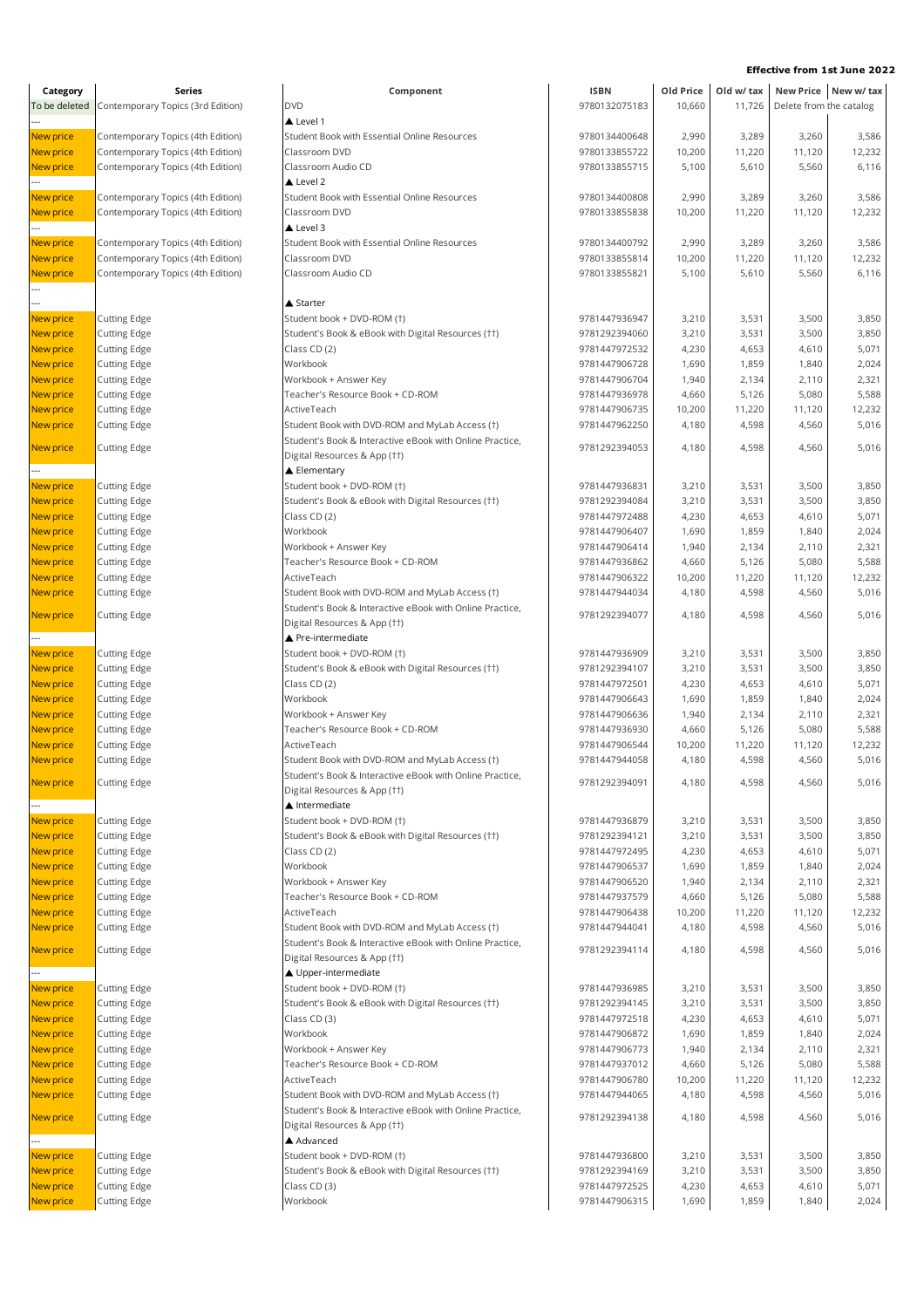**Effective from 1st June 2022**

| Category | Series | Component | ISBN | Old Price | Old w/ tax | New Price | New w/ tax |
|---|---|---|---|---|---|---|---|
| To be deleted | Contemporary Topics (3rd Edition) | DVD | 9780132075183 | 10,660 | 11,726 | Delete from the catalog | |
| --- | | ▲ Level 1 | | | | | |
| New price | Contemporary Topics (4th Edition) | Student Book with Essential Online Resources | 9780134400648 | 2,990 | 3,289 | 3,260 | 3,586 |
| New price | Contemporary Topics (4th Edition) | Classroom DVD | 9780133855722 | 10,200 | 11,220 | 11,120 | 12,232 |
| New price | Contemporary Topics (4th Edition) | Classroom Audio CD | 9780133855715 | 5,100 | 5,610 | 5,560 | 6,116 |
| --- | | ▲ Level 2 | | | | | |
| New price | Contemporary Topics (4th Edition) | Student Book with Essential Online Resources | 9780134400808 | 2,990 | 3,289 | 3,260 | 3,586 |
| New price | Contemporary Topics (4th Edition) | Classroom DVD | 9780133855838 | 10,200 | 11,220 | 11,120 | 12,232 |
| --- | | ▲ Level 3 | | | | | |
| New price | Contemporary Topics (4th Edition) | Student Book with Essential Online Resources | 9780134400792 | 2,990 | 3,289 | 3,260 | 3,586 |
| New price | Contemporary Topics (4th Edition) | Classroom DVD | 9780133855814 | 10,200 | 11,220 | 11,120 | 12,232 |
| New price | Contemporary Topics (4th Edition) | Classroom Audio CD | 9780133855821 | 5,100 | 5,610 | 5,560 | 6,116 |
| --- | | | | | | | |
| --- | | ▲ Starter | | | | | |
| New price | Cutting Edge | Student book + DVD-ROM (†) | 9781447936947 | 3,210 | 3,531 | 3,500 | 3,850 |
| New price | Cutting Edge | Student's Book & eBook with Digital Resources (††) | 9781292394060 | 3,210 | 3,531 | 3,500 | 3,850 |
| New price | Cutting Edge | Class CD (2) | 9781447972532 | 4,230 | 4,653 | 4,610 | 5,071 |
| New price | Cutting Edge | Workbook | 9781447906728 | 1,690 | 1,859 | 1,840 | 2,024 |
| New price | Cutting Edge | Workbook + Answer Key | 9781447906704 | 1,940 | 2,134 | 2,110 | 2,321 |
| New price | Cutting Edge | Teacher's Resource Book + CD-ROM | 9781447936978 | 4,660 | 5,126 | 5,080 | 5,588 |
| New price | Cutting Edge | ActiveTeach | 9781447906735 | 10,200 | 11,220 | 11,120 | 12,232 |
| New price | Cutting Edge | Student Book with DVD-ROM and MyLab Access (†) | 9781447962250 | 4,180 | 4,598 | 4,560 | 5,016 |
| New price | Cutting Edge | Student's Book & Interactive eBook with Online Practice, Digital Resources & App (††) | 9781292394053 | 4,180 | 4,598 | 4,560 | 5,016 |
| --- | | ▲ Elementary | | | | | |
| New price | Cutting Edge | Student book + DVD-ROM (†) | 9781447936831 | 3,210 | 3,531 | 3,500 | 3,850 |
| New price | Cutting Edge | Student's Book & eBook with Digital Resources (††) | 9781292394084 | 3,210 | 3,531 | 3,500 | 3,850 |
| New price | Cutting Edge | Class CD (2) | 9781447972488 | 4,230 | 4,653 | 4,610 | 5,071 |
| New price | Cutting Edge | Workbook | 9781447906407 | 1,690 | 1,859 | 1,840 | 2,024 |
| New price | Cutting Edge | Workbook + Answer Key | 9781447906414 | 1,940 | 2,134 | 2,110 | 2,321 |
| New price | Cutting Edge | Teacher's Resource Book + CD-ROM | 9781447936862 | 4,660 | 5,126 | 5,080 | 5,588 |
| New price | Cutting Edge | ActiveTeach | 9781447906322 | 10,200 | 11,220 | 11,120 | 12,232 |
| New price | Cutting Edge | Student Book with DVD-ROM and MyLab Access (†) | 9781447944034 | 4,180 | 4,598 | 4,560 | 5,016 |
| New price | Cutting Edge | Student's Book & Interactive eBook with Online Practice, Digital Resources & App (††) | 9781292394077 | 4,180 | 4,598 | 4,560 | 5,016 |
| --- | | ▲ Pre-intermediate | | | | | |
| New price | Cutting Edge | Student book + DVD-ROM (†) | 9781447936909 | 3,210 | 3,531 | 3,500 | 3,850 |
| New price | Cutting Edge | Student's Book & eBook with Digital Resources (††) | 9781292394107 | 3,210 | 3,531 | 3,500 | 3,850 |
| New price | Cutting Edge | Class CD (2) | 9781447972501 | 4,230 | 4,653 | 4,610 | 5,071 |
| New price | Cutting Edge | Workbook | 9781447906643 | 1,690 | 1,859 | 1,840 | 2,024 |
| New price | Cutting Edge | Workbook + Answer Key | 9781447906636 | 1,940 | 2,134 | 2,110 | 2,321 |
| New price | Cutting Edge | Teacher's Resource Book + CD-ROM | 9781447936930 | 4,660 | 5,126 | 5,080 | 5,588 |
| New price | Cutting Edge | ActiveTeach | 9781447906544 | 10,200 | 11,220 | 11,120 | 12,232 |
| New price | Cutting Edge | Student Book with DVD-ROM and MyLab Access (†) | 9781447944058 | 4,180 | 4,598 | 4,560 | 5,016 |
| New price | Cutting Edge | Student's Book & Interactive eBook with Online Practice, Digital Resources & App (††) | 9781292394091 | 4,180 | 4,598 | 4,560 | 5,016 |
| --- | | ▲ Intermediate | | | | | |
| New price | Cutting Edge | Student book + DVD-ROM (†) | 9781447936879 | 3,210 | 3,531 | 3,500 | 3,850 |
| New price | Cutting Edge | Student's Book & eBook with Digital Resources (††) | 9781292394121 | 3,210 | 3,531 | 3,500 | 3,850 |
| New price | Cutting Edge | Class CD (2) | 9781447972495 | 4,230 | 4,653 | 4,610 | 5,071 |
| New price | Cutting Edge | Workbook | 9781447906537 | 1,690 | 1,859 | 1,840 | 2,024 |
| New price | Cutting Edge | Workbook + Answer Key | 9781447906520 | 1,940 | 2,134 | 2,110 | 2,321 |
| New price | Cutting Edge | Teacher's Resource Book + CD-ROM | 9781447937579 | 4,660 | 5,126 | 5,080 | 5,588 |
| New price | Cutting Edge | ActiveTeach | 9781447906438 | 10,200 | 11,220 | 11,120 | 12,232 |
| New price | Cutting Edge | Student Book with DVD-ROM and MyLab Access (†) | 9781447944041 | 4,180 | 4,598 | 4,560 | 5,016 |
| New price | Cutting Edge | Student's Book & Interactive eBook with Online Practice, Digital Resources & App (††) | 9781292394114 | 4,180 | 4,598 | 4,560 | 5,016 |
| --- | | ▲ Upper-intermediate | | | | | |
| New price | Cutting Edge | Student book + DVD-ROM (†) | 9781447936985 | 3,210 | 3,531 | 3,500 | 3,850 |
| New price | Cutting Edge | Student's Book & eBook with Digital Resources (††) | 9781292394145 | 3,210 | 3,531 | 3,500 | 3,850 |
| New price | Cutting Edge | Class CD (3) | 9781447972518 | 4,230 | 4,653 | 4,610 | 5,071 |
| New price | Cutting Edge | Workbook | 9781447906872 | 1,690 | 1,859 | 1,840 | 2,024 |
| New price | Cutting Edge | Workbook + Answer Key | 9781447906773 | 1,940 | 2,134 | 2,110 | 2,321 |
| New price | Cutting Edge | Teacher's Resource Book + CD-ROM | 9781447937012 | 4,660 | 5,126 | 5,080 | 5,588 |
| New price | Cutting Edge | ActiveTeach | 9781447906780 | 10,200 | 11,220 | 11,120 | 12,232 |
| New price | Cutting Edge | Student Book with DVD-ROM and MyLab Access (†) | 9781447944065 | 4,180 | 4,598 | 4,560 | 5,016 |
| New price | Cutting Edge | Student's Book & Interactive eBook with Online Practice, Digital Resources & App (††) | 9781292394138 | 4,180 | 4,598 | 4,560 | 5,016 |
| --- | | ▲ Advanced | | | | | |
| New price | Cutting Edge | Student book + DVD-ROM (†) | 9781447936800 | 3,210 | 3,531 | 3,500 | 3,850 |
| New price | Cutting Edge | Student's Book & eBook with Digital Resources (††) | 9781292394169 | 3,210 | 3,531 | 3,500 | 3,850 |
| New price | Cutting Edge | Class CD (3) | 9781447972525 | 4,230 | 4,653 | 4,610 | 5,071 |
| New price | Cutting Edge | Workbook | 9781447906315 | 1,690 | 1,859 | 1,840 | 2,024 |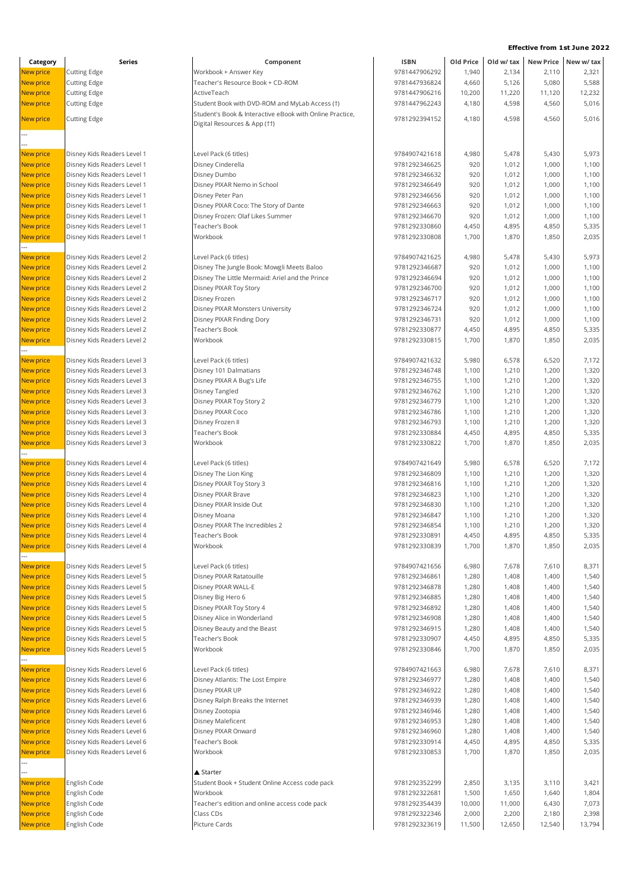**Effective from 1st June 2022**

| Category | Series | Component | ISBN | Old Price | Old w/ tax | New Price | New w/ tax |
|---|---|---|---|---|---|---|---|
| New price | Cutting Edge | Workbook + Answer Key | 9781447906292 | 1,940 | 2,134 | 2,110 | 2,321 |
| New price | Cutting Edge | Teacher's Resource Book + CD-ROM | 9781447936824 | 4,660 | 5,126 | 5,080 | 5,588 |
| New price | Cutting Edge | ActiveTeach | 9781447906216 | 10,200 | 11,220 | 11,120 | 12,232 |
| New price | Cutting Edge | Student Book with DVD-ROM and MyLab Access (†) | 9781447962243 | 4,180 | 4,598 | 4,560 | 5,016 |
| New price | Cutting Edge | Student's Book & Interactive eBook with Online Practice, Digital Resources & App (††) | 9781292394152 | 4,180 | 4,598 | 4,560 | 5,016 |
| --- | | | | | | | |
| --- | | | | | | | |
| New price | Disney Kids Readers Level 1 | Level Pack (6 titles) | 9784907421618 | 4,980 | 5,478 | 5,430 | 5,973 |
| New price | Disney Kids Readers Level 1 | Disney Cinderella | 9781292346625 | 920 | 1,012 | 1,000 | 1,100 |
| New price | Disney Kids Readers Level 1 | Disney Dumbo | 9781292346632 | 920 | 1,012 | 1,000 | 1,100 |
| New price | Disney Kids Readers Level 1 | Disney PIXAR Nemo in School | 9781292346649 | 920 | 1,012 | 1,000 | 1,100 |
| New price | Disney Kids Readers Level 1 | Disney Peter Pan | 9781292346656 | 920 | 1,012 | 1,000 | 1,100 |
| New price | Disney Kids Readers Level 1 | Disney PIXAR Coco: The Story of Dante | 9781292346663 | 920 | 1,012 | 1,000 | 1,100 |
| New price | Disney Kids Readers Level 1 | Disney Frozen: Olaf Likes Summer | 9781292346670 | 920 | 1,012 | 1,000 | 1,100 |
| New price | Disney Kids Readers Level 1 | Teacher's Book | 9781292330860 | 4,450 | 4,895 | 4,850 | 5,335 |
| New price | Disney Kids Readers Level 1 | Workbook | 9781292330808 | 1,700 | 1,870 | 1,850 | 2,035 |
| --- | | | | | | | |
| New price | Disney Kids Readers Level 2 | Level Pack (6 titles) | 9784907421625 | 4,980 | 5,478 | 5,430 | 5,973 |
| New price | Disney Kids Readers Level 2 | Disney The Jungle Book: Mowgli Meets Baloo | 9781292346687 | 920 | 1,012 | 1,000 | 1,100 |
| New price | Disney Kids Readers Level 2 | Disney The Little Mermaid: Ariel and the Prince | 9781292346694 | 920 | 1,012 | 1,000 | 1,100 |
| New price | Disney Kids Readers Level 2 | Disney PIXAR Toy Story | 9781292346700 | 920 | 1,012 | 1,000 | 1,100 |
| New price | Disney Kids Readers Level 2 | Disney Frozen | 9781292346717 | 920 | 1,012 | 1,000 | 1,100 |
| New price | Disney Kids Readers Level 2 | Disney PIXAR Monsters University | 9781292346724 | 920 | 1,012 | 1,000 | 1,100 |
| New price | Disney Kids Readers Level 2 | Disney PIXAR Finding Dory | 9781292346731 | 920 | 1,012 | 1,000 | 1,100 |
| New price | Disney Kids Readers Level 2 | Teacher's Book | 9781292330877 | 4,450 | 4,895 | 4,850 | 5,335 |
| New price | Disney Kids Readers Level 2 | Workbook | 9781292330815 | 1,700 | 1,870 | 1,850 | 2,035 |
| --- | | | | | | | |
| New price | Disney Kids Readers Level 3 | Level Pack (6 titles) | 9784907421632 | 5,980 | 6,578 | 6,520 | 7,172 |
| New price | Disney Kids Readers Level 3 | Disney 101 Dalmatians | 9781292346748 | 1,100 | 1,210 | 1,200 | 1,320 |
| New price | Disney Kids Readers Level 3 | Disney PIXAR A Bug's Life | 9781292346755 | 1,100 | 1,210 | 1,200 | 1,320 |
| New price | Disney Kids Readers Level 3 | Disney Tangled | 9781292346762 | 1,100 | 1,210 | 1,200 | 1,320 |
| New price | Disney Kids Readers Level 3 | Disney PIXAR Toy Story 2 | 9781292346779 | 1,100 | 1,210 | 1,200 | 1,320 |
| New price | Disney Kids Readers Level 3 | Disney PIXAR Coco | 9781292346786 | 1,100 | 1,210 | 1,200 | 1,320 |
| New price | Disney Kids Readers Level 3 | Disney Frozen II | 9781292346793 | 1,100 | 1,210 | 1,200 | 1,320 |
| New price | Disney Kids Readers Level 3 | Teacher's Book | 9781292330884 | 4,450 | 4,895 | 4,850 | 5,335 |
| New price | Disney Kids Readers Level 3 | Workbook | 9781292330822 | 1,700 | 1,870 | 1,850 | 2,035 |
| --- | | | | | | | |
| New price | Disney Kids Readers Level 4 | Level Pack (6 titles) | 9784907421649 | 5,980 | 6,578 | 6,520 | 7,172 |
| New price | Disney Kids Readers Level 4 | Disney The Lion King | 9781292346809 | 1,100 | 1,210 | 1,200 | 1,320 |
| New price | Disney Kids Readers Level 4 | Disney PIXAR Toy Story 3 | 9781292346816 | 1,100 | 1,210 | 1,200 | 1,320 |
| New price | Disney Kids Readers Level 4 | Disney PIXAR Brave | 9781292346823 | 1,100 | 1,210 | 1,200 | 1,320 |
| New price | Disney Kids Readers Level 4 | Disney PIXAR Inside Out | 9781292346830 | 1,100 | 1,210 | 1,200 | 1,320 |
| New price | Disney Kids Readers Level 4 | Disney Moana | 9781292346847 | 1,100 | 1,210 | 1,200 | 1,320 |
| New price | Disney Kids Readers Level 4 | Disney PIXAR The Incredibles 2 | 9781292346854 | 1,100 | 1,210 | 1,200 | 1,320 |
| New price | Disney Kids Readers Level 4 | Teacher's Book | 9781292330891 | 4,450 | 4,895 | 4,850 | 5,335 |
| New price | Disney Kids Readers Level 4 | Workbook | 9781292330839 | 1,700 | 1,870 | 1,850 | 2,035 |
| --- | | | | | | | |
| New price | Disney Kids Readers Level 5 | Level Pack (6 titles) | 9784907421656 | 6,980 | 7,678 | 7,610 | 8,371 |
| New price | Disney Kids Readers Level 5 | Disney PIXAR Ratatouille | 9781292346861 | 1,280 | 1,408 | 1,400 | 1,540 |
| New price | Disney Kids Readers Level 5 | Disney PIXAR WALL-E | 9781292346878 | 1,280 | 1,408 | 1,400 | 1,540 |
| New price | Disney Kids Readers Level 5 | Disney Big Hero 6 | 9781292346885 | 1,280 | 1,408 | 1,400 | 1,540 |
| New price | Disney Kids Readers Level 5 | Disney PIXAR Toy Story 4 | 9781292346892 | 1,280 | 1,408 | 1,400 | 1,540 |
| New price | Disney Kids Readers Level 5 | Disney Alice in Wonderland | 9781292346908 | 1,280 | 1,408 | 1,400 | 1,540 |
| New price | Disney Kids Readers Level 5 | Disney Beauty and the Beast | 9781292346915 | 1,280 | 1,408 | 1,400 | 1,540 |
| New price | Disney Kids Readers Level 5 | Teacher's Book | 9781292330907 | 4,450 | 4,895 | 4,850 | 5,335 |
| New price | Disney Kids Readers Level 5 | Workbook | 9781292330846 | 1,700 | 1,870 | 1,850 | 2,035 |
| --- | | | | | | | |
| New price | Disney Kids Readers Level 6 | Level Pack (6 titles) | 9784907421663 | 6,980 | 7,678 | 7,610 | 8,371 |
| New price | Disney Kids Readers Level 6 | Disney Atlantis: The Lost Empire | 9781292346977 | 1,280 | 1,408 | 1,400 | 1,540 |
| New price | Disney Kids Readers Level 6 | Disney PIXAR UP | 9781292346922 | 1,280 | 1,408 | 1,400 | 1,540 |
| New price | Disney Kids Readers Level 6 | Disney Ralph Breaks the Internet | 9781292346939 | 1,280 | 1,408 | 1,400 | 1,540 |
| New price | Disney Kids Readers Level 6 | Disney Zootopia | 9781292346946 | 1,280 | 1,408 | 1,400 | 1,540 |
| New price | Disney Kids Readers Level 6 | Disney Maleficent | 9781292346953 | 1,280 | 1,408 | 1,400 | 1,540 |
| New price | Disney Kids Readers Level 6 | Disney PIXAR Onward | 9781292346960 | 1,280 | 1,408 | 1,400 | 1,540 |
| New price | Disney Kids Readers Level 6 | Teacher's Book | 9781292330914 | 4,450 | 4,895 | 4,850 | 5,335 |
| New price | Disney Kids Readers Level 6 | Workbook | 9781292330853 | 1,700 | 1,870 | 1,850 | 2,035 |
| --- | | | | | | | |
| --- | | ▲ Starter | | | | | |
| New price | English Code | Student Book + Student Online Access code pack | 9781292352299 | 2,850 | 3,135 | 3,110 | 3,421 |
| New price | English Code | Workbook | 9781292322681 | 1,500 | 1,650 | 1,640 | 1,804 |
| New price | English Code | Teacher's edition and online access code pack | 9781292354439 | 10,000 | 11,000 | 6,430 | 7,073 |
| New price | English Code | Class CDs | 9781292322346 | 2,000 | 2,200 | 2,180 | 2,398 |
| New price | English Code | Picture Cards | 9781292323619 | 11,500 | 12,650 | 12,540 | 13,794 |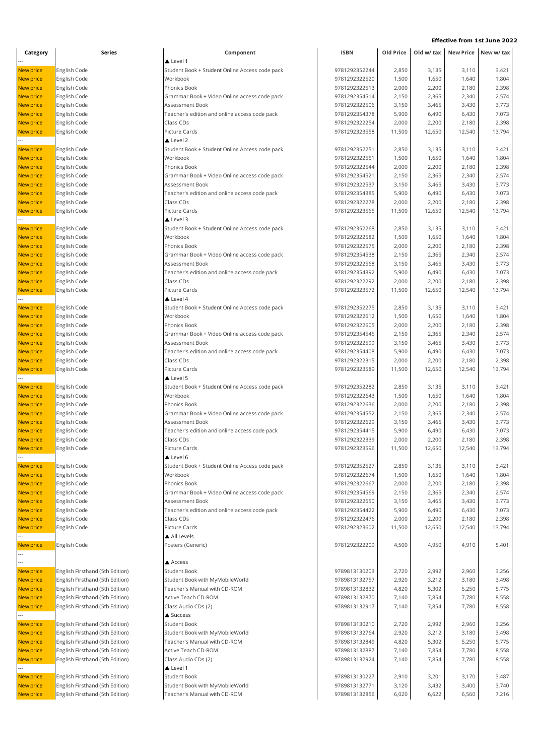**Effective from 1st June 2022**

| Category | Series | Component | ISBN | Old Price | Old w/ tax | New Price | New w/ tax |
|---|---|---|---|---|---|---|---|
| --- | | ▲ Level 1 | | | | | |
| New price | English Code | Student Book + Student Online Access code pack | 9781292352244 | 2,850 | 3,135 | 3,110 | 3,421 |
| New price | English Code | Workbook | 9781292322520 | 1,500 | 1,650 | 1,640 | 1,804 |
| New price | English Code | Phonics Book | 9781292322513 | 2,000 | 2,200 | 2,180 | 2,398 |
| New price | English Code | Grammar Book + Video Online access code pack | 9781292354514 | 2,150 | 2,365 | 2,340 | 2,574 |
| New price | English Code | Assessment Book | 9781292322506 | 3,150 | 3,465 | 3,430 | 3,773 |
| New price | English Code | Teacher's edition and online access code pack | 9781292354378 | 5,900 | 6,490 | 6,430 | 7,073 |
| New price | English Code | Class CDs | 9781292322254 | 2,000 | 2,200 | 2,180 | 2,398 |
| New price | English Code | Picture Cards | 9781292323558 | 11,500 | 12,650 | 12,540 | 13,794 |
| --- | | ▲ Level 2 | | | | | |
| New price | English Code | Student Book + Student Online Access code pack | 9781292352251 | 2,850 | 3,135 | 3,110 | 3,421 |
| New price | English Code | Workbook | 9781292322551 | 1,500 | 1,650 | 1,640 | 1,804 |
| New price | English Code | Phonics Book | 9781292322544 | 2,000 | 2,200 | 2,180 | 2,398 |
| New price | English Code | Grammar Book + Video Online access code pack | 9781292354521 | 2,150 | 2,365 | 2,340 | 2,574 |
| New price | English Code | Assessment Book | 9781292322537 | 3,150 | 3,465 | 3,430 | 3,773 |
| New price | English Code | Teacher's edition and online access code pack | 9781292354385 | 5,900 | 6,490 | 6,430 | 7,073 |
| New price | English Code | Class CDs | 9781292322278 | 2,000 | 2,200 | 2,180 | 2,398 |
| New price | English Code | Picture Cards | 9781292323565 | 11,500 | 12,650 | 12,540 | 13,794 |
| --- | | ▲ Level 3 | | | | | |
| New price | English Code | Student Book + Student Online Access code pack | 9781292352268 | 2,850 | 3,135 | 3,110 | 3,421 |
| New price | English Code | Workbook | 9781292322582 | 1,500 | 1,650 | 1,640 | 1,804 |
| New price | English Code | Phonics Book | 9781292322575 | 2,000 | 2,200 | 2,180 | 2,398 |
| New price | English Code | Grammar Book + Video Online access code pack | 9781292354538 | 2,150 | 2,365 | 2,340 | 2,574 |
| New price | English Code | Assessment Book | 9781292322568 | 3,150 | 3,465 | 3,430 | 3,773 |
| New price | English Code | Teacher's edition and online access code pack | 9781292354392 | 5,900 | 6,490 | 6,430 | 7,073 |
| New price | English Code | Class CDs | 9781292322292 | 2,000 | 2,200 | 2,180 | 2,398 |
| New price | English Code | Picture Cards | 9781292323572 | 11,500 | 12,650 | 12,540 | 13,794 |
| --- | | ▲ Level 4 | | | | | |
| New price | English Code | Student Book + Student Online Access code pack | 9781292352275 | 2,850 | 3,135 | 3,110 | 3,421 |
| New price | English Code | Workbook | 9781292322612 | 1,500 | 1,650 | 1,640 | 1,804 |
| New price | English Code | Phonics Book | 9781292322605 | 2,000 | 2,200 | 2,180 | 2,398 |
| New price | English Code | Grammar Book + Video Online access code pack | 9781292354545 | 2,150 | 2,365 | 2,340 | 2,574 |
| New price | English Code | Assessment Book | 9781292322599 | 3,150 | 3,465 | 3,430 | 3,773 |
| New price | English Code | Teacher's edition and online access code pack | 9781292354408 | 5,900 | 6,490 | 6,430 | 7,073 |
| New price | English Code | Class CDs | 9781292322315 | 2,000 | 2,200 | 2,180 | 2,398 |
| New price | English Code | Picture Cards | 9781292323589 | 11,500 | 12,650 | 12,540 | 13,794 |
| --- | | ▲ Level 5 | | | | | |
| New price | English Code | Student Book + Student Online Access code pack | 9781292352282 | 2,850 | 3,135 | 3,110 | 3,421 |
| New price | English Code | Workbook | 9781292322643 | 1,500 | 1,650 | 1,640 | 1,804 |
| New price | English Code | Phonics Book | 9781292322636 | 2,000 | 2,200 | 2,180 | 2,398 |
| New price | English Code | Grammar Book + Video Online access code pack | 9781292354552 | 2,150 | 2,365 | 2,340 | 2,574 |
| New price | English Code | Assessment Book | 9781292322629 | 3,150 | 3,465 | 3,430 | 3,773 |
| New price | English Code | Teacher's edition and online access code pack | 9781292354415 | 5,900 | 6,490 | 6,430 | 7,073 |
| New price | English Code | Class CDs | 9781292322339 | 2,000 | 2,200 | 2,180 | 2,398 |
| New price | English Code | Picture Cards | 9781292323596 | 11,500 | 12,650 | 12,540 | 13,794 |
| --- | | ▲ Level 6 | | | | | |
| New price | English Code | Student Book + Student Online Access code pack | 9781292352527 | 2,850 | 3,135 | 3,110 | 3,421 |
| New price | English Code | Workbook | 9781292322674 | 1,500 | 1,650 | 1,640 | 1,804 |
| New price | English Code | Phonics Book | 9781292322667 | 2,000 | 2,200 | 2,180 | 2,398 |
| New price | English Code | Grammar Book + Video Online access code pack | 9781292354569 | 2,150 | 2,365 | 2,340 | 2,574 |
| New price | English Code | Assessment Book | 9781292322650 | 3,150 | 3,465 | 3,430 | 3,773 |
| New price | English Code | Teacher's edition and online access code pack | 9781292354422 | 5,900 | 6,490 | 6,430 | 7,073 |
| New price | English Code | Class CDs | 9781292322476 | 2,000 | 2,200 | 2,180 | 2,398 |
| New price | English Code | Picture Cards | 9781292323602 | 11,500 | 12,650 | 12,540 | 13,794 |
| --- | | ▲ All Levels | | | | | |
| New price | English Code | Posters (Generic) | 9781292322209 | 4,500 | 4,950 | 4,910 | 5,401 |
| --- | | | | | | | |
| --- | | ▲ Access | | | | | |
| New price | English Firsthand (5th Edition) | Student Book | 9789813130203 | 2,720 | 2,992 | 2,960 | 3,256 |
| New price | English Firsthand (5th Edition) | Student Book with MyMobileWorld | 9789813132757 | 2,920 | 3,212 | 3,180 | 3,498 |
| New price | English Firsthand (5th Edition) | Teacher's Manual with CD-ROM | 9789813132832 | 4,820 | 5,302 | 5,250 | 5,775 |
| New price | English Firsthand (5th Edition) | Active Teach CD-ROM | 9789813132870 | 7,140 | 7,854 | 7,780 | 8,558 |
| New price | English Firsthand (5th Edition) | Class Audio CDs (2) | 9789813132917 | 7,140 | 7,854 | 7,780 | 8,558 |
| --- | | ▲ Success | | | | | |
| New price | English Firsthand (5th Edition) | Student Book | 9789813130210 | 2,720 | 2,992 | 2,960 | 3,256 |
| New price | English Firsthand (5th Edition) | Student Book with MyMobileWorld | 9789813132764 | 2,920 | 3,212 | 3,180 | 3,498 |
| New price | English Firsthand (5th Edition) | Teacher's Manual with CD-ROM | 9789813132849 | 4,820 | 5,302 | 5,250 | 5,775 |
| New price | English Firsthand (5th Edition) | Active Teach CD-ROM | 9789813132887 | 7,140 | 7,854 | 7,780 | 8,558 |
| New price | English Firsthand (5th Edition) | Class Audio CDs (2) | 9789813132924 | 7,140 | 7,854 | 7,780 | 8,558 |
| --- | | ▲ Level 1 | | | | | |
| New price | English Firsthand (5th Edition) | Student Book | 9789813130227 | 2,910 | 3,201 | 3,170 | 3,487 |
| New price | English Firsthand (5th Edition) | Student Book with MyMobileWorld | 9789813132771 | 3,120 | 3,432 | 3,400 | 3,740 |
| New price | English Firsthand (5th Edition) | Teacher's Manual with CD-ROM | 9789813132856 | 6,020 | 6,622 | 6,560 | 7,216 |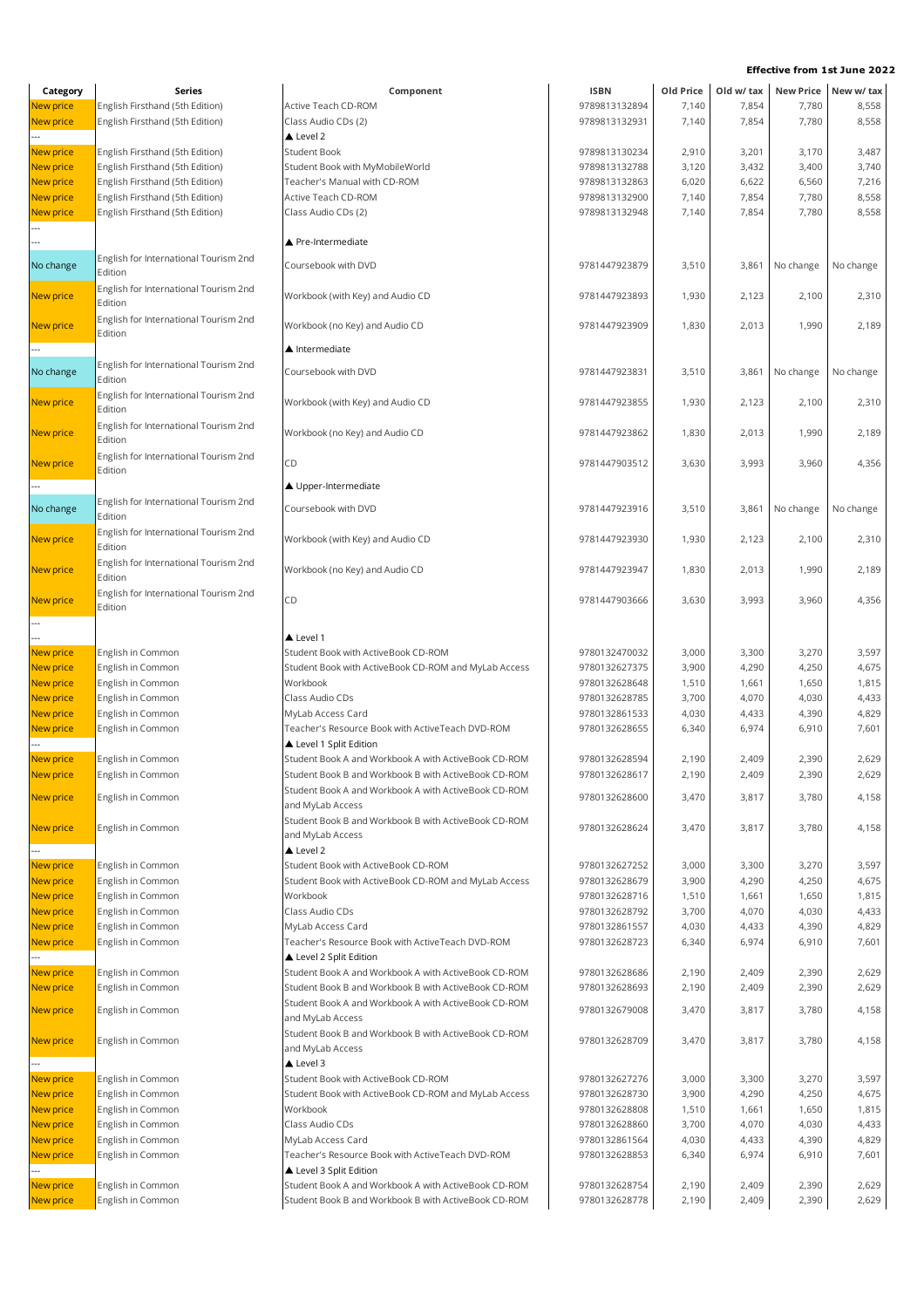**Effective from 1st June 2022**

| Category | Series | Component | ISBN | Old Price | Old w/ tax | New Price | New w/ tax |
|---|---|---|---|---|---|---|---|
| New price | English Firsthand (5th Edition) | Active Teach CD-ROM | 9789813132894 | 7,140 | 7,854 | 7,780 | 8,558 |
| New price | English Firsthand (5th Edition) | Class Audio CDs (2) | 9789813132931 | 7,140 | 7,854 | 7,780 | 8,558 |
| --- | | ▲ Level 2 | | | | | |
| New price | English Firsthand (5th Edition) | Student Book | 9789813130234 | 2,910 | 3,201 | 3,170 | 3,487 |
| New price | English Firsthand (5th Edition) | Student Book with MyMobileWorld | 9789813132788 | 3,120 | 3,432 | 3,400 | 3,740 |
| New price | English Firsthand (5th Edition) | Teacher's Manual with CD-ROM | 9789813132863 | 6,020 | 6,622 | 6,560 | 7,216 |
| New price | English Firsthand (5th Edition) | Active Teach CD-ROM | 9789813132900 | 7,140 | 7,854 | 7,780 | 8,558 |
| New price | English Firsthand (5th Edition) | Class Audio CDs (2) | 9789813132948 | 7,140 | 7,854 | 7,780 | 8,558 |
| --- | | | | | | | |
| --- | | ▲ Pre-Intermediate | | | | | |
| No change | English for International Tourism 2nd Edition | Coursebook with DVD | 9781447923879 | 3,510 | 3,861 | No change | No change |
| New price | English for International Tourism 2nd Edition | Workbook (with Key) and Audio CD | 9781447923893 | 1,930 | 2,123 | 2,100 | 2,310 |
| New price | English for International Tourism 2nd Edition | Workbook (no Key) and Audio CD | 9781447923909 | 1,830 | 2,013 | 1,990 | 2,189 |
| --- | | ▲ Intermediate | | | | | |
| No change | English for International Tourism 2nd Edition | Coursebook with DVD | 9781447923831 | 3,510 | 3,861 | No change | No change |
| New price | English for International Tourism 2nd Edition | Workbook (with Key) and Audio CD | 9781447923855 | 1,930 | 2,123 | 2,100 | 2,310 |
| New price | English for International Tourism 2nd Edition | Workbook (no Key) and Audio CD | 9781447923862 | 1,830 | 2,013 | 1,990 | 2,189 |
| New price | English for International Tourism 2nd Edition | CD | 9781447903512 | 3,630 | 3,993 | 3,960 | 4,356 |
| --- | | ▲ Upper-Intermediate | | | | | |
| No change | English for International Tourism 2nd Edition | Coursebook with DVD | 9781447923916 | 3,510 | 3,861 | No change | No change |
| New price | English for International Tourism 2nd Edition | Workbook (with Key) and Audio CD | 9781447923930 | 1,930 | 2,123 | 2,100 | 2,310 |
| New price | English for International Tourism 2nd Edition | Workbook (no Key) and Audio CD | 9781447923947 | 1,830 | 2,013 | 1,990 | 2,189 |
| New price | English for International Tourism 2nd Edition | CD | 9781447903666 | 3,630 | 3,993 | 3,960 | 4,356 |
| --- | | | | | | | |
| --- | | ▲ Level 1 | | | | | |
| New price | English in Common | Student Book with ActiveBook CD-ROM | 9780132470032 | 3,000 | 3,300 | 3,270 | 3,597 |
| New price | English in Common | Student Book with ActiveBook CD-ROM and MyLab Access | 9780132627375 | 3,900 | 4,290 | 4,250 | 4,675 |
| New price | English in Common | Workbook | 9780132628648 | 1,510 | 1,661 | 1,650 | 1,815 |
| New price | English in Common | Class Audio CDs | 9780132628785 | 3,700 | 4,070 | 4,030 | 4,433 |
| New price | English in Common | MyLab Access Card | 9780132861533 | 4,030 | 4,433 | 4,390 | 4,829 |
| New price | English in Common | Teacher's Resource Book with ActiveTeach DVD-ROM | 9780132628655 | 6,340 | 6,974 | 6,910 | 7,601 |
| --- | | ▲ Level 1 Split Edition | | | | | |
| New price | English in Common | Student Book A and Workbook A with ActiveBook CD-ROM | 9780132628594 | 2,190 | 2,409 | 2,390 | 2,629 |
| New price | English in Common | Student Book B and Workbook B with ActiveBook CD-ROM | 9780132628617 | 2,190 | 2,409 | 2,390 | 2,629 |
| New price | English in Common | Student Book A and Workbook A with ActiveBook CD-ROM and MyLab Access | 9780132628600 | 3,470 | 3,817 | 3,780 | 4,158 |
| New price | English in Common | Student Book B and Workbook B with ActiveBook CD-ROM and MyLab Access | 9780132628624 | 3,470 | 3,817 | 3,780 | 4,158 |
| --- | | ▲ Level 2 | | | | | |
| New price | English in Common | Student Book with ActiveBook CD-ROM | 9780132627252 | 3,000 | 3,300 | 3,270 | 3,597 |
| New price | English in Common | Student Book with ActiveBook CD-ROM and MyLab Access | 9780132628679 | 3,900 | 4,290 | 4,250 | 4,675 |
| New price | English in Common | Workbook | 9780132628716 | 1,510 | 1,661 | 1,650 | 1,815 |
| New price | English in Common | Class Audio CDs | 9780132628792 | 3,700 | 4,070 | 4,030 | 4,433 |
| New price | English in Common | MyLab Access Card | 9780132861557 | 4,030 | 4,433 | 4,390 | 4,829 |
| New price | English in Common | Teacher's Resource Book with ActiveTeach DVD-ROM | 9780132628723 | 6,340 | 6,974 | 6,910 | 7,601 |
| --- | | ▲ Level 2 Split Edition | | | | | |
| New price | English in Common | Student Book A and Workbook A with ActiveBook CD-ROM | 9780132628686 | 2,190 | 2,409 | 2,390 | 2,629 |
| New price | English in Common | Student Book B and Workbook B with ActiveBook CD-ROM | 9780132628693 | 2,190 | 2,409 | 2,390 | 2,629 |
| New price | English in Common | Student Book A and Workbook A with ActiveBook CD-ROM and MyLab Access | 9780132679008 | 3,470 | 3,817 | 3,780 | 4,158 |
| New price | English in Common | Student Book B and Workbook B with ActiveBook CD-ROM and MyLab Access | 9780132628709 | 3,470 | 3,817 | 3,780 | 4,158 |
| --- | | ▲ Level 3 | | | | | |
| New price | English in Common | Student Book with ActiveBook CD-ROM | 9780132627276 | 3,000 | 3,300 | 3,270 | 3,597 |
| New price | English in Common | Student Book with ActiveBook CD-ROM and MyLab Access | 9780132628730 | 3,900 | 4,290 | 4,250 | 4,675 |
| New price | English in Common | Workbook | 9780132628808 | 1,510 | 1,661 | 1,650 | 1,815 |
| New price | English in Common | Class Audio CDs | 9780132628860 | 3,700 | 4,070 | 4,030 | 4,433 |
| New price | English in Common | MyLab Access Card | 9780132861564 | 4,030 | 4,433 | 4,390 | 4,829 |
| New price | English in Common | Teacher's Resource Book with ActiveTeach DVD-ROM | 9780132628853 | 6,340 | 6,974 | 6,910 | 7,601 |
| --- | | ▲ Level 3 Split Edition | | | | | |
| New price | English in Common | Student Book A and Workbook A with ActiveBook CD-ROM | 9780132628754 | 2,190 | 2,409 | 2,390 | 2,629 |
| New price | English in Common | Student Book B and Workbook B with ActiveBook CD-ROM | 9780132628778 | 2,190 | 2,409 | 2,390 | 2,629 |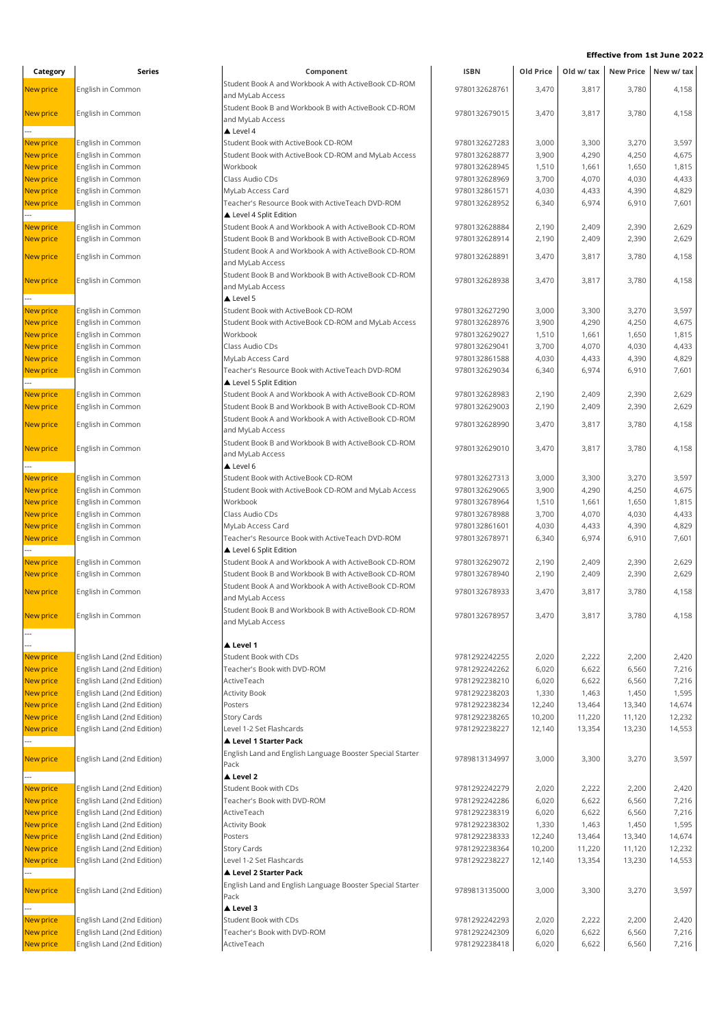**Effective from 1st June 2022**

| Category | Series | Component | ISBN | Old Price | Old w/ tax | New Price | New w/ tax |
|---|---|---|---|---|---|---|---|
| New price | English in Common | Student Book A and Workbook A with ActiveBook CD-ROM and MyLab Access | 9780132628761 | 3,470 | 3,817 | 3,780 | 4,158 |
| New price | English in Common | Student Book B and Workbook B with ActiveBook CD-ROM and MyLab Access | 9780132679015 | 3,470 | 3,817 | 3,780 | 4,158 |
| --- | | ▲ Level 4 | | | | | |
| New price | English in Common | Student Book with ActiveBook CD-ROM | 9780132627283 | 3,000 | 3,300 | 3,270 | 3,597 |
| New price | English in Common | Student Book with ActiveBook CD-ROM and MyLab Access | 9780132628877 | 3,900 | 4,290 | 4,250 | 4,675 |
| New price | English in Common | Workbook | 9780132628945 | 1,510 | 1,661 | 1,650 | 1,815 |
| New price | English in Common | Class Audio CDs | 9780132628969 | 3,700 | 4,070 | 4,030 | 4,433 |
| New price | English in Common | MyLab Access Card | 9780132861571 | 4,030 | 4,433 | 4,390 | 4,829 |
| New price | English in Common | Teacher's Resource Book with ActiveTeach DVD-ROM | 9780132628952 | 6,340 | 6,974 | 6,910 | 7,601 |
| --- | | ▲ Level 4 Split Edition | | | | | |
| New price | English in Common | Student Book A and Workbook A with ActiveBook CD-ROM | 9780132628884 | 2,190 | 2,409 | 2,390 | 2,629 |
| New price | English in Common | Student Book B and Workbook B with ActiveBook CD-ROM | 9780132628914 | 2,190 | 2,409 | 2,390 | 2,629 |
| New price | English in Common | Student Book A and Workbook A with ActiveBook CD-ROM and MyLab Access | 9780132628891 | 3,470 | 3,817 | 3,780 | 4,158 |
| New price | English in Common | Student Book B and Workbook B with ActiveBook CD-ROM and MyLab Access | 9780132628938 | 3,470 | 3,817 | 3,780 | 4,158 |
| --- | | ▲ Level 5 | | | | | |
| New price | English in Common | Student Book with ActiveBook CD-ROM | 9780132627290 | 3,000 | 3,300 | 3,270 | 3,597 |
| New price | English in Common | Student Book with ActiveBook CD-ROM and MyLab Access | 9780132628976 | 3,900 | 4,290 | 4,250 | 4,675 |
| New price | English in Common | Workbook | 9780132629027 | 1,510 | 1,661 | 1,650 | 1,815 |
| New price | English in Common | Class Audio CDs | 9780132629041 | 3,700 | 4,070 | 4,030 | 4,433 |
| New price | English in Common | MyLab Access Card | 9780132861588 | 4,030 | 4,433 | 4,390 | 4,829 |
| New price | English in Common | Teacher's Resource Book with ActiveTeach DVD-ROM | 9780132629034 | 6,340 | 6,974 | 6,910 | 7,601 |
| --- | | ▲ Level 5 Split Edition | | | | | |
| New price | English in Common | Student Book A and Workbook A with ActiveBook CD-ROM | 9780132628983 | 2,190 | 2,409 | 2,390 | 2,629 |
| New price | English in Common | Student Book B and Workbook B with ActiveBook CD-ROM | 9780132629003 | 2,190 | 2,409 | 2,390 | 2,629 |
| New price | English in Common | Student Book A and Workbook A with ActiveBook CD-ROM and MyLab Access | 9780132628990 | 3,470 | 3,817 | 3,780 | 4,158 |
| New price | English in Common | Student Book B and Workbook B with ActiveBook CD-ROM and MyLab Access | 9780132629010 | 3,470 | 3,817 | 3,780 | 4,158 |
| --- | | ▲ Level 6 | | | | | |
| New price | English in Common | Student Book with ActiveBook CD-ROM | 9780132627313 | 3,000 | 3,300 | 3,270 | 3,597 |
| New price | English in Common | Student Book with ActiveBook CD-ROM and MyLab Access | 9780132629065 | 3,900 | 4,290 | 4,250 | 4,675 |
| New price | English in Common | Workbook | 9780132678964 | 1,510 | 1,661 | 1,650 | 1,815 |
| New price | English in Common | Class Audio CDs | 9780132678988 | 3,700 | 4,070 | 4,030 | 4,433 |
| New price | English in Common | MyLab Access Card | 9780132861601 | 4,030 | 4,433 | 4,390 | 4,829 |
| New price | English in Common | Teacher's Resource Book with ActiveTeach DVD-ROM | 9780132678971 | 6,340 | 6,974 | 6,910 | 7,601 |
| --- | | ▲ Level 6 Split Edition | | | | | |
| New price | English in Common | Student Book A and Workbook A with ActiveBook CD-ROM | 9780132629072 | 2,190 | 2,409 | 2,390 | 2,629 |
| New price | English in Common | Student Book B and Workbook B with ActiveBook CD-ROM | 9780132678940 | 2,190 | 2,409 | 2,390 | 2,629 |
| New price | English in Common | Student Book A and Workbook A with ActiveBook CD-ROM and MyLab Access | 9780132678933 | 3,470 | 3,817 | 3,780 | 4,158 |
| New price | English in Common | Student Book B and Workbook B with ActiveBook CD-ROM and MyLab Access | 9780132678957 | 3,470 | 3,817 | 3,780 | 4,158 |
| --- | | | | | | | |
| --- | | **▲ Level 1** | | | | | |
| New price | English Land (2nd Edition) | Student Book with CDs | 9781292242255 | 2,020 | 2,222 | 2,200 | 2,420 |
| New price | English Land (2nd Edition) | Teacher's Book with DVD-ROM | 9781292242262 | 6,020 | 6,622 | 6,560 | 7,216 |
| New price | English Land (2nd Edition) | ActiveTeach | 9781292238210 | 6,020 | 6,622 | 6,560 | 7,216 |
| New price | English Land (2nd Edition) | Activity Book | 9781292238203 | 1,330 | 1,463 | 1,450 | 1,595 |
| New price | English Land (2nd Edition) | Posters | 9781292238234 | 12,240 | 13,464 | 13,340 | 14,674 |
| New price | English Land (2nd Edition) | Story Cards | 9781292238265 | 10,200 | 11,220 | 11,120 | 12,232 |
| New price | English Land (2nd Edition) | Level 1-2 Set Flashcards | 9781292238227 | 12,140 | 13,354 | 13,230 | 14,553 |
| --- | | **▲ Level 1 Starter Pack** | | | | | |
| New price | English Land (2nd Edition) | English Land and English Language Booster Special Starter Pack | 9789813134997 | 3,000 | 3,300 | 3,270 | 3,597 |
| --- | | **▲ Level 2** | | | | | |
| New price | English Land (2nd Edition) | Student Book with CDs | 9781292242279 | 2,020 | 2,222 | 2,200 | 2,420 |
| New price | English Land (2nd Edition) | Teacher's Book with DVD-ROM | 9781292242286 | 6,020 | 6,622 | 6,560 | 7,216 |
| New price | English Land (2nd Edition) | ActiveTeach | 9781292238319 | 6,020 | 6,622 | 6,560 | 7,216 |
| New price | English Land (2nd Edition) | Activity Book | 9781292238302 | 1,330 | 1,463 | 1,450 | 1,595 |
| New price | English Land (2nd Edition) | Posters | 9781292238333 | 12,240 | 13,464 | 13,340 | 14,674 |
| New price | English Land (2nd Edition) | Story Cards | 9781292238364 | 10,200 | 11,220 | 11,120 | 12,232 |
| New price | English Land (2nd Edition) | Level 1-2 Set Flashcards | 9781292238227 | 12,140 | 13,354 | 13,230 | 14,553 |
| --- | | **▲ Level 2 Starter Pack** | | | | | |
| New price | English Land (2nd Edition) | English Land and English Language Booster Special Starter Pack | 9789813135000 | 3,000 | 3,300 | 3,270 | 3,597 |
| --- | | **▲ Level 3** | | | | | |
| New price | English Land (2nd Edition) | Student Book with CDs | 9781292242293 | 2,020 | 2,222 | 2,200 | 2,420 |
| New price | English Land (2nd Edition) | Teacher's Book with DVD-ROM | 9781292242309 | 6,020 | 6,622 | 6,560 | 7,216 |
| New price | English Land (2nd Edition) | ActiveTeach | 9781292238418 | 6,020 | 6,622 | 6,560 | 7,216 |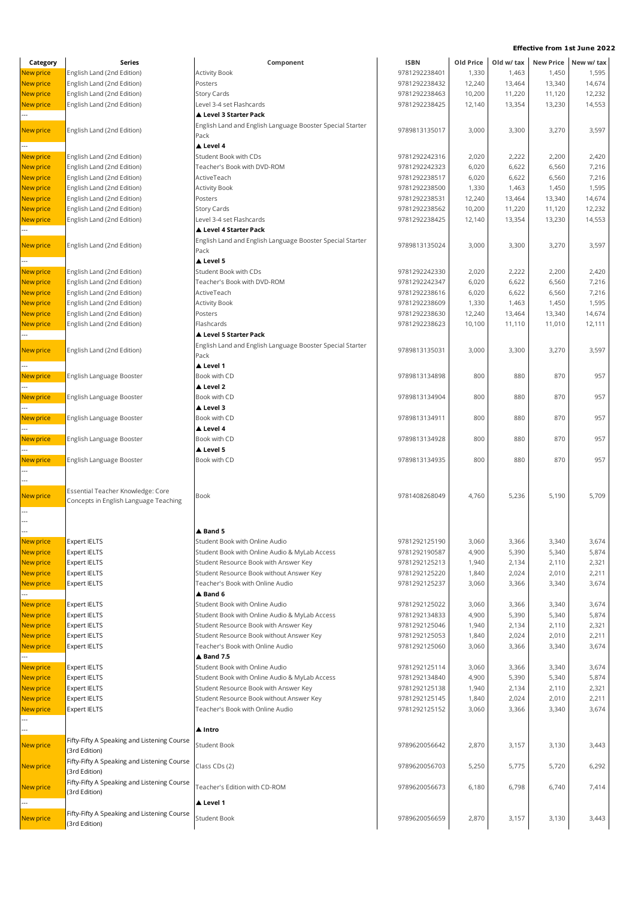**Effective from 1st June 2022**

| Category | Series | Component | ISBN | Old Price | Old w/ tax | New Price | New w/ tax |
|---|---|---|---|---|---|---|---|
| New price | English Land (2nd Edition) | Activity Book | 9781292238401 | 1,330 | 1,463 | 1,450 | 1,595 |
| New price | English Land (2nd Edition) | Posters | 9781292238432 | 12,240 | 13,464 | 13,340 | 14,674 |
| New price | English Land (2nd Edition) | Story Cards | 9781292238463 | 10,200 | 11,220 | 11,120 | 12,232 |
| New price | English Land (2nd Edition) | Level 3-4 set Flashcards | 9781292238425 | 12,140 | 13,354 | 13,230 | 14,553 |
| --- | | ▲ Level 3 Starter Pack | | | | | |
| New price | English Land (2nd Edition) | English Land and English Language Booster Special Starter Pack | 9789813135017 | 3,000 | 3,300 | 3,270 | 3,597 |
| --- | | ▲ Level 4 | | | | | |
| New price | English Land (2nd Edition) | Student Book with CDs | 9781292242316 | 2,020 | 2,222 | 2,200 | 2,420 |
| New price | English Land (2nd Edition) | Teacher's Book with DVD-ROM | 9781292242323 | 6,020 | 6,622 | 6,560 | 7,216 |
| New price | English Land (2nd Edition) | ActiveTeach | 9781292238517 | 6,020 | 6,622 | 6,560 | 7,216 |
| New price | English Land (2nd Edition) | Activity Book | 9781292238500 | 1,330 | 1,463 | 1,450 | 1,595 |
| New price | English Land (2nd Edition) | Posters | 9781292238531 | 12,240 | 13,464 | 13,340 | 14,674 |
| New price | English Land (2nd Edition) | Story Cards | 9781292238562 | 10,200 | 11,220 | 11,120 | 12,232 |
| New price | English Land (2nd Edition) | Level 3-4 set Flashcards | 9781292238425 | 12,140 | 13,354 | 13,230 | 14,553 |
| --- | | ▲ Level 4 Starter Pack | | | | | |
| New price | English Land (2nd Edition) | English Land and English Language Booster Special Starter Pack | 9789813135024 | 3,000 | 3,300 | 3,270 | 3,597 |
| --- | | ▲ Level 5 | | | | | |
| New price | English Land (2nd Edition) | Student Book with CDs | 9781292242330 | 2,020 | 2,222 | 2,200 | 2,420 |
| New price | English Land (2nd Edition) | Teacher's Book with DVD-ROM | 9781292242347 | 6,020 | 6,622 | 6,560 | 7,216 |
| New price | English Land (2nd Edition) | ActiveTeach | 9781292238616 | 6,020 | 6,622 | 6,560 | 7,216 |
| New price | English Land (2nd Edition) | Activity Book | 9781292238609 | 1,330 | 1,463 | 1,450 | 1,595 |
| New price | English Land (2nd Edition) | Posters | 9781292238630 | 12,240 | 13,464 | 13,340 | 14,674 |
| New price | English Land (2nd Edition) | Flashcards | 9781292238623 | 10,100 | 11,110 | 11,010 | 12,111 |
| --- | | ▲ Level 5 Starter Pack | | | | | |
| New price | English Land (2nd Edition) | English Land and English Language Booster Special Starter Pack | 9789813135031 | 3,000 | 3,300 | 3,270 | 3,597 |
| --- | | ▲ Level 1 | | | | | |
| New price | English Language Booster | Book with CD | 9789813134898 | 800 | 880 | 870 | 957 |
| --- | | ▲ Level 2 | | | | | |
| New price | English Language Booster | Book with CD | 9789813134904 | 800 | 880 | 870 | 957 |
| --- | | ▲ Level 3 | | | | | |
| New price | English Language Booster | Book with CD | 9789813134911 | 800 | 880 | 870 | 957 |
| --- | | ▲ Level 4 | | | | | |
| New price | English Language Booster | Book with CD | 9789813134928 | 800 | 880 | 870 | 957 |
| --- | | ▲ Level 5 | | | | | |
| New price | English Language Booster | Book with CD | 9789813134935 | 800 | 880 | 870 | 957 |
| --- | | | | | | | |
| --- | | | | | | | |
| New price | Essential Teacher Knowledge: Core Concepts in English Language Teaching | Book | 9781408268049 | 4,760 | 5,236 | 5,190 | 5,709 |
| --- | | | | | | | |
| --- | | | | | | | |
| --- | | ▲ Band 5 | | | | | |
| New price | Expert IELTS | Student Book with Online Audio | 9781292125190 | 3,060 | 3,366 | 3,340 | 3,674 |
| New price | Expert IELTS | Student Book with Online Audio & MyLab Access | 9781292190587 | 4,900 | 5,390 | 5,340 | 5,874 |
| New price | Expert IELTS | Student Resource Book with Answer Key | 9781292125213 | 1,940 | 2,134 | 2,110 | 2,321 |
| New price | Expert IELTS | Student Resource Book without Answer Key | 9781292125220 | 1,840 | 2,024 | 2,010 | 2,211 |
| New price | Expert IELTS | Teacher's Book with Online Audio | 9781292125237 | 3,060 | 3,366 | 3,340 | 3,674 |
| --- | | ▲ Band 6 | | | | | |
| New price | Expert IELTS | Student Book with Online Audio | 9781292125022 | 3,060 | 3,366 | 3,340 | 3,674 |
| New price | Expert IELTS | Student Book with Online Audio & MyLab Access | 9781292134833 | 4,900 | 5,390 | 5,340 | 5,874 |
| New price | Expert IELTS | Student Resource Book with Answer Key | 9781292125046 | 1,940 | 2,134 | 2,110 | 2,321 |
| New price | Expert IELTS | Student Resource Book without Answer Key | 9781292125053 | 1,840 | 2,024 | 2,010 | 2,211 |
| New price | Expert IELTS | Teacher's Book with Online Audio | 9781292125060 | 3,060 | 3,366 | 3,340 | 3,674 |
| --- | | ▲ Band 7.5 | | | | | |
| New price | Expert IELTS | Student Book with Online Audio | 9781292125114 | 3,060 | 3,366 | 3,340 | 3,674 |
| New price | Expert IELTS | Student Book with Online Audio & MyLab Access | 9781292134840 | 4,900 | 5,390 | 5,340 | 5,874 |
| New price | Expert IELTS | Student Resource Book with Answer Key | 9781292125138 | 1,940 | 2,134 | 2,110 | 2,321 |
| New price | Expert IELTS | Student Resource Book without Answer Key | 9781292125145 | 1,840 | 2,024 | 2,010 | 2,211 |
| New price | Expert IELTS | Teacher's Book with Online Audio | 9781292125152 | 3,060 | 3,366 | 3,340 | 3,674 |
| --- | | | | | | | |
| --- | | ▲ Intro | | | | | |
| New price | Fifty-Fifty A Speaking and Listening Course (3rd Edition) | Student Book | 9789620056642 | 2,870 | 3,157 | 3,130 | 3,443 |
| New price | Fifty-Fifty A Speaking and Listening Course (3rd Edition) | Class CDs (2) | 9789620056703 | 5,250 | 5,775 | 5,720 | 6,292 |
| New price | Fifty-Fifty A Speaking and Listening Course (3rd Edition) | Teacher's Edition with CD-ROM | 9789620056673 | 6,180 | 6,798 | 6,740 | 7,414 |
| --- | | ▲ Level 1 | | | | | |
| New price | Fifty-Fifty A Speaking and Listening Course (3rd Edition) | Student Book | 9789620056659 | 2,870 | 3,157 | 3,130 | 3,443 |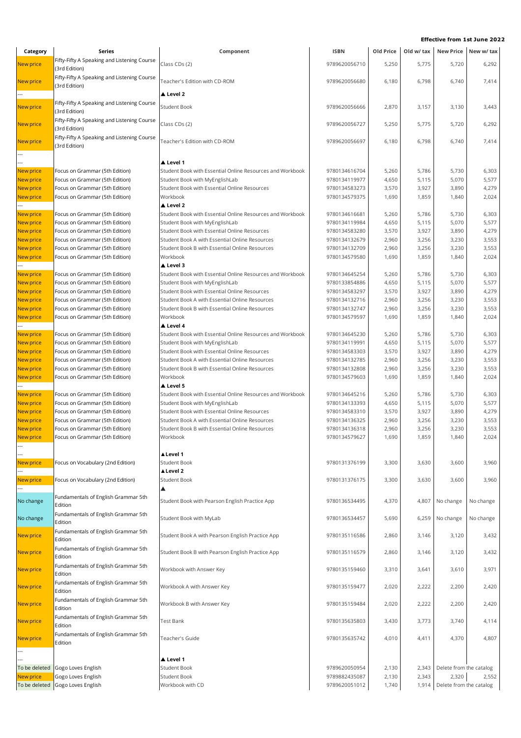**Effective from 1st June 2022**

| Category | Series | Component | ISBN | Old Price | Old w/ tax | New Price | New w/ tax |
|---|---|---|---|---|---|---|---|
| New price | Fifty-Fifty A Speaking and Listening Course (3rd Edition) | Class CDs (2) | 9789620056710 | 5,250 | 5,775 | 5,720 | 6,292 |
| New price | Fifty-Fifty A Speaking and Listening Course (3rd Edition) | Teacher's Edition with CD-ROM | 9789620056680 | 6,180 | 6,798 | 6,740 | 7,414 |
| --- | | ▲ Level 2 | | | | | |
| New price | Fifty-Fifty A Speaking and Listening Course (3rd Edition) | Student Book | 9789620056666 | 2,870 | 3,157 | 3,130 | 3,443 |
| New price | Fifty-Fifty A Speaking and Listening Course (3rd Edition) | Class CDs (2) | 9789620056727 | 5,250 | 5,775 | 5,720 | 6,292 |
| New price | Fifty-Fifty A Speaking and Listening Course (3rd Edition) | Teacher's Edition with CD-ROM | 9789620056697 | 6,180 | 6,798 | 6,740 | 7,414 |
| --- | | | | | | | |
| --- | | ▲ Level 1 | | | | | |
| New price | Focus on Grammar (5th Edition) | Student Book with Essential Online Resources and Workbook | 9780134616704 | 5,260 | 5,786 | 5,730 | 6,303 |
| New price | Focus on Grammar (5th Edition) | Student Book with MyEnglishLab | 9780134119977 | 4,650 | 5,115 | 5,070 | 5,577 |
| New price | Focus on Grammar (5th Edition) | Student Book with Essential Online Resources | 9780134583273 | 3,570 | 3,927 | 3,890 | 4,279 |
| New price | Focus on Grammar (5th Edition) | Workbook | 9780134579375 | 1,690 | 1,859 | 1,840 | 2,024 |
| --- | | ▲ Level 2 | | | | | |
| New price | Focus on Grammar (5th Edition) | Student Book with Essential Online Resources and Workbook | 9780134616681 | 5,260 | 5,786 | 5,730 | 6,303 |
| New price | Focus on Grammar (5th Edition) | Student Book with MyEnglishLab | 9780134119984 | 4,650 | 5,115 | 5,070 | 5,577 |
| New price | Focus on Grammar (5th Edition) | Student Book with Essential Online Resources | 9780134583280 | 3,570 | 3,927 | 3,890 | 4,279 |
| New price | Focus on Grammar (5th Edition) | Student Book A with Essential Online Resources | 9780134132679 | 2,960 | 3,256 | 3,230 | 3,553 |
| New price | Focus on Grammar (5th Edition) | Student Book B with Essential Online Resources | 9780134132709 | 2,960 | 3,256 | 3,230 | 3,553 |
| New price | Focus on Grammar (5th Edition) | Workbook | 9780134579580 | 1,690 | 1,859 | 1,840 | 2,024 |
| --- | | ▲ Level 3 | | | | | |
| New price | Focus on Grammar (5th Edition) | Student Book with Essential Online Resources and Workbook | 9780134645254 | 5,260 | 5,786 | 5,730 | 6,303 |
| New price | Focus on Grammar (5th Edition) | Student Book with MyEnglishLab | 9780133854886 | 4,650 | 5,115 | 5,070 | 5,577 |
| New price | Focus on Grammar (5th Edition) | Student Book with Essential Online Resources | 9780134583297 | 3,570 | 3,927 | 3,890 | 4,279 |
| New price | Focus on Grammar (5th Edition) | Student Book A with Essential Online Resources | 9780134132716 | 2,960 | 3,256 | 3,230 | 3,553 |
| New price | Focus on Grammar (5th Edition) | Student Book B with Essential Online Resources | 9780134132747 | 2,960 | 3,256 | 3,230 | 3,553 |
| New price | Focus on Grammar (5th Edition) | Workbook | 9780134579597 | 1,690 | 1,859 | 1,840 | 2,024 |
| --- | | ▲ Level 4 | | | | | |
| New price | Focus on Grammar (5th Edition) | Student Book with Essential Online Resources and Workbook | 9780134645230 | 5,260 | 5,786 | 5,730 | 6,303 |
| New price | Focus on Grammar (5th Edition) | Student Book with MyEnglishLab | 9780134119991 | 4,650 | 5,115 | 5,070 | 5,577 |
| New price | Focus on Grammar (5th Edition) | Student Book with Essential Online Resources | 9780134583303 | 3,570 | 3,927 | 3,890 | 4,279 |
| New price | Focus on Grammar (5th Edition) | Student Book A with Essential Online Resources | 9780134132785 | 2,960 | 3,256 | 3,230 | 3,553 |
| New price | Focus on Grammar (5th Edition) | Student Book B with Essential Online Resources | 9780134132808 | 2,960 | 3,256 | 3,230 | 3,553 |
| New price | Focus on Grammar (5th Edition) | Workbook | 9780134579603 | 1,690 | 1,859 | 1,840 | 2,024 |
| --- | | ▲ Level 5 | | | | | |
| New price | Focus on Grammar (5th Edition) | Student Book with Essential Online Resources and Workbook | 9780134645216 | 5,260 | 5,786 | 5,730 | 6,303 |
| New price | Focus on Grammar (5th Edition) | Student Book with MyEnglishLab | 9780134133393 | 4,650 | 5,115 | 5,070 | 5,577 |
| New price | Focus on Grammar (5th Edition) | Student Book with Essential Online Resources | 9780134583310 | 3,570 | 3,927 | 3,890 | 4,279 |
| New price | Focus on Grammar (5th Edition) | Student Book A with Essential Online Resources | 9780134136325 | 2,960 | 3,256 | 3,230 | 3,553 |
| New price | Focus on Grammar (5th Edition) | Student Book B with Essential Online Resources | 9780134136318 | 2,960 | 3,256 | 3,230 | 3,553 |
| New price | Focus on Grammar (5th Edition) | Workbook | 9780134579627 | 1,690 | 1,859 | 1,840 | 2,024 |
| --- | | | | | | | |
| --- | | ▲Level 1 | | | | | |
| New price | Focus on Vocabulary (2nd Edition) | Student Book | 9780131376199 | 3,300 | 3,630 | 3,600 | 3,960 |
| --- | | ▲Level 2 | | | | | |
| New price | Focus on Vocabulary (2nd Edition) | Student Book | 9780131376175 | 3,300 | 3,630 | 3,600 | 3,960 |
| --- | | ▲ | | | | | |
| No change | Fundamentals of English Grammar 5th Edition | Student Book with Pearson English Practice App | 9780136534495 | 4,370 | 4,807 | No change | No change |
| No change | Fundamentals of English Grammar 5th Edition | Student Book with MyLab | 9780136534457 | 5,690 | 6,259 | No change | No change |
| New price | Fundamentals of English Grammar 5th Edition | Student Book A with Pearson English Practice App | 9780135116586 | 2,860 | 3,146 | 3,120 | 3,432 |
| New price | Fundamentals of English Grammar 5th Edition | Student Book B with Pearson English Practice App | 9780135116579 | 2,860 | 3,146 | 3,120 | 3,432 |
| New price | Fundamentals of English Grammar 5th Edition | Workbook with Answer Key | 9780135159460 | 3,310 | 3,641 | 3,610 | 3,971 |
| New price | Fundamentals of English Grammar 5th Edition | Workbook A with Answer Key | 9780135159477 | 2,020 | 2,222 | 2,200 | 2,420 |
| New price | Fundamentals of English Grammar 5th Edition | Workbook B with Answer Key | 9780135159484 | 2,020 | 2,222 | 2,200 | 2,420 |
| New price | Fundamentals of English Grammar 5th Edition | Test Bank | 9780135635803 | 3,430 | 3,773 | 3,740 | 4,114 |
| New price | Fundamentals of English Grammar 5th Edition | Teacher's Guide | 9780135635742 | 4,010 | 4,411 | 4,370 | 4,807 |
| --- | | | | | | | |
| --- | | ▲ Level 1 | | | | | |
| To be deleted | Gogo Loves English | Student Book | 9789620050954 | 2,130 | 2,343 | Delete from the catalog | |
| New price | Gogo Loves English | Student Book | 9789882435087 | 2,130 | 2,343 | 2,320 | 2,552 |
| To be deleted | Gogo Loves English | Workbook with CD | 9789620051012 | 1,740 | 1,914 | Delete from the catalog | |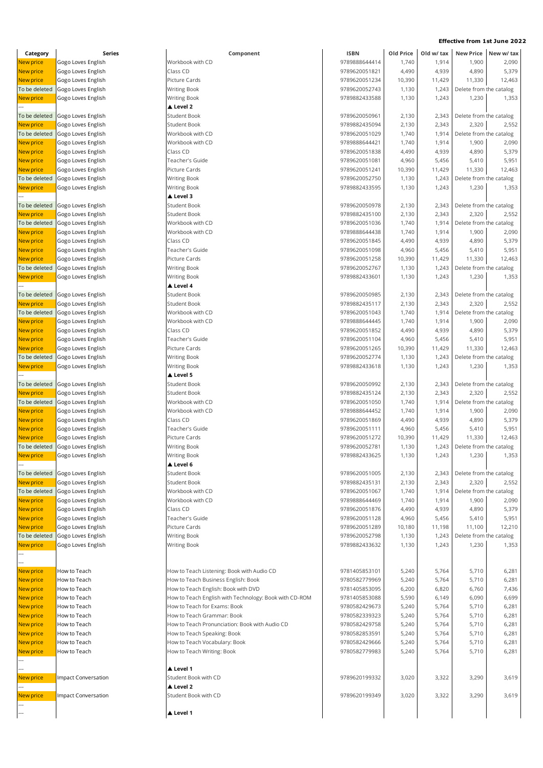**Effective from 1st June 2022**

| Category | Series | Component | ISBN | Old Price | Old w/ tax | New Price | New w/ tax |
|---|---|---|---|---|---|---|---|
| New price | Gogo Loves English | Workbook with CD | 9789888644414 | 1,740 | 1,914 | 1,900 | 2,090 |
| New price | Gogo Loves English | Class CD | 9789620051821 | 4,490 | 4,939 | 4,890 | 5,379 |
| New price | Gogo Loves English | Picture Cards | 9789620051234 | 10,390 | 11,429 | 11,330 | 12,463 |
| To be deleted | Gogo Loves English | Writing Book | 9789620052743 | 1,130 | 1,243 | Delete from the catalog | |
| New price | Gogo Loves English | Writing Book | 9789882433588 | 1,130 | 1,243 | 1,230 | 1,353 |
| --- | | ▲ Level 2 | | | | | |
| To be deleted | Gogo Loves English | Student Book | 9789620050961 | 2,130 | 2,343 | Delete from the catalog | |
| New price | Gogo Loves English | Student Book | 9789882435094 | 2,130 | 2,343 | 2,320 | 2,552 |
| To be deleted | Gogo Loves English | Workbook with CD | 9789620051029 | 1,740 | 1,914 | Delete from the catalog | |
| New price | Gogo Loves English | Workbook with CD | 9789888644421 | 1,740 | 1,914 | 1,900 | 2,090 |
| New price | Gogo Loves English | Class CD | 9789620051838 | 4,490 | 4,939 | 4,890 | 5,379 |
| New price | Gogo Loves English | Teacher's Guide | 9789620051081 | 4,960 | 5,456 | 5,410 | 5,951 |
| New price | Gogo Loves English | Picture Cards | 9789620051241 | 10,390 | 11,429 | 11,330 | 12,463 |
| To be deleted | Gogo Loves English | Writing Book | 9789620052750 | 1,130 | 1,243 | Delete from the catalog | |
| New price | Gogo Loves English | Writing Book | 9789882433595 | 1,130 | 1,243 | 1,230 | 1,353 |
| --- | | ▲ Level 3 | | | | | |
| To be deleted | Gogo Loves English | Student Book | 9789620050978 | 2,130 | 2,343 | Delete from the catalog | |
| New price | Gogo Loves English | Student Book | 9789882435100 | 2,130 | 2,343 | 2,320 | 2,552 |
| To be deleted | Gogo Loves English | Workbook with CD | 9789620051036 | 1,740 | 1,914 | Delete from the catalog | |
| New price | Gogo Loves English | Workbook with CD | 9789888644438 | 1,740 | 1,914 | 1,900 | 2,090 |
| New price | Gogo Loves English | Class CD | 9789620051845 | 4,490 | 4,939 | 4,890 | 5,379 |
| New price | Gogo Loves English | Teacher's Guide | 9789620051098 | 4,960 | 5,456 | 5,410 | 5,951 |
| New price | Gogo Loves English | Picture Cards | 9789620051258 | 10,390 | 11,429 | 11,330 | 12,463 |
| To be deleted | Gogo Loves English | Writing Book | 9789620052767 | 1,130 | 1,243 | Delete from the catalog | |
| New price | Gogo Loves English | Writing Book | 9789882433601 | 1,130 | 1,243 | 1,230 | 1,353 |
| --- | | ▲ Level 4 | | | | | |
| To be deleted | Gogo Loves English | Student Book | 9789620050985 | 2,130 | 2,343 | Delete from the catalog | |
| New price | Gogo Loves English | Student Book | 9789882435117 | 2,130 | 2,343 | 2,320 | 2,552 |
| To be deleted | Gogo Loves English | Workbook with CD | 9789620051043 | 1,740 | 1,914 | Delete from the catalog | |
| New price | Gogo Loves English | Workbook with CD | 9789888644445 | 1,740 | 1,914 | 1,900 | 2,090 |
| New price | Gogo Loves English | Class CD | 9789620051852 | 4,490 | 4,939 | 4,890 | 5,379 |
| New price | Gogo Loves English | Teacher's Guide | 9789620051104 | 4,960 | 5,456 | 5,410 | 5,951 |
| New price | Gogo Loves English | Picture Cards | 9789620051265 | 10,390 | 11,429 | 11,330 | 12,463 |
| To be deleted | Gogo Loves English | Writing Book | 9789620052774 | 1,130 | 1,243 | Delete from the catalog | |
| New price | Gogo Loves English | Writing Book | 9789882433618 | 1,130 | 1,243 | 1,230 | 1,353 |
| --- | | ▲ Level 5 | | | | | |
| To be deleted | Gogo Loves English | Student Book | 9789620050992 | 2,130 | 2,343 | Delete from the catalog | |
| New price | Gogo Loves English | Student Book | 9789882435124 | 2,130 | 2,343 | 2,320 | 2,552 |
| To be deleted | Gogo Loves English | Workbook with CD | 9789620051050 | 1,740 | 1,914 | Delete from the catalog | |
| New price | Gogo Loves English | Workbook with CD | 9789888644452 | 1,740 | 1,914 | 1,900 | 2,090 |
| New price | Gogo Loves English | Class CD | 9789620051869 | 4,490 | 4,939 | 4,890 | 5,379 |
| New price | Gogo Loves English | Teacher's Guide | 9789620051111 | 4,960 | 5,456 | 5,410 | 5,951 |
| New price | Gogo Loves English | Picture Cards | 9789620051272 | 10,390 | 11,429 | 11,330 | 12,463 |
| To be deleted | Gogo Loves English | Writing Book | 9789620052781 | 1,130 | 1,243 | Delete from the catalog | |
| New price | Gogo Loves English | Writing Book | 9789882433625 | 1,130 | 1,243 | 1,230 | 1,353 |
| --- | | ▲ Level 6 | | | | | |
| To be deleted | Gogo Loves English | Student Book | 9789620051005 | 2,130 | 2,343 | Delete from the catalog | |
| New price | Gogo Loves English | Student Book | 9789882435131 | 2,130 | 2,343 | 2,320 | 2,552 |
| To be deleted | Gogo Loves English | Workbook with CD | 9789620051067 | 1,740 | 1,914 | Delete from the catalog | |
| New price | Gogo Loves English | Workbook with CD | 9789888644469 | 1,740 | 1,914 | 1,900 | 2,090 |
| New price | Gogo Loves English | Class CD | 9789620051876 | 4,490 | 4,939 | 4,890 | 5,379 |
| New price | Gogo Loves English | Teacher's Guide | 9789620051128 | 4,960 | 5,456 | 5,410 | 5,951 |
| New price | Gogo Loves English | Picture Cards | 9789620051289 | 10,180 | 11,198 | 11,100 | 12,210 |
| To be deleted | Gogo Loves English | Writing Book | 9789620052798 | 1,130 | 1,243 | Delete from the catalog | |
| New price | Gogo Loves English | Writing Book | 9789882433632 | 1,130 | 1,243 | 1,230 | 1,353 |
| --- | | | | | | | |
| --- | | | | | | | |
| New price | How to Teach | How to Teach Listening: Book with Audio CD | 9781405853101 | 5,240 | 5,764 | 5,710 | 6,281 |
| New price | How to Teach | How to Teach Business English: Book | 9780582779969 | 5,240 | 5,764 | 5,710 | 6,281 |
| New price | How to Teach | How to Teach English: Book with DVD | 9781405853095 | 6,200 | 6,820 | 6,760 | 7,436 |
| New price | How to Teach | How to Teach English with Technology: Book with CD-ROM | 9781405853088 | 5,590 | 6,149 | 6,090 | 6,699 |
| New price | How to Teach | How to Teach for Exams: Book | 9780582429673 | 5,240 | 5,764 | 5,710 | 6,281 |
| New price | How to Teach | How to Teach Grammar: Book | 9780582339323 | 5,240 | 5,764 | 5,710 | 6,281 |
| New price | How to Teach | How to Teach Pronunciation: Book with Audio CD | 9780582429758 | 5,240 | 5,764 | 5,710 | 6,281 |
| New price | How to Teach | How to Teach Speaking: Book | 9780582853591 | 5,240 | 5,764 | 5,710 | 6,281 |
| New price | How to Teach | How to Teach Vocabulary: Book | 9780582429666 | 5,240 | 5,764 | 5,710 | 6,281 |
| New price | How to Teach | How to Teach Writing: Book | 9780582779983 | 5,240 | 5,764 | 5,710 | 6,281 |
| --- | | | | | | | |
| --- | | ▲ Level 1 | | | | | |
| New price | Impact Conversation | Student Book with CD | 9789620199332 | 3,020 | 3,322 | 3,290 | 3,619 |
| --- | | ▲ Level 2 | | | | | |
| New price | Impact Conversation | Student Book with CD | 9789620199349 | 3,020 | 3,322 | 3,290 | 3,619 |
| --- | | | | | | | |
| --- | | ▲ Level 1 | | | | | |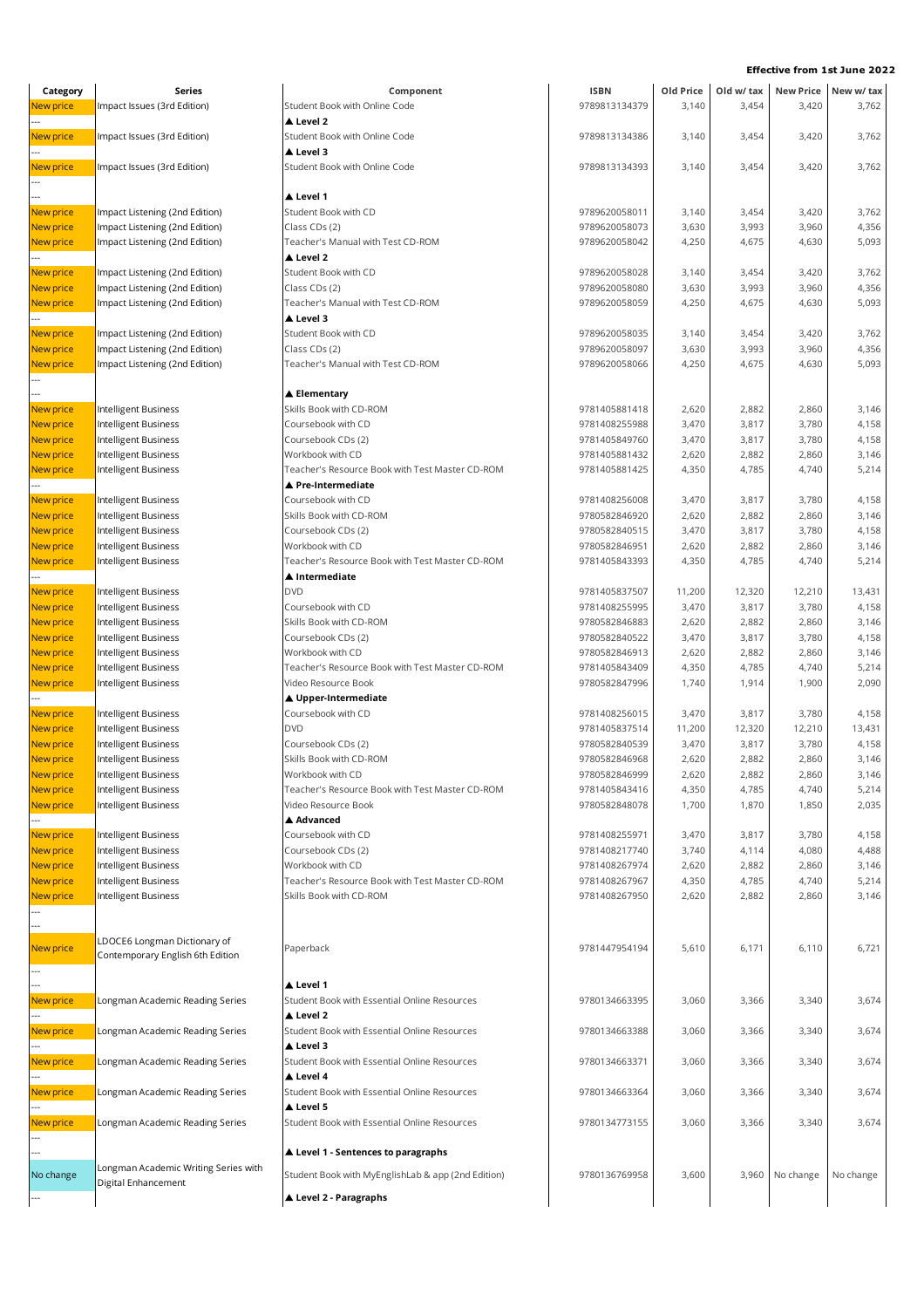**Effective from 1st June 2022**

| Category | Series | Component | ISBN | Old Price | Old w/ tax | New Price | New w/ tax |
|---|---|---|---|---|---|---|---|
| New price | Impact Issues (3rd Edition) | Student Book with Online Code | 9789813134379 | 3,140 | 3,454 | 3,420 | 3,762 |
| --- | | ▲ Level 2 | | | | | |
| New price | Impact Issues (3rd Edition) | Student Book with Online Code | 9789813134386 | 3,140 | 3,454 | 3,420 | 3,762 |
| --- | | ▲ Level 3 | | | | | |
| New price | Impact Issues (3rd Edition) | Student Book with Online Code | 9789813134393 | 3,140 | 3,454 | 3,420 | 3,762 |
| --- | | | | | | | |
| --- | | ▲ Level 1 | | | | | |
| New price | Impact Listening (2nd Edition) | Student Book with CD | 9789620058011 | 3,140 | 3,454 | 3,420 | 3,762 |
| New price | Impact Listening (2nd Edition) | Class CDs (2) | 9789620058073 | 3,630 | 3,993 | 3,960 | 4,356 |
| New price | Impact Listening (2nd Edition) | Teacher's Manual with Test CD-ROM | 9789620058042 | 4,250 | 4,675 | 4,630 | 5,093 |
| --- | | ▲ Level 2 | | | | | |
| New price | Impact Listening (2nd Edition) | Student Book with CD | 9789620058028 | 3,140 | 3,454 | 3,420 | 3,762 |
| New price | Impact Listening (2nd Edition) | Class CDs (2) | 9789620058080 | 3,630 | 3,993 | 3,960 | 4,356 |
| New price | Impact Listening (2nd Edition) | Teacher's Manual with Test CD-ROM | 9789620058059 | 4,250 | 4,675 | 4,630 | 5,093 |
| --- | | ▲ Level 3 | | | | | |
| New price | Impact Listening (2nd Edition) | Student Book with CD | 9789620058035 | 3,140 | 3,454 | 3,420 | 3,762 |
| New price | Impact Listening (2nd Edition) | Class CDs (2) | 9789620058097 | 3,630 | 3,993 | 3,960 | 4,356 |
| New price | Impact Listening (2nd Edition) | Teacher's Manual with Test CD-ROM | 9789620058066 | 4,250 | 4,675 | 4,630 | 5,093 |
| --- | | | | | | | |
| --- | | ▲ Elementary | | | | | |
| New price | Intelligent Business | Skills Book with CD-ROM | 9781405881418 | 2,620 | 2,882 | 2,860 | 3,146 |
| New price | Intelligent Business | Coursebook with CD | 9781408255988 | 3,470 | 3,817 | 3,780 | 4,158 |
| New price | Intelligent Business | Coursebook CDs (2) | 9781405849760 | 3,470 | 3,817 | 3,780 | 4,158 |
| New price | Intelligent Business | Workbook with CD | 9781405881432 | 2,620 | 2,882 | 2,860 | 3,146 |
| New price | Intelligent Business | Teacher's Resource Book with Test Master CD-ROM | 9781405881425 | 4,350 | 4,785 | 4,740 | 5,214 |
| --- | | ▲ Pre-Intermediate | | | | | |
| New price | Intelligent Business | Coursebook with CD | 9781408256008 | 3,470 | 3,817 | 3,780 | 4,158 |
| New price | Intelligent Business | Skills Book with CD-ROM | 9780582846920 | 2,620 | 2,882 | 2,860 | 3,146 |
| New price | Intelligent Business | Coursebook CDs (2) | 9780582840515 | 3,470 | 3,817 | 3,780 | 4,158 |
| New price | Intelligent Business | Workbook with CD | 9780582846951 | 2,620 | 2,882 | 2,860 | 3,146 |
| New price | Intelligent Business | Teacher's Resource Book with Test Master CD-ROM | 9781405843393 | 4,350 | 4,785 | 4,740 | 5,214 |
| --- | | ▲ Intermediate | | | | | |
| New price | Intelligent Business | DVD | 9781405837507 | 11,200 | 12,320 | 12,210 | 13,431 |
| New price | Intelligent Business | Coursebook with CD | 9781408255995 | 3,470 | 3,817 | 3,780 | 4,158 |
| New price | Intelligent Business | Skills Book with CD-ROM | 9780582846883 | 2,620 | 2,882 | 2,860 | 3,146 |
| New price | Intelligent Business | Coursebook CDs (2) | 9780582840522 | 3,470 | 3,817 | 3,780 | 4,158 |
| New price | Intelligent Business | Workbook with CD | 9780582846913 | 2,620 | 2,882 | 2,860 | 3,146 |
| New price | Intelligent Business | Teacher's Resource Book with Test Master CD-ROM | 9781405843409 | 4,350 | 4,785 | 4,740 | 5,214 |
| New price | Intelligent Business | Video Resource Book | 9780582847996 | 1,740 | 1,914 | 1,900 | 2,090 |
| --- | | ▲ Upper-Intermediate | | | | | |
| New price | Intelligent Business | Coursebook with CD | 9781408256015 | 3,470 | 3,817 | 3,780 | 4,158 |
| New price | Intelligent Business | DVD | 9781405837514 | 11,200 | 12,320 | 12,210 | 13,431 |
| New price | Intelligent Business | Coursebook CDs (2) | 9780582840539 | 3,470 | 3,817 | 3,780 | 4,158 |
| New price | Intelligent Business | Skills Book with CD-ROM | 9780582846968 | 2,620 | 2,882 | 2,860 | 3,146 |
| New price | Intelligent Business | Workbook with CD | 9780582846999 | 2,620 | 2,882 | 2,860 | 3,146 |
| New price | Intelligent Business | Teacher's Resource Book with Test Master CD-ROM | 9781405843416 | 4,350 | 4,785 | 4,740 | 5,214 |
| New price | Intelligent Business | Video Resource Book | 9780582848078 | 1,700 | 1,870 | 1,850 | 2,035 |
| --- | | ▲ Advanced | | | | | |
| New price | Intelligent Business | Coursebook with CD | 9781408255971 | 3,470 | 3,817 | 3,780 | 4,158 |
| New price | Intelligent Business | Coursebook CDs (2) | 9781408217740 | 3,740 | 4,114 | 4,080 | 4,488 |
| New price | Intelligent Business | Workbook with CD | 9781408267974 | 2,620 | 2,882 | 2,860 | 3,146 |
| New price | Intelligent Business | Teacher's Resource Book with Test Master CD-ROM | 9781408267967 | 4,350 | 4,785 | 4,740 | 5,214 |
| New price | Intelligent Business | Skills Book with CD-ROM | 9781408267950 | 2,620 | 2,882 | 2,860 | 3,146 |
| --- | | | | | | | |
| --- | | | | | | | |
| New price | LDOCE6 Longman Dictionary of Contemporary English 6th Edition | Paperback | 9781447954194 | 5,610 | 6,171 | 6,110 | 6,721 |
| --- | | | | | | | |
| --- | | ▲ Level 1 | | | | | |
| New price | Longman Academic Reading Series | Student Book with Essential Online Resources | 9780134663395 | 3,060 | 3,366 | 3,340 | 3,674 |
| --- | | ▲ Level 2 | | | | | |
| New price | Longman Academic Reading Series | Student Book with Essential Online Resources | 9780134663388 | 3,060 | 3,366 | 3,340 | 3,674 |
| --- | | ▲ Level 3 | | | | | |
| New price | Longman Academic Reading Series | Student Book with Essential Online Resources | 9780134663371 | 3,060 | 3,366 | 3,340 | 3,674 |
| --- | | ▲ Level 4 | | | | | |
| New price | Longman Academic Reading Series | Student Book with Essential Online Resources | 9780134663364 | 3,060 | 3,366 | 3,340 | 3,674 |
| --- | | ▲ Level 5 | | | | | |
| New price | Longman Academic Reading Series | Student Book with Essential Online Resources | 9780134773155 | 3,060 | 3,366 | 3,340 | 3,674 |
| --- | | | | | | | |
| --- | | ▲ Level 1 - Sentences to paragraphs | | | | | |
| No change | Longman Academic Writing Series with Digital Enhancement | Student Book with MyEnglishLab & app (2nd Edition) | 9780136769958 | 3,600 | 3,960 | No change | No change |
| --- | | ▲ Level 2 - Paragraphs | | | | | |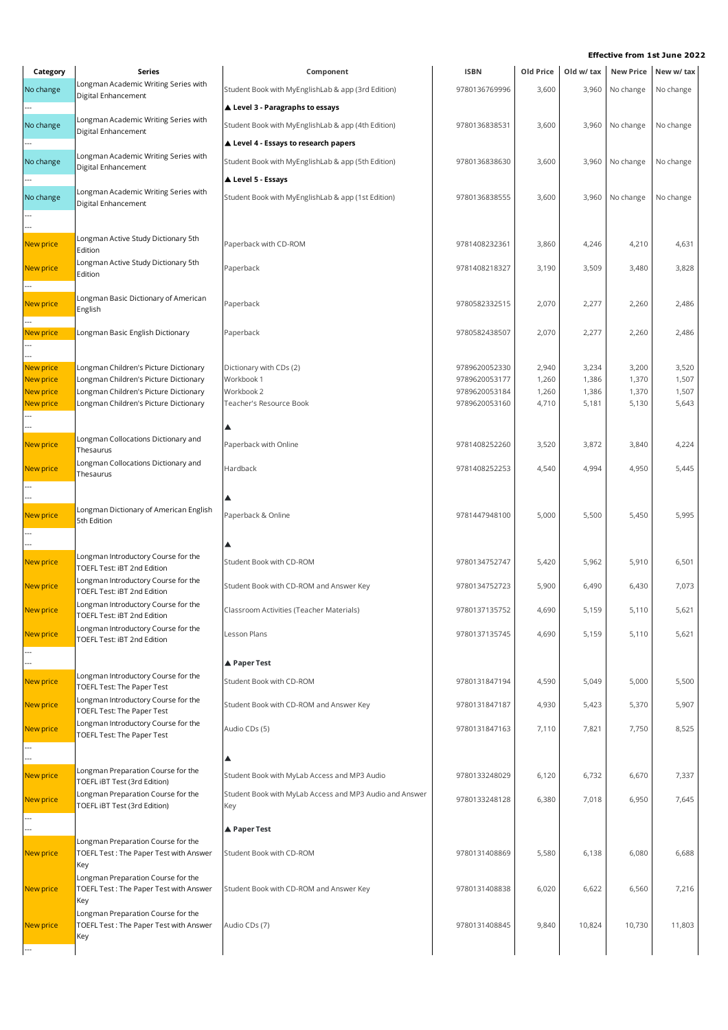**Effective from 1st June 2022**

| Category | Series | Component | ISBN | Old Price | Old w/ tax | New Price | New w/ tax |
|---|---|---|---|---|---|---|---|
| No change | Longman Academic Writing Series with Digital Enhancement | Student Book with MyEnglishLab & app (3rd Edition) | 9780136769996 | 3,600 | 3,960 | No change | No change |
| --- | | ▲ Level 3 - Paragraphs to essays | | | | | |
| No change | Longman Academic Writing Series with Digital Enhancement | Student Book with MyEnglishLab & app (4th Edition) | 9780136838531 | 3,600 | 3,960 | No change | No change |
| --- | | ▲ Level 4 - Essays to research papers | | | | | |
| No change | Longman Academic Writing Series with Digital Enhancement | Student Book with MyEnglishLab & app (5th Edition) | 9780136838630 | 3,600 | 3,960 | No change | No change |
| --- | | ▲ Level 5 - Essays | | | | | |
| No change | Longman Academic Writing Series with Digital Enhancement | Student Book with MyEnglishLab & app (1st Edition) | 9780136838555 | 3,600 | 3,960 | No change | No change |
| --- | | | | | | | |
| --- | | | | | | | |
| New price | Longman Active Study Dictionary 5th Edition | Paperback with CD-ROM | 9781408232361 | 3,860 | 4,246 | 4,210 | 4,631 |
| New price | Longman Active Study Dictionary 5th Edition | Paperback | 9781408218327 | 3,190 | 3,509 | 3,480 | 3,828 |
| --- | | | | | | | |
| New price | Longman Basic Dictionary of American English | Paperback | 9780582332515 | 2,070 | 2,277 | 2,260 | 2,486 |
| --- | | | | | | | |
| New price | Longman Basic English Dictionary | Paperback | 9780582438507 | 2,070 | 2,277 | 2,260 | 2,486 |
| --- | | | | | | | |
| --- | | | | | | | |
| New price | Longman Children's Picture Dictionary | Dictionary with CDs (2) | 9789620052330 | 2,940 | 3,234 | 3,200 | 3,520 |
| New price | Longman Children's Picture Dictionary | Workbook 1 | 9789620053177 | 1,260 | 1,386 | 1,370 | 1,507 |
| New price | Longman Children's Picture Dictionary | Workbook 2 | 9789620053184 | 1,260 | 1,386 | 1,370 | 1,507 |
| New price | Longman Children's Picture Dictionary | Teacher's Resource Book | 9789620053160 | 4,710 | 5,181 | 5,130 | 5,643 |
| --- | | | | | | | |
| --- | | ▲ | | | | | |
| New price | Longman Collocations Dictionary and Thesaurus | Paperback with Online | 9781408252260 | 3,520 | 3,872 | 3,840 | 4,224 |
| New price | Longman Collocations Dictionary and Thesaurus | Hardback | 9781408252253 | 4,540 | 4,994 | 4,950 | 5,445 |
| --- | | | | | | | |
| --- | | ▲ | | | | | |
| New price | Longman Dictionary of American English 5th Edition | Paperback & Online | 9781447948100 | 5,000 | 5,500 | 5,450 | 5,995 |
| --- | | | | | | | |
| --- | | ▲ | | | | | |
| New price | Longman Introductory Course for the TOEFL Test: iBT 2nd Edition | Student Book with CD-ROM | 9780134752747 | 5,420 | 5,962 | 5,910 | 6,501 |
| New price | Longman Introductory Course for the TOEFL Test: iBT 2nd Edition | Student Book with CD-ROM and Answer Key | 9780134752723 | 5,900 | 6,490 | 6,430 | 7,073 |
| New price | Longman Introductory Course for the TOEFL Test: iBT 2nd Edition | Classroom Activities (Teacher Materials) | 9780137135752 | 4,690 | 5,159 | 5,110 | 5,621 |
| New price | Longman Introductory Course for the TOEFL Test: iBT 2nd Edition | Lesson Plans | 9780137135745 | 4,690 | 5,159 | 5,110 | 5,621 |
| --- | | | | | | | |
| --- | | ▲ Paper Test | | | | | |
| New price | Longman Introductory Course for the TOEFL Test: The Paper Test | Student Book with CD-ROM | 9780131847194 | 4,590 | 5,049 | 5,000 | 5,500 |
| New price | Longman Introductory Course for the TOEFL Test: The Paper Test | Student Book with CD-ROM and Answer Key | 9780131847187 | 4,930 | 5,423 | 5,370 | 5,907 |
| New price | Longman Introductory Course for the TOEFL Test: The Paper Test | Audio CDs (5) | 9780131847163 | 7,110 | 7,821 | 7,750 | 8,525 |
| --- | | | | | | | |
| --- | | ▲ | | | | | |
| New price | Longman Preparation Course for the TOEFL iBT Test (3rd Edition) | Student Book with MyLab Access and MP3 Audio | 9780133248029 | 6,120 | 6,732 | 6,670 | 7,337 |
| New price | Longman Preparation Course for the TOEFL iBT Test (3rd Edition) | Student Book with MyLab Access and MP3 Audio and Answer Key | 9780133248128 | 6,380 | 7,018 | 6,950 | 7,645 |
| --- | | | | | | | |
| --- | | ▲ Paper Test | | | | | |
| New price | Longman Preparation Course for the TOEFL Test : The Paper Test with Answer Key | Student Book with CD-ROM | 9780131408869 | 5,580 | 6,138 | 6,080 | 6,688 |
| New price | Longman Preparation Course for the TOEFL Test : The Paper Test with Answer Key | Student Book with CD-ROM and Answer Key | 9780131408838 | 6,020 | 6,622 | 6,560 | 7,216 |
| New price | Longman Preparation Course for the TOEFL Test : The Paper Test with Answer Key | Audio CDs (7) | 9780131408845 | 9,840 | 10,824 | 10,730 | 11,803 |
| --- | | | | | | | |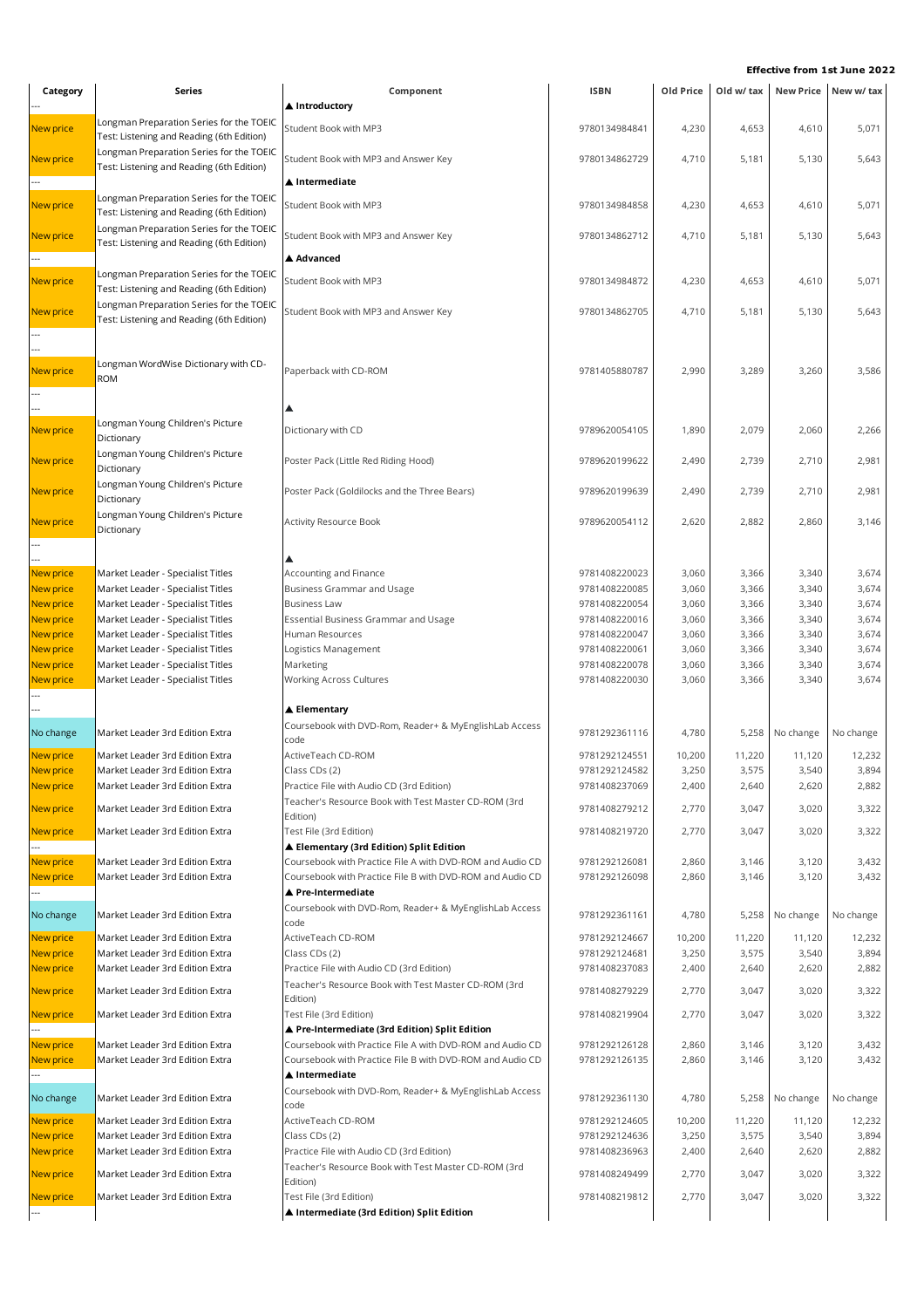**Effective from 1st June 2022**

| Category | Series | Component | ISBN | Old Price | Old w/ tax | New Price | New w/ tax |
|---|---|---|---|---|---|---|---|
| --- | | ▲ Introductory | | | | | |
| New price | Longman Preparation Series for the TOEIC Test: Listening and Reading (6th Edition) | Student Book with MP3 | 9780134984841 | 4,230 | 4,653 | 4,610 | 5,071 |
| New price | Longman Preparation Series for the TOEIC Test: Listening and Reading (6th Edition) | Student Book with MP3 and Answer Key | 9780134862729 | 4,710 | 5,181 | 5,130 | 5,643 |
| --- | | ▲ Intermediate | | | | | |
| New price | Longman Preparation Series for the TOEIC Test: Listening and Reading (6th Edition) | Student Book with MP3 | 9780134984858 | 4,230 | 4,653 | 4,610 | 5,071 |
| New price | Longman Preparation Series for the TOEIC Test: Listening and Reading (6th Edition) | Student Book with MP3 and Answer Key | 9780134862712 | 4,710 | 5,181 | 5,130 | 5,643 |
| --- | | ▲ Advanced | | | | | |
| New price | Longman Preparation Series for the TOEIC Test: Listening and Reading (6th Edition) | Student Book with MP3 | 9780134984872 | 4,230 | 4,653 | 4,610 | 5,071 |
| New price | Longman Preparation Series for the TOEIC Test: Listening and Reading (6th Edition) | Student Book with MP3 and Answer Key | 9780134862705 | 4,710 | 5,181 | 5,130 | 5,643 |
| --- | | | | | | | |
| --- | | | | | | | |
| New price | Longman WordWise Dictionary with CD-ROM | Paperback with CD-ROM | 9781405880787 | 2,990 | 3,289 | 3,260 | 3,586 |
| --- | | | | | | | |
| --- | | ▲ | | | | | |
| New price | Longman Young Children's Picture Dictionary | Dictionary with CD | 9789620054105 | 1,890 | 2,079 | 2,060 | 2,266 |
| New price | Longman Young Children's Picture Dictionary | Poster Pack (Little Red Riding Hood) | 9789620199622 | 2,490 | 2,739 | 2,710 | 2,981 |
| New price | Longman Young Children's Picture Dictionary | Poster Pack (Goldilocks and the Three Bears) | 9789620199639 | 2,490 | 2,739 | 2,710 | 2,981 |
| New price | Longman Young Children's Picture Dictionary | Activity Resource Book | 9789620054112 | 2,620 | 2,882 | 2,860 | 3,146 |
| --- | | | | | | | |
| --- | | ▲ | | | | | |
| New price | Market Leader - Specialist Titles | Accounting and Finance | 9781408220023 | 3,060 | 3,366 | 3,340 | 3,674 |
| New price | Market Leader - Specialist Titles | Business Grammar and Usage | 9781408220085 | 3,060 | 3,366 | 3,340 | 3,674 |
| New price | Market Leader - Specialist Titles | Business Law | 9781408220054 | 3,060 | 3,366 | 3,340 | 3,674 |
| New price | Market Leader - Specialist Titles | Essential Business Grammar and Usage | 9781408220016 | 3,060 | 3,366 | 3,340 | 3,674 |
| New price | Market Leader - Specialist Titles | Human Resources | 9781408220047 | 3,060 | 3,366 | 3,340 | 3,674 |
| New price | Market Leader - Specialist Titles | Logistics Management | 9781408220061 | 3,060 | 3,366 | 3,340 | 3,674 |
| New price | Market Leader - Specialist Titles | Marketing | 9781408220078 | 3,060 | 3,366 | 3,340 | 3,674 |
| New price | Market Leader - Specialist Titles | Working Across Cultures | 9781408220030 | 3,060 | 3,366 | 3,340 | 3,674 |
| --- | | | | | | | |
| --- | | ▲ Elementary | | | | | |
| No change | Market Leader 3rd Edition Extra | Coursebook with DVD-Rom, Reader+ & MyEnglishLab Access code | 9781292361116 | 4,780 | 5,258 | No change | No change |
| New price | Market Leader 3rd Edition Extra | ActiveTeach CD-ROM | 9781292124551 | 10,200 | 11,220 | 11,120 | 12,232 |
| New price | Market Leader 3rd Edition Extra | Class CDs (2) | 9781292124582 | 3,250 | 3,575 | 3,540 | 3,894 |
| New price | Market Leader 3rd Edition Extra | Practice File with Audio CD (3rd Edition) | 9781408237069 | 2,400 | 2,640 | 2,620 | 2,882 |
| New price | Market Leader 3rd Edition Extra | Teacher's Resource Book with Test Master CD-ROM (3rd Edition) | 9781408279212 | 2,770 | 3,047 | 3,020 | 3,322 |
| New price | Market Leader 3rd Edition Extra | Test File (3rd Edition) | 9781408219720 | 2,770 | 3,047 | 3,020 | 3,322 |
| --- | | ▲ Elementary (3rd Edition) Split Edition | | | | | |
| New price | Market Leader 3rd Edition Extra | Coursebook with Practice File A with DVD-ROM and Audio CD | 9781292126081 | 2,860 | 3,146 | 3,120 | 3,432 |
| New price | Market Leader 3rd Edition Extra | Coursebook with Practice File B with DVD-ROM and Audio CD | 9781292126098 | 2,860 | 3,146 | 3,120 | 3,432 |
| --- | | ▲ Pre-Intermediate | | | | | |
| No change | Market Leader 3rd Edition Extra | Coursebook with DVD-Rom, Reader+ & MyEnglishLab Access code | 9781292361161 | 4,780 | 5,258 | No change | No change |
| New price | Market Leader 3rd Edition Extra | ActiveTeach CD-ROM | 9781292124667 | 10,200 | 11,220 | 11,120 | 12,232 |
| New price | Market Leader 3rd Edition Extra | Class CDs (2) | 9781292124681 | 3,250 | 3,575 | 3,540 | 3,894 |
| New price | Market Leader 3rd Edition Extra | Practice File with Audio CD (3rd Edition) | 9781408237083 | 2,400 | 2,640 | 2,620 | 2,882 |
| New price | Market Leader 3rd Edition Extra | Teacher's Resource Book with Test Master CD-ROM (3rd Edition) | 9781408279229 | 2,770 | 3,047 | 3,020 | 3,322 |
| New price | Market Leader 3rd Edition Extra | Test File (3rd Edition) | 9781408219904 | 2,770 | 3,047 | 3,020 | 3,322 |
| --- | | ▲ Pre-Intermediate (3rd Edition) Split Edition | | | | | |
| New price | Market Leader 3rd Edition Extra | Coursebook with Practice File A with DVD-ROM and Audio CD | 9781292126128 | 2,860 | 3,146 | 3,120 | 3,432 |
| New price | Market Leader 3rd Edition Extra | Coursebook with Practice File B with DVD-ROM and Audio CD | 9781292126135 | 2,860 | 3,146 | 3,120 | 3,432 |
| --- | | ▲ Intermediate | | | | | |
| No change | Market Leader 3rd Edition Extra | Coursebook with DVD-Rom, Reader+ & MyEnglishLab Access code | 9781292361130 | 4,780 | 5,258 | No change | No change |
| New price | Market Leader 3rd Edition Extra | ActiveTeach CD-ROM | 9781292124605 | 10,200 | 11,220 | 11,120 | 12,232 |
| New price | Market Leader 3rd Edition Extra | Class CDs (2) | 9781292124636 | 3,250 | 3,575 | 3,540 | 3,894 |
| New price | Market Leader 3rd Edition Extra | Practice File with Audio CD (3rd Edition) | 9781408236963 | 2,400 | 2,640 | 2,620 | 2,882 |
| New price | Market Leader 3rd Edition Extra | Teacher's Resource Book with Test Master CD-ROM (3rd Edition) | 9781408249499 | 2,770 | 3,047 | 3,020 | 3,322 |
| New price | Market Leader 3rd Edition Extra | Test File (3rd Edition) | 9781408219812 | 2,770 | 3,047 | 3,020 | 3,322 |
| --- | | ▲ Intermediate (3rd Edition) Split Edition | | | | | |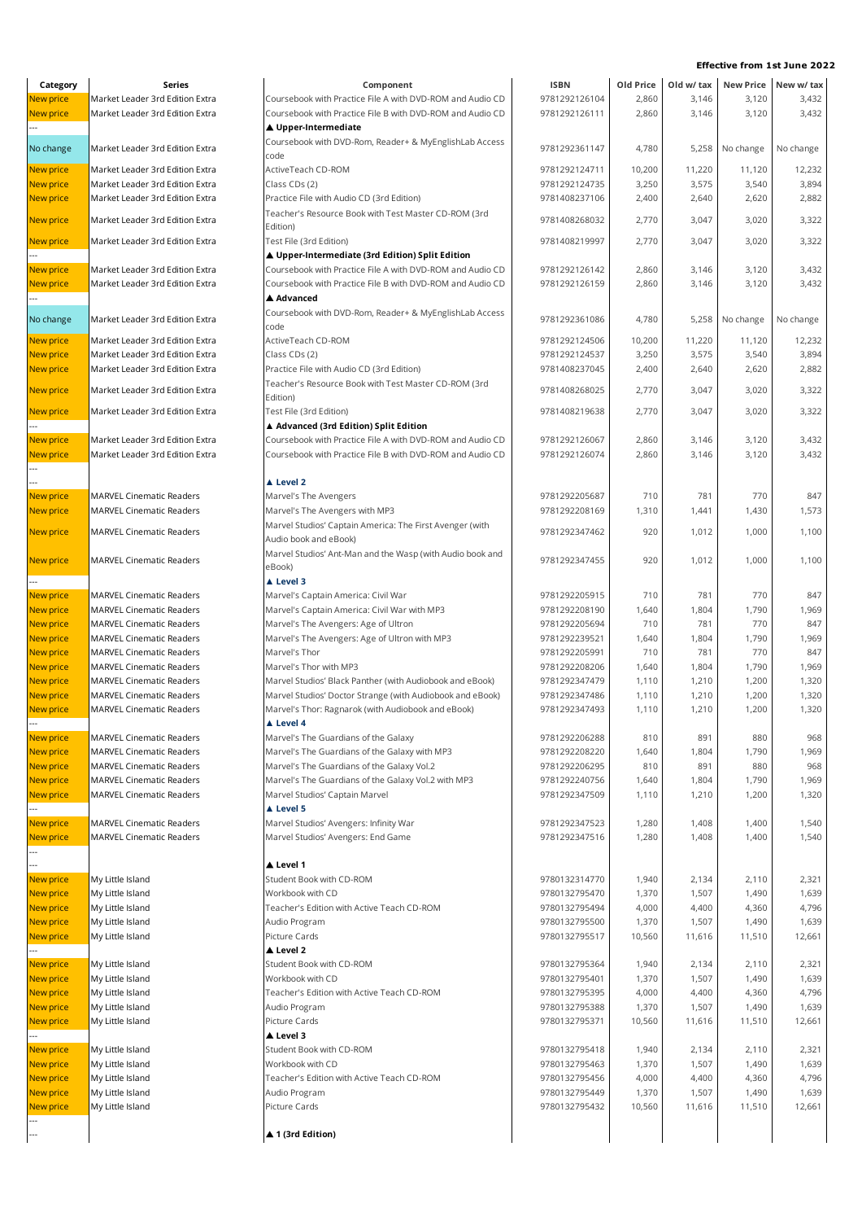**Effective from 1st June 2022**

| Category | Series | Component | ISBN | Old Price | Old w/ tax | New Price | New w/ tax |
|---|---|---|---|---|---|---|---|
| New price | Market Leader 3rd Edition Extra | Coursebook with Practice File A with DVD-ROM and Audio CD | 9781292126104 | 2,860 | 3,146 | 3,120 | 3,432 |
| New price | Market Leader 3rd Edition Extra | Coursebook with Practice File B with DVD-ROM and Audio CD | 9781292126111 | 2,860 | 3,146 | 3,120 | 3,432 |
| --- | | ▲ Upper-Intermediate | | | | | |
| No change | Market Leader 3rd Edition Extra | Coursebook with DVD-Rom, Reader+ & MyEnglishLab Access code | 9781292361147 | 4,780 | 5,258 | No change | No change |
| New price | Market Leader 3rd Edition Extra | ActiveTeach CD-ROM | 9781292124711 | 10,200 | 11,220 | 11,120 | 12,232 |
| New price | Market Leader 3rd Edition Extra | Class CDs (2) | 9781292124735 | 3,250 | 3,575 | 3,540 | 3,894 |
| New price | Market Leader 3rd Edition Extra | Practice File with Audio CD (3rd Edition) | 9781408237106 | 2,400 | 2,640 | 2,620 | 2,882 |
| New price | Market Leader 3rd Edition Extra | Teacher's Resource Book with Test Master CD-ROM (3rd Edition) | 9781408268032 | 2,770 | 3,047 | 3,020 | 3,322 |
| New price | Market Leader 3rd Edition Extra | Test File (3rd Edition) | 9781408219997 | 2,770 | 3,047 | 3,020 | 3,322 |
| --- | | ▲ Upper-Intermediate (3rd Edition) Split Edition | | | | | |
| New price | Market Leader 3rd Edition Extra | Coursebook with Practice File A with DVD-ROM and Audio CD | 9781292126142 | 2,860 | 3,146 | 3,120 | 3,432 |
| New price | Market Leader 3rd Edition Extra | Coursebook with Practice File B with DVD-ROM and Audio CD | 9781292126159 | 2,860 | 3,146 | 3,120 | 3,432 |
| --- | | ▲ Advanced | | | | | |
| No change | Market Leader 3rd Edition Extra | Coursebook with DVD-Rom, Reader+ & MyEnglishLab Access code | 9781292361086 | 4,780 | 5,258 | No change | No change |
| New price | Market Leader 3rd Edition Extra | ActiveTeach CD-ROM | 9781292124506 | 10,200 | 11,220 | 11,120 | 12,232 |
| New price | Market Leader 3rd Edition Extra | Class CDs (2) | 9781292124537 | 3,250 | 3,575 | 3,540 | 3,894 |
| New price | Market Leader 3rd Edition Extra | Practice File with Audio CD (3rd Edition) | 9781408237045 | 2,400 | 2,640 | 2,620 | 2,882 |
| New price | Market Leader 3rd Edition Extra | Teacher's Resource Book with Test Master CD-ROM (3rd Edition) | 9781408268025 | 2,770 | 3,047 | 3,020 | 3,322 |
| New price | Market Leader 3rd Edition Extra | Test File (3rd Edition) | 9781408219638 | 2,770 | 3,047 | 3,020 | 3,322 |
| --- | | ▲ Advanced (3rd Edition) Split Edition | | | | | |
| New price | Market Leader 3rd Edition Extra | Coursebook with Practice File A with DVD-ROM and Audio CD | 9781292126067 | 2,860 | 3,146 | 3,120 | 3,432 |
| New price | Market Leader 3rd Edition Extra | Coursebook with Practice File B with DVD-ROM and Audio CD | 9781292126074 | 2,860 | 3,146 | 3,120 | 3,432 |
| --- | | | | | | | |
| --- | | ▲ Level 2 | | | | | |
| New price | MARVEL Cinematic Readers | Marvel's The Avengers | 9781292205687 | 710 | 781 | 770 | 847 |
| New price | MARVEL Cinematic Readers | Marvel's The Avengers with MP3 | 9781292208169 | 1,310 | 1,441 | 1,430 | 1,573 |
| New price | MARVEL Cinematic Readers | Marvel Studios' Captain America: The First Avenger (with Audio book and eBook) | 9781292347462 | 920 | 1,012 | 1,000 | 1,100 |
| New price | MARVEL Cinematic Readers | Marvel Studios' Ant-Man and the Wasp (with Audio book and eBook) | 9781292347455 | 920 | 1,012 | 1,000 | 1,100 |
| --- | | ▲ Level 3 | | | | | |
| New price | MARVEL Cinematic Readers | Marvel's Captain America: Civil War | 9781292205915 | 710 | 781 | 770 | 847 |
| New price | MARVEL Cinematic Readers | Marvel's Captain America: Civil War with MP3 | 9781292208190 | 1,640 | 1,804 | 1,790 | 1,969 |
| New price | MARVEL Cinematic Readers | Marvel's The Avengers: Age of Ultron | 9781292205694 | 710 | 781 | 770 | 847 |
| New price | MARVEL Cinematic Readers | Marvel's The Avengers: Age of Ultron with MP3 | 9781292239521 | 1,640 | 1,804 | 1,790 | 1,969 |
| New price | MARVEL Cinematic Readers | Marvel's Thor | 9781292205991 | 710 | 781 | 770 | 847 |
| New price | MARVEL Cinematic Readers | Marvel's Thor with MP3 | 9781292208206 | 1,640 | 1,804 | 1,790 | 1,969 |
| New price | MARVEL Cinematic Readers | Marvel Studios' Black Panther (with Audiobook and eBook) | 9781292347479 | 1,110 | 1,210 | 1,200 | 1,320 |
| New price | MARVEL Cinematic Readers | Marvel Studios' Doctor Strange (with Audiobook and eBook) | 9781292347486 | 1,110 | 1,210 | 1,200 | 1,320 |
| New price | MARVEL Cinematic Readers | Marvel's Thor: Ragnarok (with Audiobook and eBook) | 9781292347493 | 1,110 | 1,210 | 1,200 | 1,320 |
| --- | | ▲ Level 4 | | | | | |
| New price | MARVEL Cinematic Readers | Marvel's The Guardians of the Galaxy | 9781292206288 | 810 | 891 | 880 | 968 |
| New price | MARVEL Cinematic Readers | Marvel's The Guardians of the Galaxy with MP3 | 9781292208220 | 1,640 | 1,804 | 1,790 | 1,969 |
| New price | MARVEL Cinematic Readers | Marvel's The Guardians of the Galaxy Vol.2 | 9781292206295 | 810 | 891 | 880 | 968 |
| New price | MARVEL Cinematic Readers | Marvel's The Guardians of the Galaxy Vol.2 with MP3 | 9781292240756 | 1,640 | 1,804 | 1,790 | 1,969 |
| New price | MARVEL Cinematic Readers | Marvel Studios' Captain Marvel | 9781292347509 | 1,110 | 1,210 | 1,200 | 1,320 |
| --- | | ▲ Level 5 | | | | | |
| New price | MARVEL Cinematic Readers | Marvel Studios' Avengers: Infinity War | 9781292347523 | 1,280 | 1,408 | 1,400 | 1,540 |
| New price | MARVEL Cinematic Readers | Marvel Studios' Avengers: End Game | 9781292347516 | 1,280 | 1,408 | 1,400 | 1,540 |
| --- | | | | | | | |
| --- | | ▲ Level 1 | | | | | |
| New price | My Little Island | Student Book with CD-ROM | 9780132314770 | 1,940 | 2,134 | 2,110 | 2,321 |
| New price | My Little Island | Workbook with CD | 9780132795470 | 1,370 | 1,507 | 1,490 | 1,639 |
| New price | My Little Island | Teacher's Edition with Active Teach CD-ROM | 9780132795494 | 4,000 | 4,400 | 4,360 | 4,796 |
| New price | My Little Island | Audio Program | 9780132795500 | 1,370 | 1,507 | 1,490 | 1,639 |
| New price | My Little Island | Picture Cards | 9780132795517 | 10,560 | 11,616 | 11,510 | 12,661 |
| --- | | ▲ Level 2 | | | | | |
| New price | My Little Island | Student Book with CD-ROM | 9780132795364 | 1,940 | 2,134 | 2,110 | 2,321 |
| New price | My Little Island | Workbook with CD | 9780132795401 | 1,370 | 1,507 | 1,490 | 1,639 |
| New price | My Little Island | Teacher's Edition with Active Teach CD-ROM | 9780132795395 | 4,000 | 4,400 | 4,360 | 4,796 |
| New price | My Little Island | Audio Program | 9780132795388 | 1,370 | 1,507 | 1,490 | 1,639 |
| New price | My Little Island | Picture Cards | 9780132795371 | 10,560 | 11,616 | 11,510 | 12,661 |
| --- | | ▲ Level 3 | | | | | |
| New price | My Little Island | Student Book with CD-ROM | 9780132795418 | 1,940 | 2,134 | 2,110 | 2,321 |
| New price | My Little Island | Workbook with CD | 9780132795463 | 1,370 | 1,507 | 1,490 | 1,639 |
| New price | My Little Island | Teacher's Edition with Active Teach CD-ROM | 9780132795456 | 4,000 | 4,400 | 4,360 | 4,796 |
| New price | My Little Island | Audio Program | 9780132795449 | 1,370 | 1,507 | 1,490 | 1,639 |
| New price | My Little Island | Picture Cards | 9780132795432 | 10,560 | 11,616 | 11,510 | 12,661 |
| --- | | | | | | | |
| --- | | ▲ 1 (3rd Edition) | | | | | |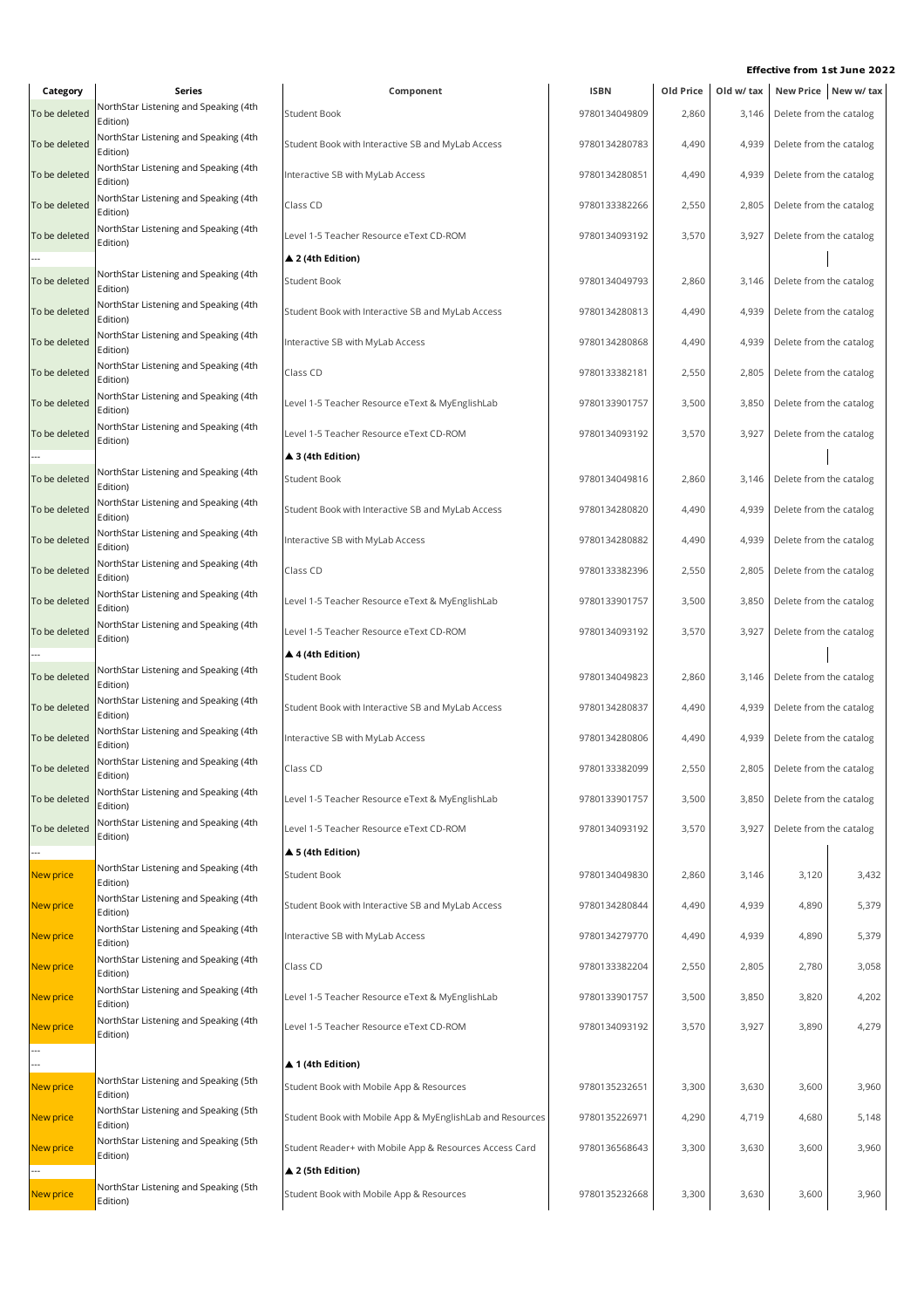**Effective from 1st June 2022**

| Category | Series | Component | ISBN | Old Price | Old w/ tax | New Price | New w/ tax |
|---|---|---|---|---|---|---|---|
| To be deleted | NorthStar Listening and Speaking (4th Edition) | Student Book | 9780134049809 | 2,860 | 3,146 | Delete from the catalog | |
| To be deleted | NorthStar Listening and Speaking (4th Edition) | Student Book with Interactive SB and MyLab Access | 9780134280783 | 4,490 | 4,939 | Delete from the catalog | |
| To be deleted | NorthStar Listening and Speaking (4th Edition) | Interactive SB with MyLab Access | 9780134280851 | 4,490 | 4,939 | Delete from the catalog | |
| To be deleted | NorthStar Listening and Speaking (4th Edition) | Class CD | 9780133382266 | 2,550 | 2,805 | Delete from the catalog | |
| To be deleted | NorthStar Listening and Speaking (4th Edition) | Level 1-5 Teacher Resource eText CD-ROM | 9780134093192 | 3,570 | 3,927 | Delete from the catalog | |
| --- | | ▲ 2 (4th Edition) | | | | | |
| To be deleted | NorthStar Listening and Speaking (4th Edition) | Student Book | 9780134049793 | 2,860 | 3,146 | Delete from the catalog | |
| To be deleted | NorthStar Listening and Speaking (4th Edition) | Student Book with Interactive SB and MyLab Access | 9780134280813 | 4,490 | 4,939 | Delete from the catalog | |
| To be deleted | NorthStar Listening and Speaking (4th Edition) | Interactive SB with MyLab Access | 9780134280868 | 4,490 | 4,939 | Delete from the catalog | |
| To be deleted | NorthStar Listening and Speaking (4th Edition) | Class CD | 9780133382181 | 2,550 | 2,805 | Delete from the catalog | |
| To be deleted | NorthStar Listening and Speaking (4th Edition) | Level 1-5 Teacher Resource eText & MyEnglishLab | 9780133901757 | 3,500 | 3,850 | Delete from the catalog | |
| To be deleted | NorthStar Listening and Speaking (4th Edition) | Level 1-5 Teacher Resource eText CD-ROM | 9780134093192 | 3,570 | 3,927 | Delete from the catalog | |
| --- | | ▲ 3 (4th Edition) | | | | | |
| To be deleted | NorthStar Listening and Speaking (4th Edition) | Student Book | 9780134049816 | 2,860 | 3,146 | Delete from the catalog | |
| To be deleted | NorthStar Listening and Speaking (4th Edition) | Student Book with Interactive SB and MyLab Access | 9780134280820 | 4,490 | 4,939 | Delete from the catalog | |
| To be deleted | NorthStar Listening and Speaking (4th Edition) | Interactive SB with MyLab Access | 9780134280882 | 4,490 | 4,939 | Delete from the catalog | |
| To be deleted | NorthStar Listening and Speaking (4th Edition) | Class CD | 9780133382396 | 2,550 | 2,805 | Delete from the catalog | |
| To be deleted | NorthStar Listening and Speaking (4th Edition) | Level 1-5 Teacher Resource eText & MyEnglishLab | 9780133901757 | 3,500 | 3,850 | Delete from the catalog | |
| To be deleted | NorthStar Listening and Speaking (4th Edition) | Level 1-5 Teacher Resource eText CD-ROM | 9780134093192 | 3,570 | 3,927 | Delete from the catalog | |
| --- | | ▲ 4 (4th Edition) | | | | | |
| To be deleted | NorthStar Listening and Speaking (4th Edition) | Student Book | 9780134049823 | 2,860 | 3,146 | Delete from the catalog | |
| To be deleted | NorthStar Listening and Speaking (4th Edition) | Student Book with Interactive SB and MyLab Access | 9780134280837 | 4,490 | 4,939 | Delete from the catalog | |
| To be deleted | NorthStar Listening and Speaking (4th Edition) | Interactive SB with MyLab Access | 9780134280806 | 4,490 | 4,939 | Delete from the catalog | |
| To be deleted | NorthStar Listening and Speaking (4th Edition) | Class CD | 9780133382099 | 2,550 | 2,805 | Delete from the catalog | |
| To be deleted | NorthStar Listening and Speaking (4th Edition) | Level 1-5 Teacher Resource eText & MyEnglishLab | 9780133901757 | 3,500 | 3,850 | Delete from the catalog | |
| To be deleted | NorthStar Listening and Speaking (4th Edition) | Level 1-5 Teacher Resource eText CD-ROM | 9780134093192 | 3,570 | 3,927 | Delete from the catalog | |
| --- | | ▲ 5 (4th Edition) | | | | | |
| New price | NorthStar Listening and Speaking (4th Edition) | Student Book | 9780134049830 | 2,860 | 3,146 | 3,120 | 3,432 |
| New price | NorthStar Listening and Speaking (4th Edition) | Student Book with Interactive SB and MyLab Access | 9780134280844 | 4,490 | 4,939 | 4,890 | 5,379 |
| New price | NorthStar Listening and Speaking (4th Edition) | Interactive SB with MyLab Access | 9780134279770 | 4,490 | 4,939 | 4,890 | 5,379 |
| New price | NorthStar Listening and Speaking (4th Edition) | Class CD | 9780133382204 | 2,550 | 2,805 | 2,780 | 3,058 |
| New price | NorthStar Listening and Speaking (4th Edition) | Level 1-5 Teacher Resource eText & MyEnglishLab | 9780133901757 | 3,500 | 3,850 | 3,820 | 4,202 |
| New price | NorthStar Listening and Speaking (4th Edition) | Level 1-5 Teacher Resource eText CD-ROM | 9780134093192 | 3,570 | 3,927 | 3,890 | 4,279 |
| --- | | | | | | | |
| --- | | ▲ 1 (4th Edition) | | | | | |
| New price | NorthStar Listening and Speaking (5th Edition) | Student Book with Mobile App & Resources | 9780135232651 | 3,300 | 3,630 | 3,600 | 3,960 |
| New price | NorthStar Listening and Speaking (5th Edition) | Student Book with Mobile App & MyEnglishLab and Resources | 9780135226971 | 4,290 | 4,719 | 4,680 | 5,148 |
| New price | NorthStar Listening and Speaking (5th Edition) | Student Reader+ with Mobile App & Resources Access Card | 9780136568643 | 3,300 | 3,630 | 3,600 | 3,960 |
| --- | | ▲ 2 (5th Edition) | | | | | |
| New price | NorthStar Listening and Speaking (5th Edition) | Student Book with Mobile App & Resources | 9780135232668 | 3,300 | 3,630 | 3,600 | 3,960 |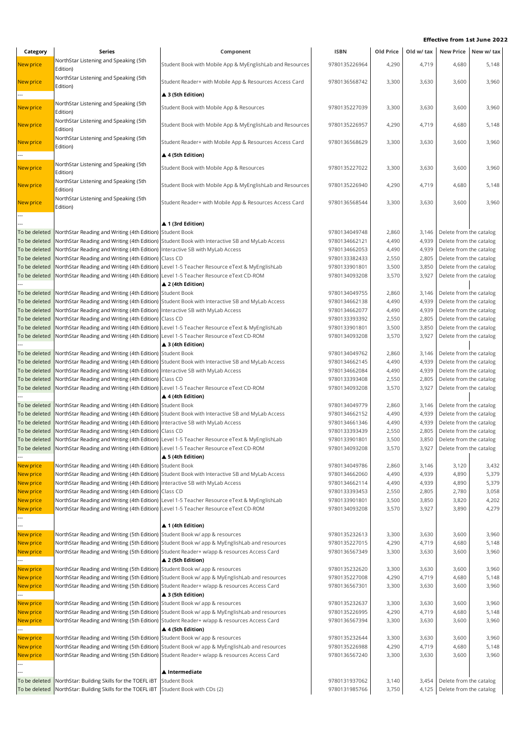**Effective from 1st June 2022**

| Category | Series | Component | ISBN | Old Price | Old w/ tax | New Price | New w/ tax |
|---|---|---|---|---|---|---|---|
| New price | NorthStar Listening and Speaking (5th Edition) | Student Book with Mobile App & MyEnglishLab and Resources | 9780135226964 | 4,290 | 4,719 | 4,680 | 5,148 |
| New price | NorthStar Listening and Speaking (5th Edition) | Student Reader+ with Mobile App & Resources Access Card | 9780136568742 | 3,300 | 3,630 | 3,600 | 3,960 |
| --- | | ▲ 3 (5th Edition) | | | | | |
| New price | NorthStar Listening and Speaking (5th Edition) | Student Book with Mobile App & Resources | 9780135227039 | 3,300 | 3,630 | 3,600 | 3,960 |
| New price | NorthStar Listening and Speaking (5th Edition) | Student Book with Mobile App & MyEnglishLab and Resources | 9780135226957 | 4,290 | 4,719 | 4,680 | 5,148 |
| New price | NorthStar Listening and Speaking (5th Edition) | Student Reader+ with Mobile App & Resources Access Card | 9780136568629 | 3,300 | 3,630 | 3,600 | 3,960 |
| --- | | ▲ 4 (5th Edition) | | | | | |
| New price | NorthStar Listening and Speaking (5th Edition) | Student Book with Mobile App & Resources | 9780135227022 | 3,300 | 3,630 | 3,600 | 3,960 |
| New price | NorthStar Listening and Speaking (5th Edition) | Student Book with Mobile App & MyEnglishLab and Resources | 9780135226940 | 4,290 | 4,719 | 4,680 | 5,148 |
| New price | NorthStar Listening and Speaking (5th Edition) | Student Reader+ with Mobile App & Resources Access Card | 9780136568544 | 3,300 | 3,630 | 3,600 | 3,960 |
| --- | | | | | | | |
| --- | | ▲ 1 (3rd Edition) | | | | | |
| To be deleted | NorthStar Reading and Writing (4th Edition) | Student Book | 9780134049748 | 2,860 | 3,146 | Delete from the catalog | |
| To be deleted | NorthStar Reading and Writing (4th Edition) | Student Book with Interactive SB and MyLab Access | 9780134662121 | 4,490 | 4,939 | Delete from the catalog | |
| To be deleted | NorthStar Reading and Writing (4th Edition) | Interactive SB with MyLab Access | 9780134662053 | 4,490 | 4,939 | Delete from the catalog | |
| To be deleted | NorthStar Reading and Writing (4th Edition) | Class CD | 9780133382433 | 2,550 | 2,805 | Delete from the catalog | |
| To be deleted | NorthStar Reading and Writing (4th Edition) | Level 1-5 Teacher Resource eText & MyEnglishLab | 9780133901801 | 3,500 | 3,850 | Delete from the catalog | |
| To be deleted | NorthStar Reading and Writing (4th Edition) | Level 1-5 Teacher Resource eText CD-ROM | 9780134093208 | 3,570 | 3,927 | Delete from the catalog | |
| --- | | ▲ 2 (4th Edition) | | | | | |
| To be deleted | NorthStar Reading and Writing (4th Edition) | Student Book | 9780134049755 | 2,860 | 3,146 | Delete from the catalog | |
| To be deleted | NorthStar Reading and Writing (4th Edition) | Student Book with Interactive SB and MyLab Access | 9780134662138 | 4,490 | 4,939 | Delete from the catalog | |
| To be deleted | NorthStar Reading and Writing (4th Edition) | Interactive SB with MyLab Access | 9780134662077 | 4,490 | 4,939 | Delete from the catalog | |
| To be deleted | NorthStar Reading and Writing (4th Edition) | Class CD | 9780133393392 | 2,550 | 2,805 | Delete from the catalog | |
| To be deleted | NorthStar Reading and Writing (4th Edition) | Level 1-5 Teacher Resource eText & MyEnglishLab | 9780133901801 | 3,500 | 3,850 | Delete from the catalog | |
| To be deleted | NorthStar Reading and Writing (4th Edition) | Level 1-5 Teacher Resource eText CD-ROM | 9780134093208 | 3,570 | 3,927 | Delete from the catalog | |
| --- | | ▲ 3 (4th Edition) | | | | | |
| To be deleted | NorthStar Reading and Writing (4th Edition) | Student Book | 9780134049762 | 2,860 | 3,146 | Delete from the catalog | |
| To be deleted | NorthStar Reading and Writing (4th Edition) | Student Book with Interactive SB and MyLab Access | 9780134662145 | 4,490 | 4,939 | Delete from the catalog | |
| To be deleted | NorthStar Reading and Writing (4th Edition) | Interactive SB with MyLab Access | 9780134662084 | 4,490 | 4,939 | Delete from the catalog | |
| To be deleted | NorthStar Reading and Writing (4th Edition) | Class CD | 9780133393408 | 2,550 | 2,805 | Delete from the catalog | |
| To be deleted | NorthStar Reading and Writing (4th Edition) | Level 1-5 Teacher Resource eText CD-ROM | 9780134093208 | 3,570 | 3,927 | Delete from the catalog | |
| --- | | ▲ 4 (4th Edition) | | | | | |
| To be deleted | NorthStar Reading and Writing (4th Edition) | Student Book | 9780134049779 | 2,860 | 3,146 | Delete from the catalog | |
| To be deleted | NorthStar Reading and Writing (4th Edition) | Student Book with Interactive SB and MyLab Access | 9780134662152 | 4,490 | 4,939 | Delete from the catalog | |
| To be deleted | NorthStar Reading and Writing (4th Edition) | Interactive SB with MyLab Access | 9780134661346 | 4,490 | 4,939 | Delete from the catalog | |
| To be deleted | NorthStar Reading and Writing (4th Edition) | Class CD | 9780133393439 | 2,550 | 2,805 | Delete from the catalog | |
| To be deleted | NorthStar Reading and Writing (4th Edition) | Level 1-5 Teacher Resource eText & MyEnglishLab | 9780133901801 | 3,500 | 3,850 | Delete from the catalog | |
| To be deleted | NorthStar Reading and Writing (4th Edition) | Level 1-5 Teacher Resource eText CD-ROM | 9780134093208 | 3,570 | 3,927 | Delete from the catalog | |
| --- | | ▲ 5 (4th Edition) | | | | | |
| New price | NorthStar Reading and Writing (4th Edition) | Student Book | 9780134049786 | 2,860 | 3,146 | 3,120 | 3,432 |
| New price | NorthStar Reading and Writing (4th Edition) | Student Book with Interactive SB and MyLab Access | 9780134662060 | 4,490 | 4,939 | 4,890 | 5,379 |
| New price | NorthStar Reading and Writing (4th Edition) | Interactive SB with MyLab Access | 9780134662114 | 4,490 | 4,939 | 4,890 | 5,379 |
| New price | NorthStar Reading and Writing (4th Edition) | Class CD | 9780133393453 | 2,550 | 2,805 | 2,780 | 3,058 |
| New price | NorthStar Reading and Writing (4th Edition) | Level 1-5 Teacher Resource eText & MyEnglishLab | 9780133901801 | 3,500 | 3,850 | 3,820 | 4,202 |
| New price | NorthStar Reading and Writing (4th Edition) | Level 1-5 Teacher Resource eText CD-ROM | 9780134093208 | 3,570 | 3,927 | 3,890 | 4,279 |
| --- | | | | | | | |
| --- | | ▲ 1 (4th Edition) | | | | | |
| New price | NorthStar Reading and Writing (5th Edition) | Student Book w/ app & resources | 9780135232613 | 3,300 | 3,630 | 3,600 | 3,960 |
| New price | NorthStar Reading and Writing (5th Edition) | Student Book w/ app & MyEnglishLab and resources | 9780135227015 | 4,290 | 4,719 | 4,680 | 5,148 |
| New price | NorthStar Reading and Writing (5th Edition) | Student Reader+ w/app & resources Access Card | 9780136567349 | 3,300 | 3,630 | 3,600 | 3,960 |
| --- | | ▲ 2 (5th Edition) | | | | | |
| New price | NorthStar Reading and Writing (5th Edition) | Student Book w/ app & resources | 9780135232620 | 3,300 | 3,630 | 3,600 | 3,960 |
| New price | NorthStar Reading and Writing (5th Edition) | Student Book w/ app & MyEnglishLab and resources | 9780135227008 | 4,290 | 4,719 | 4,680 | 5,148 |
| New price | NorthStar Reading and Writing (5th Edition) | Student Reader+ w/app & resources Access Card | 9780136567301 | 3,300 | 3,630 | 3,600 | 3,960 |
| --- | | ▲ 3 (5th Edition) | | | | | |
| New price | NorthStar Reading and Writing (5th Edition) | Student Book w/ app & resources | 9780135232637 | 3,300 | 3,630 | 3,600 | 3,960 |
| New price | NorthStar Reading and Writing (5th Edition) | Student Book w/ app & MyEnglishLab and resources | 9780135226995 | 4,290 | 4,719 | 4,680 | 5,148 |
| New price | NorthStar Reading and Writing (5th Edition) | Student Reader+ w/app & resources Access Card | 9780136567394 | 3,300 | 3,630 | 3,600 | 3,960 |
| --- | | ▲ 4 (5th Edition) | | | | | |
| New price | NorthStar Reading and Writing (5th Edition) | Student Book w/ app & resources | 9780135232644 | 3,300 | 3,630 | 3,600 | 3,960 |
| New price | NorthStar Reading and Writing (5th Edition) | Student Book w/ app & MyEnglishLab and resources | 9780135226988 | 4,290 | 4,719 | 4,680 | 5,148 |
| New price | NorthStar Reading and Writing (5th Edition) | Student Reader+ w/app & resources Access Card | 9780136567240 | 3,300 | 3,630 | 3,600 | 3,960 |
| --- | | | | | | | |
| --- | | ▲ Intermediate | | | | | |
| To be deleted | NorthStar: Building Skills for the TOEFL iBT | Student Book | 9780131937062 | 3,140 | 3,454 | Delete from the catalog | |
| To be deleted | NorthStar: Building Skills for the TOEFL iBT | Student Book with CDs (2) | 9780131985766 | 3,750 | 4,125 | Delete from the catalog | |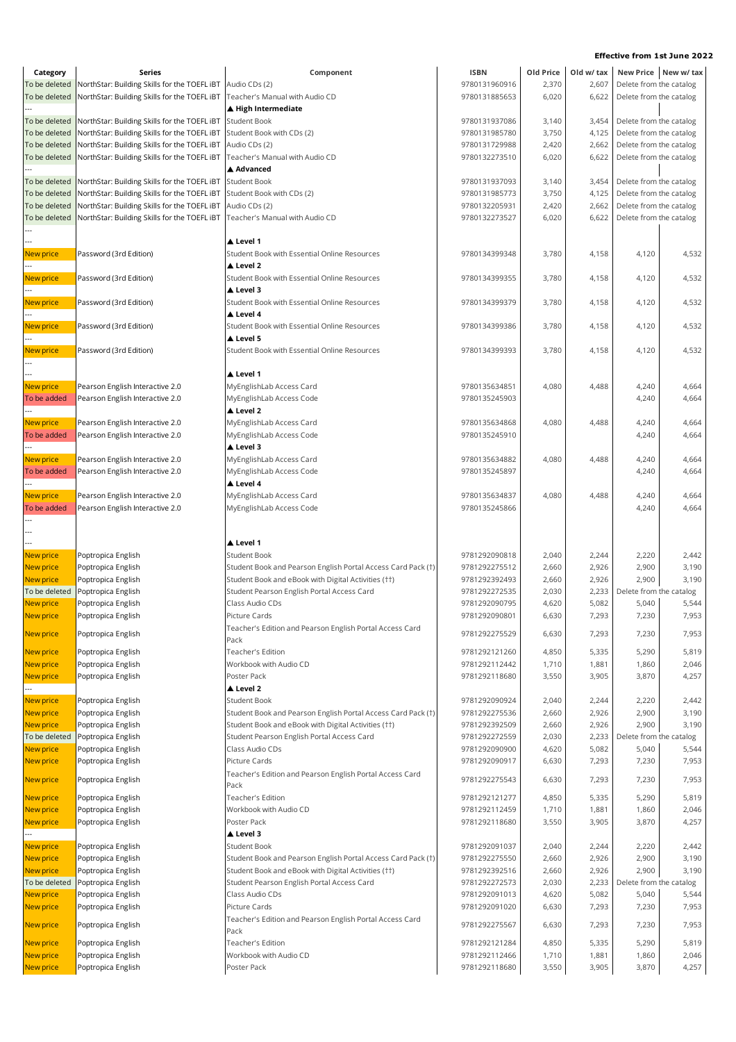**Effective from 1st June 2022**

| Category | Series | Component | ISBN | Old Price | Old w/ tax | New Price | New w/ tax |
|---|---|---|---|---|---|---|---|
| To be deleted | NorthStar: Building Skills for the TOEFL iBT | Audio CDs (2) | 9780131960916 | 2,370 | 2,607 | Delete from the catalog | |
| To be deleted | NorthStar: Building Skills for the TOEFL iBT | Teacher's Manual with Audio CD | 9780131885653 | 6,020 | 6,622 | Delete from the catalog | |
| --- | | ▲ High Intermediate | | | | | |
| To be deleted | NorthStar: Building Skills for the TOEFL iBT | Student Book | 9780131937086 | 3,140 | 3,454 | Delete from the catalog | |
| To be deleted | NorthStar: Building Skills for the TOEFL iBT | Student Book with CDs (2) | 9780131985780 | 3,750 | 4,125 | Delete from the catalog | |
| To be deleted | NorthStar: Building Skills for the TOEFL iBT | Audio CDs (2) | 9780131729988 | 2,420 | 2,662 | Delete from the catalog | |
| To be deleted | NorthStar: Building Skills for the TOEFL iBT | Teacher's Manual with Audio CD | 9780132273510 | 6,020 | 6,622 | Delete from the catalog | |
| --- | | ▲ Advanced | | | | | |
| To be deleted | NorthStar: Building Skills for the TOEFL iBT | Student Book | 9780131937093 | 3,140 | 3,454 | Delete from the catalog | |
| To be deleted | NorthStar: Building Skills for the TOEFL iBT | Student Book with CDs (2) | 9780131985773 | 3,750 | 4,125 | Delete from the catalog | |
| To be deleted | NorthStar: Building Skills for the TOEFL iBT | Audio CDs (2) | 9780132205931 | 2,420 | 2,662 | Delete from the catalog | |
| To be deleted | NorthStar: Building Skills for the TOEFL iBT | Teacher's Manual with Audio CD | 9780132273527 | 6,020 | 6,622 | Delete from the catalog | |
| --- | | | | | | | |
| --- | | ▲ Level 1 | | | | | |
| New price | Password (3rd Edition) | Student Book with Essential Online Resources | 9780134399348 | 3,780 | 4,158 | 4,120 | 4,532 |
| --- | | ▲ Level 2 | | | | | |
| New price | Password (3rd Edition) | Student Book with Essential Online Resources | 9780134399355 | 3,780 | 4,158 | 4,120 | 4,532 |
| --- | | ▲ Level 3 | | | | | |
| New price | Password (3rd Edition) | Student Book with Essential Online Resources | 9780134399379 | 3,780 | 4,158 | 4,120 | 4,532 |
| --- | | ▲ Level 4 | | | | | |
| New price | Password (3rd Edition) | Student Book with Essential Online Resources | 9780134399386 | 3,780 | 4,158 | 4,120 | 4,532 |
| --- | | ▲ Level 5 | | | | | |
| New price | Password (3rd Edition) | Student Book with Essential Online Resources | 9780134399393 | 3,780 | 4,158 | 4,120 | 4,532 |
| --- | | | | | | | |
| --- | | ▲ Level 1 | | | | | |
| New price | Pearson English Interactive 2.0 | MyEnglishLab Access Card | 9780135634851 | 4,080 | 4,488 | 4,240 | 4,664 |
| To be added | Pearson English Interactive 2.0 | MyEnglishLab Access Code | 9780135245903 | | | 4,240 | 4,664 |
| --- | | ▲ Level 2 | | | | | |
| New price | Pearson English Interactive 2.0 | MyEnglishLab Access Card | 9780135634868 | 4,080 | 4,488 | 4,240 | 4,664 |
| To be added | Pearson English Interactive 2.0 | MyEnglishLab Access Code | 9780135245910 | | | 4,240 | 4,664 |
| --- | | ▲ Level 3 | | | | | |
| New price | Pearson English Interactive 2.0 | MyEnglishLab Access Card | 9780135634882 | 4,080 | 4,488 | 4,240 | 4,664 |
| To be added | Pearson English Interactive 2.0 | MyEnglishLab Access Code | 9780135245897 | | | 4,240 | 4,664 |
| --- | | ▲ Level 4 | | | | | |
| New price | Pearson English Interactive 2.0 | MyEnglishLab Access Card | 9780135634837 | 4,080 | 4,488 | 4,240 | 4,664 |
| To be added | Pearson English Interactive 2.0 | MyEnglishLab Access Code | 9780135245866 | | | 4,240 | 4,664 |
| --- | | | | | | | |
| --- | | | | | | | |
| --- | | ▲ Level 1 | | | | | |
| New price | Poptropica English | Student Book | 9781292090818 | 2,040 | 2,244 | 2,220 | 2,442 |
| New price | Poptropica English | Student Book and Pearson English Portal Access Card Pack (†) | 9781292275512 | 2,660 | 2,926 | 2,900 | 3,190 |
| New price | Poptropica English | Student Book and eBook with Digital Activities (††) | 9781292392493 | 2,660 | 2,926 | 2,900 | 3,190 |
| To be deleted | Poptropica English | Student Pearson English Portal Access Card | 9781292272535 | 2,030 | 2,233 | Delete from the catalog | |
| New price | Poptropica English | Class Audio CDs | 9781292090795 | 4,620 | 5,082 | 5,040 | 5,544 |
| New price | Poptropica English | Picture Cards | 9781292090801 | 6,630 | 7,293 | 7,230 | 7,953 |
| New price | Poptropica English | Teacher's Edition and Pearson English Portal Access Card Pack | 9781292275529 | 6,630 | 7,293 | 7,230 | 7,953 |
| New price | Poptropica English | Teacher's Edition | 9781292121260 | 4,850 | 5,335 | 5,290 | 5,819 |
| New price | Poptropica English | Workbook with Audio CD | 9781292112442 | 1,710 | 1,881 | 1,860 | 2,046 |
| New price | Poptropica English | Poster Pack | 9781292118680 | 3,550 | 3,905 | 3,870 | 4,257 |
| --- | | ▲ Level 2 | | | | | |
| New price | Poptropica English | Student Book | 9781292090924 | 2,040 | 2,244 | 2,220 | 2,442 |
| New price | Poptropica English | Student Book and Pearson English Portal Access Card Pack (†) | 9781292275536 | 2,660 | 2,926 | 2,900 | 3,190 |
| New price | Poptropica English | Student Book and eBook with Digital Activities (††) | 9781292392509 | 2,660 | 2,926 | 2,900 | 3,190 |
| To be deleted | Poptropica English | Student Pearson English Portal Access Card | 9781292272559 | 2,030 | 2,233 | Delete from the catalog | |
| New price | Poptropica English | Class Audio CDs | 9781292090900 | 4,620 | 5,082 | 5,040 | 5,544 |
| New price | Poptropica English | Picture Cards | 9781292090917 | 6,630 | 7,293 | 7,230 | 7,953 |
| New price | Poptropica English | Teacher's Edition and Pearson English Portal Access Card Pack | 9781292275543 | 6,630 | 7,293 | 7,230 | 7,953 |
| New price | Poptropica English | Teacher's Edition | 9781292121277 | 4,850 | 5,335 | 5,290 | 5,819 |
| New price | Poptropica English | Workbook with Audio CD | 9781292112459 | 1,710 | 1,881 | 1,860 | 2,046 |
| New price | Poptropica English | Poster Pack | 9781292118680 | 3,550 | 3,905 | 3,870 | 4,257 |
| --- | | ▲ Level 3 | | | | | |
| New price | Poptropica English | Student Book | 9781292091037 | 2,040 | 2,244 | 2,220 | 2,442 |
| New price | Poptropica English | Student Book and Pearson English Portal Access Card Pack (†) | 9781292275550 | 2,660 | 2,926 | 2,900 | 3,190 |
| New price | Poptropica English | Student Book and eBook with Digital Activities (††) | 9781292392516 | 2,660 | 2,926 | 2,900 | 3,190 |
| To be deleted | Poptropica English | Student Pearson English Portal Access Card | 9781292272573 | 2,030 | 2,233 | Delete from the catalog | |
| New price | Poptropica English | Class Audio CDs | 9781292091013 | 4,620 | 5,082 | 5,040 | 5,544 |
| New price | Poptropica English | Picture Cards | 9781292091020 | 6,630 | 7,293 | 7,230 | 7,953 |
| New price | Poptropica English | Teacher's Edition and Pearson English Portal Access Card Pack | 9781292275567 | 6,630 | 7,293 | 7,230 | 7,953 |
| New price | Poptropica English | Teacher's Edition | 9781292121284 | 4,850 | 5,335 | 5,290 | 5,819 |
| New price | Poptropica English | Workbook with Audio CD | 9781292112466 | 1,710 | 1,881 | 1,860 | 2,046 |
| New price | Poptropica English | Poster Pack | 9781292118680 | 3,550 | 3,905 | 3,870 | 4,257 |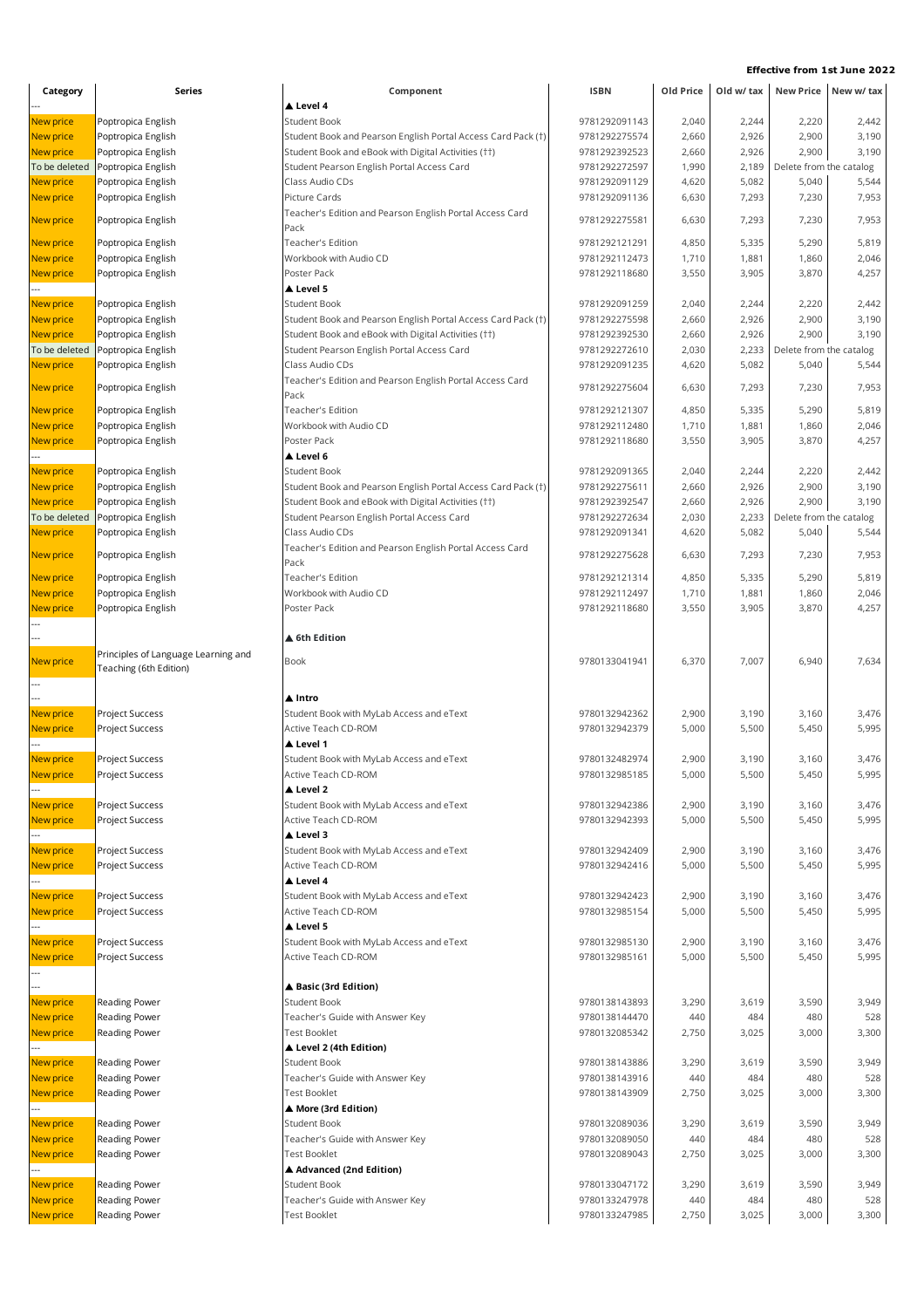**Effective from 1st June 2022**

| Category | Series | Component | ISBN | Old Price | Old w/ tax | New Price | New w/ tax |
|---|---|---|---|---|---|---|---|
| --- | | ▲ Level 4 | | | | | |
| New price | Poptropica English | Student Book | 9781292091143 | 2,040 | 2,244 | 2,220 | 2,442 |
| New price | Poptropica English | Student Book and Pearson English Portal Access Card Pack (†) | 9781292275574 | 2,660 | 2,926 | 2,900 | 3,190 |
| New price | Poptropica English | Student Book and eBook with Digital Activities (††) | 9781292392523 | 2,660 | 2,926 | 2,900 | 3,190 |
| To be deleted | Poptropica English | Student Pearson English Portal Access Card | 9781292272597 | 1,990 | 2,189 | Delete from the catalog | |
| New price | Poptropica English | Class Audio CDs | 9781292091129 | 4,620 | 5,082 | 5,040 | 5,544 |
| New price | Poptropica English | Picture Cards | 9781292091136 | 6,630 | 7,293 | 7,230 | 7,953 |
| New price | Poptropica English | Teacher's Edition and Pearson English Portal Access Card Pack | 9781292275581 | 6,630 | 7,293 | 7,230 | 7,953 |
| New price | Poptropica English | Teacher's Edition | 9781292121291 | 4,850 | 5,335 | 5,290 | 5,819 |
| New price | Poptropica English | Workbook with Audio CD | 9781292112473 | 1,710 | 1,881 | 1,860 | 2,046 |
| New price | Poptropica English | Poster Pack | 9781292118680 | 3,550 | 3,905 | 3,870 | 4,257 |
| --- | | ▲ Level 5 | | | | | |
| New price | Poptropica English | Student Book | 9781292091259 | 2,040 | 2,244 | 2,220 | 2,442 |
| New price | Poptropica English | Student Book and Pearson English Portal Access Card Pack (†) | 9781292275598 | 2,660 | 2,926 | 2,900 | 3,190 |
| New price | Poptropica English | Student Book and eBook with Digital Activities (††) | 9781292392530 | 2,660 | 2,926 | 2,900 | 3,190 |
| To be deleted | Poptropica English | Student Pearson English Portal Access Card | 9781292272610 | 2,030 | 2,233 | Delete from the catalog | |
| New price | Poptropica English | Class Audio CDs | 9781292091235 | 4,620 | 5,082 | 5,040 | 5,544 |
| New price | Poptropica English | Teacher's Edition and Pearson English Portal Access Card Pack | 9781292275604 | 6,630 | 7,293 | 7,230 | 7,953 |
| New price | Poptropica English | Teacher's Edition | 9781292121307 | 4,850 | 5,335 | 5,290 | 5,819 |
| New price | Poptropica English | Workbook with Audio CD | 9781292112480 | 1,710 | 1,881 | 1,860 | 2,046 |
| New price | Poptropica English | Poster Pack | 9781292118680 | 3,550 | 3,905 | 3,870 | 4,257 |
| --- | | ▲ Level 6 | | | | | |
| New price | Poptropica English | Student Book | 9781292091365 | 2,040 | 2,244 | 2,220 | 2,442 |
| New price | Poptropica English | Student Book and Pearson English Portal Access Card Pack (†) | 9781292275611 | 2,660 | 2,926 | 2,900 | 3,190 |
| New price | Poptropica English | Student Book and eBook with Digital Activities (††) | 9781292392547 | 2,660 | 2,926 | 2,900 | 3,190 |
| To be deleted | Poptropica English | Student Pearson English Portal Access Card | 9781292272634 | 2,030 | 2,233 | Delete from the catalog | |
| New price | Poptropica English | Class Audio CDs | 9781292091341 | 4,620 | 5,082 | 5,040 | 5,544 |
| New price | Poptropica English | Teacher's Edition and Pearson English Portal Access Card Pack | 9781292275628 | 6,630 | 7,293 | 7,230 | 7,953 |
| New price | Poptropica English | Teacher's Edition | 9781292121314 | 4,850 | 5,335 | 5,290 | 5,819 |
| New price | Poptropica English | Workbook with Audio CD | 9781292112497 | 1,710 | 1,881 | 1,860 | 2,046 |
| New price | Poptropica English | Poster Pack | 9781292118680 | 3,550 | 3,905 | 3,870 | 4,257 |
| --- | | | | | | | |
| --- | | ▲ 6th Edition | | | | | |
| New price | Principles of Language Learning and Teaching (6th Edition) | Book | 9780133041941 | 6,370 | 7,007 | 6,940 | 7,634 |
| --- | | | | | | | |
| --- | | ▲ Intro | | | | | |
| New price | Project Success | Student Book with MyLab Access and eText | 9780132942362 | 2,900 | 3,190 | 3,160 | 3,476 |
| New price | Project Success | Active Teach CD-ROM | 9780132942379 | 5,000 | 5,500 | 5,450 | 5,995 |
| --- | | ▲ Level 1 | | | | | |
| New price | Project Success | Student Book with MyLab Access and eText | 9780132482974 | 2,900 | 3,190 | 3,160 | 3,476 |
| New price | Project Success | Active Teach CD-ROM | 9780132985185 | 5,000 | 5,500 | 5,450 | 5,995 |
| --- | | ▲ Level 2 | | | | | |
| New price | Project Success | Student Book with MyLab Access and eText | 9780132942386 | 2,900 | 3,190 | 3,160 | 3,476 |
| New price | Project Success | Active Teach CD-ROM | 9780132942393 | 5,000 | 5,500 | 5,450 | 5,995 |
| --- | | ▲ Level 3 | | | | | |
| New price | Project Success | Student Book with MyLab Access and eText | 9780132942409 | 2,900 | 3,190 | 3,160 | 3,476 |
| New price | Project Success | Active Teach CD-ROM | 9780132942416 | 5,000 | 5,500 | 5,450 | 5,995 |
| --- | | ▲ Level 4 | | | | | |
| New price | Project Success | Student Book with MyLab Access and eText | 9780132942423 | 2,900 | 3,190 | 3,160 | 3,476 |
| New price | Project Success | Active Teach CD-ROM | 9780132985154 | 5,000 | 5,500 | 5,450 | 5,995 |
| --- | | ▲ Level 5 | | | | | |
| New price | Project Success | Student Book with MyLab Access and eText | 9780132985130 | 2,900 | 3,190 | 3,160 | 3,476 |
| New price | Project Success | Active Teach CD-ROM | 9780132985161 | 5,000 | 5,500 | 5,450 | 5,995 |
| --- | | | | | | | |
| --- | | ▲ Basic (3rd Edition) | | | | | |
| New price | Reading Power | Student Book | 9780138143893 | 3,290 | 3,619 | 3,590 | 3,949 |
| New price | Reading Power | Teacher's Guide with Answer Key | 9780138144470 | 440 | 484 | 480 | 528 |
| New price | Reading Power | Test Booklet | 9780132085342 | 2,750 | 3,025 | 3,000 | 3,300 |
| --- | | ▲ Level 2 (4th Edition) | | | | | |
| New price | Reading Power | Student Book | 9780138143886 | 3,290 | 3,619 | 3,590 | 3,949 |
| New price | Reading Power | Teacher's Guide with Answer Key | 9780138143916 | 440 | 484 | 480 | 528 |
| New price | Reading Power | Test Booklet | 9780138143909 | 2,750 | 3,025 | 3,000 | 3,300 |
| --- | | ▲ More (3rd Edition) | | | | | |
| New price | Reading Power | Student Book | 9780132089036 | 3,290 | 3,619 | 3,590 | 3,949 |
| New price | Reading Power | Teacher's Guide with Answer Key | 9780132089050 | 440 | 484 | 480 | 528 |
| New price | Reading Power | Test Booklet | 9780132089043 | 2,750 | 3,025 | 3,000 | 3,300 |
| --- | | ▲ Advanced (2nd Edition) | | | | | |
| New price | Reading Power | Student Book | 9780133047172 | 3,290 | 3,619 | 3,590 | 3,949 |
| New price | Reading Power | Teacher's Guide with Answer Key | 9780133247978 | 440 | 484 | 480 | 528 |
| New price | Reading Power | Test Booklet | 9780133247985 | 2,750 | 3,025 | 3,000 | 3,300 |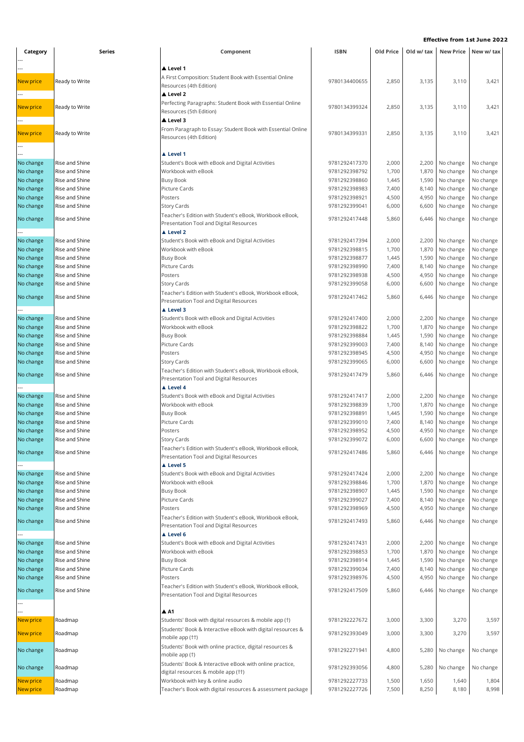**Effective from 1st June 2022**

| Category | Series | Component | ISBN | Old Price | Old w/ tax | New Price | New w/ tax |
|---|---|---|---|---|---|---|---|
| --- | | | | | | | |
| --- | | ▲ **Level 1** | | | | | |
| New price | Ready to Write | A First Composition: Student Book with Essential Online Resources (4th Edition) | 9780134400655 | 2,850 | 3,135 | 3,110 | 3,421 |
| --- | | ▲ **Level 2** | | | | | |
| New price | Ready to Write | Perfecting Paragraphs: Student Book with Essential Online Resources (5th Edition) | 9780134399324 | 2,850 | 3,135 | 3,110 | 3,421 |
| --- | | ▲ **Level 3** | | | | | |
| New price | Ready to Write | From Paragraph to Essay: Student Book with Essential Online Resources (4th Edition) | 9780134399331 | 2,850 | 3,135 | 3,110 | 3,421 |
| --- | | | | | | | |
| --- | | ▲ **Level 1** | | | | | |
| No change | Rise and Shine | Student's Book with eBook and Digital Activities | 9781292417370 | 2,000 | 2,200 | No change | No change |
| No change | Rise and Shine | Workbook with eBook | 9781292398792 | 1,700 | 1,870 | No change | No change |
| No change | Rise and Shine | Busy Book | 9781292398860 | 1,445 | 1,590 | No change | No change |
| No change | Rise and Shine | Picture Cards | 9781292398983 | 7,400 | 8,140 | No change | No change |
| No change | Rise and Shine | Posters | 9781292398921 | 4,500 | 4,950 | No change | No change |
| No change | Rise and Shine | Story Cards | 9781292399041 | 6,000 | 6,600 | No change | No change |
| No change | Rise and Shine | Teacher's Edition with Student's eBook, Workbook eBook, Presentation Tool and Digital Resources | 9781292417448 | 5,860 | 6,446 | No change | No change |
| --- | | ▲ **Level 2** | | | | | |
| No change | Rise and Shine | Student's Book with eBook and Digital Activities | 9781292417394 | 2,000 | 2,200 | No change | No change |
| No change | Rise and Shine | Workbook with eBook | 9781292398815 | 1,700 | 1,870 | No change | No change |
| No change | Rise and Shine | Busy Book | 9781292398877 | 1,445 | 1,590 | No change | No change |
| No change | Rise and Shine | Picture Cards | 9781292398990 | 7,400 | 8,140 | No change | No change |
| No change | Rise and Shine | Posters | 9781292398938 | 4,500 | 4,950 | No change | No change |
| No change | Rise and Shine | Story Cards | 9781292399058 | 6,000 | 6,600 | No change | No change |
| No change | Rise and Shine | Teacher's Edition with Student's eBook, Workbook eBook, Presentation Tool and Digital Resources | 9781292417462 | 5,860 | 6,446 | No change | No change |
| --- | | ▲ **Level 3** | | | | | |
| No change | Rise and Shine | Student's Book with eBook and Digital Activities | 9781292417400 | 2,000 | 2,200 | No change | No change |
| No change | Rise and Shine | Workbook with eBook | 9781292398822 | 1,700 | 1,870 | No change | No change |
| No change | Rise and Shine | Busy Book | 9781292398884 | 1,445 | 1,590 | No change | No change |
| No change | Rise and Shine | Picture Cards | 9781292399003 | 7,400 | 8,140 | No change | No change |
| No change | Rise and Shine | Posters | 9781292398945 | 4,500 | 4,950 | No change | No change |
| No change | Rise and Shine | Story Cards | 9781292399065 | 6,000 | 6,600 | No change | No change |
| No change | Rise and Shine | Teacher's Edition with Student's eBook, Workbook eBook, Presentation Tool and Digital Resources | 9781292417479 | 5,860 | 6,446 | No change | No change |
| --- | | ▲ **Level 4** | | | | | |
| No change | Rise and Shine | Student's Book with eBook and Digital Activities | 9781292417417 | 2,000 | 2,200 | No change | No change |
| No change | Rise and Shine | Workbook with eBook | 9781292398839 | 1,700 | 1,870 | No change | No change |
| No change | Rise and Shine | Busy Book | 9781292398891 | 1,445 | 1,590 | No change | No change |
| No change | Rise and Shine | Picture Cards | 9781292399010 | 7,400 | 8,140 | No change | No change |
| No change | Rise and Shine | Posters | 9781292398952 | 4,500 | 4,950 | No change | No change |
| No change | Rise and Shine | Story Cards | 9781292399072 | 6,000 | 6,600 | No change | No change |
| No change | Rise and Shine | Teacher's Edition with Student's eBook, Workbook eBook, Presentation Tool and Digital Resources | 9781292417486 | 5,860 | 6,446 | No change | No change |
| --- | | ▲ **Level 5** | | | | | |
| No change | Rise and Shine | Student's Book with eBook and Digital Activities | 9781292417424 | 2,000 | 2,200 | No change | No change |
| No change | Rise and Shine | Workbook with eBook | 9781292398846 | 1,700 | 1,870 | No change | No change |
| No change | Rise and Shine | Busy Book | 9781292398907 | 1,445 | 1,590 | No change | No change |
| No change | Rise and Shine | Picture Cards | 9781292399027 | 7,400 | 8,140 | No change | No change |
| No change | Rise and Shine | Posters | 9781292398969 | 4,500 | 4,950 | No change | No change |
| No change | Rise and Shine | Teacher's Edition with Student's eBook, Workbook eBook, Presentation Tool and Digital Resources | 9781292417493 | 5,860 | 6,446 | No change | No change |
| --- | | ▲ **Level 6** | | | | | |
| No change | Rise and Shine | Student's Book with eBook and Digital Activities | 9781292417431 | 2,000 | 2,200 | No change | No change |
| No change | Rise and Shine | Workbook with eBook | 9781292398853 | 1,700 | 1,870 | No change | No change |
| No change | Rise and Shine | Busy Book | 9781292398914 | 1,445 | 1,590 | No change | No change |
| No change | Rise and Shine | Picture Cards | 9781292399034 | 7,400 | 8,140 | No change | No change |
| No change | Rise and Shine | Posters | 9781292398976 | 4,500 | 4,950 | No change | No change |
| No change | Rise and Shine | Teacher's Edition with Student's eBook, Workbook eBook, Presentation Tool and Digital Resources | 9781292417509 | 5,860 | 6,446 | No change | No change |
| --- | | | | | | | |
| --- | | ▲ **A1** | | | | | |
| New price | Roadmap | Students' Book with digital resources & mobile app (†) | 9781292227672 | 3,000 | 3,300 | 3,270 | 3,597 |
| New price | Roadmap | Students' Book & Interactive eBook with digital resources & mobile app (††) | 9781292393049 | 3,000 | 3,300 | 3,270 | 3,597 |
| No change | Roadmap | Students' Book with online practice, digital resources & mobile app (†) | 9781292271941 | 4,800 | 5,280 | No change | No change |
| No change | Roadmap | Students' Book & Interactive eBook with online practice, digital resources & mobile app (††) | 9781292393056 | 4,800 | 5,280 | No change | No change |
| New price | Roadmap | Workbook with key & online audio | 9781292227733 | 1,500 | 1,650 | 1,640 | 1,804 |
| New price | Roadmap | Teacher's Book with digital resources & assessment package | 9781292227726 | 7,500 | 8,250 | 8,180 | 8,998 |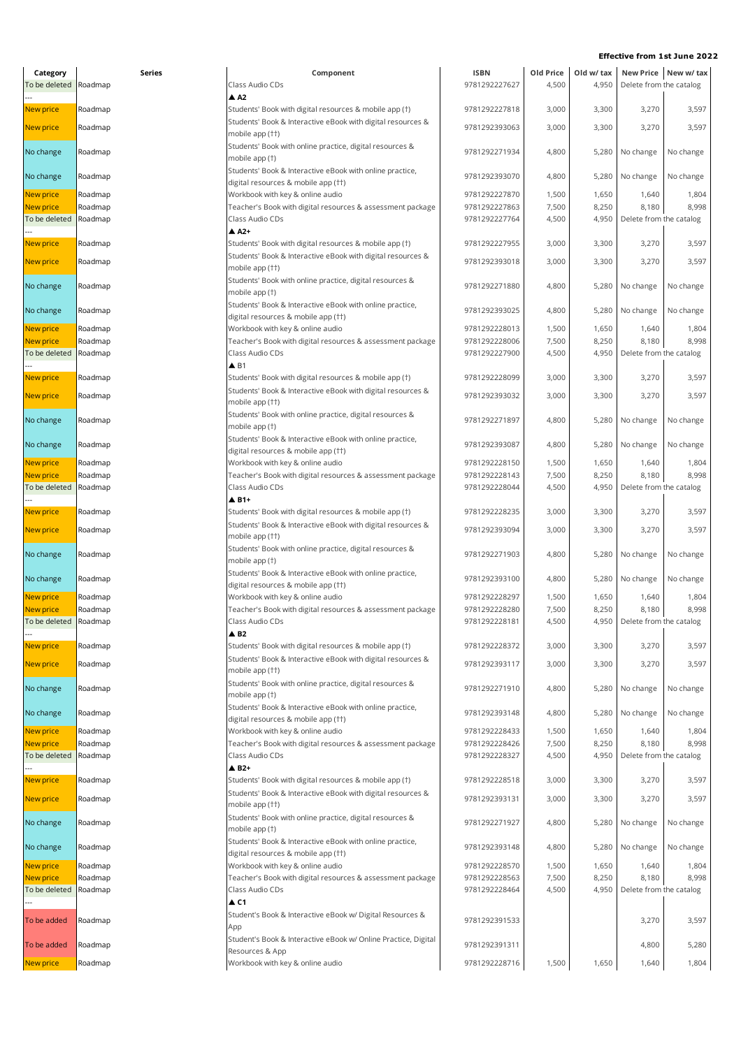**Effective from 1st June 2022**

| Category | Series | Component | ISBN | Old Price | Old w/ tax | New Price | New w/ tax |
|---|---|---|---|---|---|---|---|
| To be deleted | Roadmap | Class Audio CDs | 9781292227627 | 4,500 | 4,950 | Delete from the catalog | |
| --- | | ▲ A2 | | | | | |
| New price | Roadmap | Students' Book with digital resources & mobile app (†) | 9781292227818 | 3,000 | 3,300 | 3,270 | 3,597 |
| New price | Roadmap | Students' Book & Interactive eBook with digital resources & mobile app (††) | 9781292393063 | 3,000 | 3,300 | 3,270 | 3,597 |
| No change | Roadmap | Students' Book with online practice, digital resources & mobile app (†) | 9781292271934 | 4,800 | 5,280 | No change | No change |
| No change | Roadmap | Students' Book & Interactive eBook with online practice, digital resources & mobile app (††) | 9781292393070 | 4,800 | 5,280 | No change | No change |
| New price | Roadmap | Workbook with key & online audio | 9781292227870 | 1,500 | 1,650 | 1,640 | 1,804 |
| New price | Roadmap | Teacher's Book with digital resources & assessment package | 9781292227863 | 7,500 | 8,250 | 8,180 | 8,998 |
| To be deleted | Roadmap | Class Audio CDs | 9781292227764 | 4,500 | 4,950 | Delete from the catalog | |
| --- | | ▲ A2+ | | | | | |
| New price | Roadmap | Students' Book with digital resources & mobile app (†) | 9781292227955 | 3,000 | 3,300 | 3,270 | 3,597 |
| New price | Roadmap | Students' Book & Interactive eBook with digital resources & mobile app (††) | 9781292393018 | 3,000 | 3,300 | 3,270 | 3,597 |
| No change | Roadmap | Students' Book with online practice, digital resources & mobile app (†) | 9781292271880 | 4,800 | 5,280 | No change | No change |
| No change | Roadmap | Students' Book & Interactive eBook with online practice, digital resources & mobile app (††) | 9781292393025 | 4,800 | 5,280 | No change | No change |
| New price | Roadmap | Workbook with key & online audio | 9781292228013 | 1,500 | 1,650 | 1,640 | 1,804 |
| New price | Roadmap | Teacher's Book with digital resources & assessment package | 9781292228006 | 7,500 | 8,250 | 8,180 | 8,998 |
| To be deleted | Roadmap | Class Audio CDs | 9781292227900 | 4,500 | 4,950 | Delete from the catalog | |
| --- | | ▲ B1 | | | | | |
| New price | Roadmap | Students' Book with digital resources & mobile app (†) | 9781292228099 | 3,000 | 3,300 | 3,270 | 3,597 |
| New price | Roadmap | Students' Book & Interactive eBook with digital resources & mobile app (††) | 9781292393032 | 3,000 | 3,300 | 3,270 | 3,597 |
| No change | Roadmap | Students' Book with online practice, digital resources & mobile app (†) | 9781292271897 | 4,800 | 5,280 | No change | No change |
| No change | Roadmap | Students' Book & Interactive eBook with online practice, digital resources & mobile app (††) | 9781292393087 | 4,800 | 5,280 | No change | No change |
| New price | Roadmap | Workbook with key & online audio | 9781292228150 | 1,500 | 1,650 | 1,640 | 1,804 |
| New price | Roadmap | Teacher's Book with digital resources & assessment package | 9781292228143 | 7,500 | 8,250 | 8,180 | 8,998 |
| To be deleted | Roadmap | Class Audio CDs | 9781292228044 | 4,500 | 4,950 | Delete from the catalog | |
| --- | | ▲ B1+ | | | | | |
| New price | Roadmap | Students' Book with digital resources & mobile app (†) | 9781292228235 | 3,000 | 3,300 | 3,270 | 3,597 |
| New price | Roadmap | Students' Book & Interactive eBook with digital resources & mobile app (††) | 9781292393094 | 3,000 | 3,300 | 3,270 | 3,597 |
| No change | Roadmap | Students' Book with online practice, digital resources & mobile app (†) | 9781292271903 | 4,800 | 5,280 | No change | No change |
| No change | Roadmap | Students' Book & Interactive eBook with online practice, digital resources & mobile app (††) | 9781292393100 | 4,800 | 5,280 | No change | No change |
| New price | Roadmap | Workbook with key & online audio | 9781292228297 | 1,500 | 1,650 | 1,640 | 1,804 |
| New price | Roadmap | Teacher's Book with digital resources & assessment package | 9781292228280 | 7,500 | 8,250 | 8,180 | 8,998 |
| To be deleted | Roadmap | Class Audio CDs | 9781292228181 | 4,500 | 4,950 | Delete from the catalog | |
| --- | | ▲ B2 | | | | | |
| New price | Roadmap | Students' Book with digital resources & mobile app (†) | 9781292228372 | 3,000 | 3,300 | 3,270 | 3,597 |
| New price | Roadmap | Students' Book & Interactive eBook with digital resources & mobile app (††) | 9781292393117 | 3,000 | 3,300 | 3,270 | 3,597 |
| No change | Roadmap | Students' Book with online practice, digital resources & mobile app (†) | 9781292271910 | 4,800 | 5,280 | No change | No change |
| No change | Roadmap | Students' Book & Interactive eBook with online practice, digital resources & mobile app (††) | 9781292393148 | 4,800 | 5,280 | No change | No change |
| New price | Roadmap | Workbook with key & online audio | 9781292228433 | 1,500 | 1,650 | 1,640 | 1,804 |
| New price | Roadmap | Teacher's Book with digital resources & assessment package | 9781292228426 | 7,500 | 8,250 | 8,180 | 8,998 |
| To be deleted | Roadmap | Class Audio CDs | 9781292228327 | 4,500 | 4,950 | Delete from the catalog | |
| --- | | ▲ B2+ | | | | | |
| New price | Roadmap | Students' Book with digital resources & mobile app (†) | 9781292228518 | 3,000 | 3,300 | 3,270 | 3,597 |
| New price | Roadmap | Students' Book & Interactive eBook with digital resources & mobile app (††) | 9781292393131 | 3,000 | 3,300 | 3,270 | 3,597 |
| No change | Roadmap | Students' Book with online practice, digital resources & mobile app (†) | 9781292271927 | 4,800 | 5,280 | No change | No change |
| No change | Roadmap | Students' Book & Interactive eBook with online practice, digital resources & mobile app (††) | 9781292393148 | 4,800 | 5,280 | No change | No change |
| New price | Roadmap | Workbook with key & online audio | 9781292228570 | 1,500 | 1,650 | 1,640 | 1,804 |
| New price | Roadmap | Teacher's Book with digital resources & assessment package | 9781292228563 | 7,500 | 8,250 | 8,180 | 8,998 |
| To be deleted | Roadmap | Class Audio CDs | 9781292228464 | 4,500 | 4,950 | Delete from the catalog | |
| --- | | ▲ C1 | | | | | |
| To be added | Roadmap | Student's Book & Interactive eBook w/ Digital Resources & App | 9781292391533 | | | 3,270 | 3,597 |
| To be added | Roadmap | Student's Book & Interactive eBook w/ Online Practice, Digital Resources & App | 9781292391311 | | | 4,800 | 5,280 |
| New price | Roadmap | Workbook with key & online audio | 9781292228716 | 1,500 | 1,650 | 1,640 | 1,804 |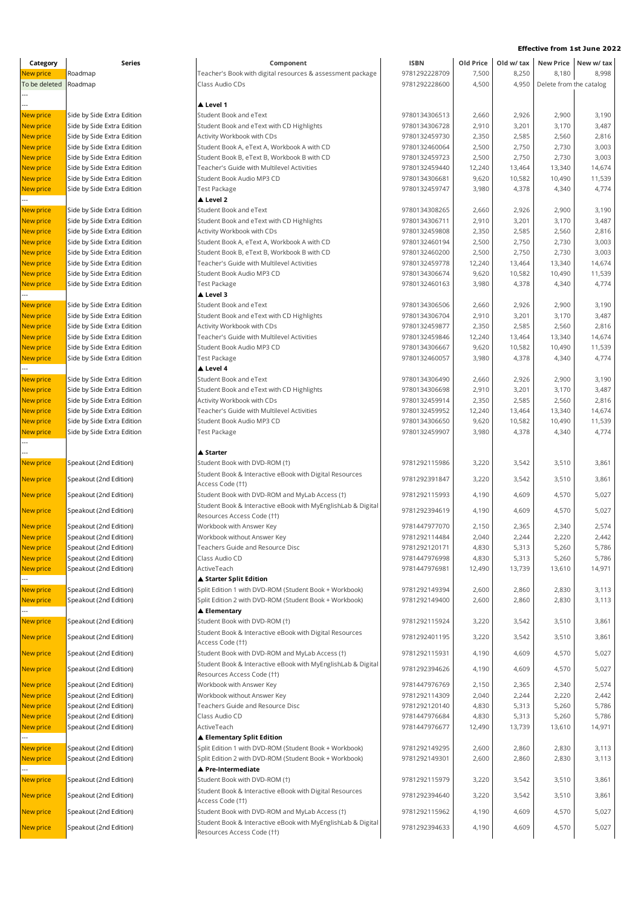**Effective from 1st June 2022**

| Category | Series | Component | ISBN | Old Price | Old w/ tax | New Price | New w/ tax |
|---|---|---|---|---|---|---|---|
| New price | Roadmap | Teacher's Book with digital resources & assessment package | 9781292228709 | 7,500 | 8,250 | 8,180 | 8,998 |
| To be deleted | Roadmap | Class Audio CDs | 9781292228600 | 4,500 | 4,950 | Delete from the catalog | |
| --- | | | | | | | |
| --- | | ▲ **Level 1** | | | | | |
| New price | Side by Side Extra Edition | Student Book and eText | 9780134306513 | 2,660 | 2,926 | 2,900 | 3,190 |
| New price | Side by Side Extra Edition | Student Book and eText with CD Highlights | 9780134306728 | 2,910 | 3,201 | 3,170 | 3,487 |
| New price | Side by Side Extra Edition | Activity Workbook with CDs | 9780132459730 | 2,350 | 2,585 | 2,560 | 2,816 |
| New price | Side by Side Extra Edition | Student Book A, eText A, Workbook A with CD | 9780132460064 | 2,500 | 2,750 | 2,730 | 3,003 |
| New price | Side by Side Extra Edition | Student Book B, eText B, Workbook B with CD | 9780132459723 | 2,500 | 2,750 | 2,730 | 3,003 |
| New price | Side by Side Extra Edition | Teacher's Guide with Multilevel Activities | 9780132459440 | 12,240 | 13,464 | 13,340 | 14,674 |
| New price | Side by Side Extra Edition | Student Book Audio MP3 CD | 9780134306681 | 9,620 | 10,582 | 10,490 | 11,539 |
| New price | Side by Side Extra Edition | Test Package | 9780132459747 | 3,980 | 4,378 | 4,340 | 4,774 |
| --- | | ▲ **Level 2** | | | | | |
| New price | Side by Side Extra Edition | Student Book and eText | 9780134308265 | 2,660 | 2,926 | 2,900 | 3,190 |
| New price | Side by Side Extra Edition | Student Book and eText with CD Highlights | 9780134306711 | 2,910 | 3,201 | 3,170 | 3,487 |
| New price | Side by Side Extra Edition | Activity Workbook with CDs | 9780132459808 | 2,350 | 2,585 | 2,560 | 2,816 |
| New price | Side by Side Extra Edition | Student Book A, eText A, Workbook A with CD | 9780132460194 | 2,500 | 2,750 | 2,730 | 3,003 |
| New price | Side by Side Extra Edition | Student Book B, eText B, Workbook B with CD | 9780132460200 | 2,500 | 2,750 | 2,730 | 3,003 |
| New price | Side by Side Extra Edition | Teacher's Guide with Multilevel Activities | 9780132459778 | 12,240 | 13,464 | 13,340 | 14,674 |
| New price | Side by Side Extra Edition | Student Book Audio MP3 CD | 9780134306674 | 9,620 | 10,582 | 10,490 | 11,539 |
| New price | Side by Side Extra Edition | Test Package | 9780132460163 | 3,980 | 4,378 | 4,340 | 4,774 |
| --- | | ▲ **Level 3** | | | | | |
| New price | Side by Side Extra Edition | Student Book and eText | 9780134306506 | 2,660 | 2,926 | 2,900 | 3,190 |
| New price | Side by Side Extra Edition | Student Book and eText with CD Highlights | 9780134306704 | 2,910 | 3,201 | 3,170 | 3,487 |
| New price | Side by Side Extra Edition | Activity Workbook with CDs | 9780132459877 | 2,350 | 2,585 | 2,560 | 2,816 |
| New price | Side by Side Extra Edition | Teacher's Guide with Multilevel Activities | 9780132459846 | 12,240 | 13,464 | 13,340 | 14,674 |
| New price | Side by Side Extra Edition | Student Book Audio MP3 CD | 9780134306667 | 9,620 | 10,582 | 10,490 | 11,539 |
| New price | Side by Side Extra Edition | Test Package | 9780132460057 | 3,980 | 4,378 | 4,340 | 4,774 |
| --- | | ▲ **Level 4** | | | | | |
| New price | Side by Side Extra Edition | Student Book and eText | 9780134306490 | 2,660 | 2,926 | 2,900 | 3,190 |
| New price | Side by Side Extra Edition | Student Book and eText with CD Highlights | 9780134306698 | 2,910 | 3,201 | 3,170 | 3,487 |
| New price | Side by Side Extra Edition | Activity Workbook with CDs | 9780132459914 | 2,350 | 2,585 | 2,560 | 2,816 |
| New price | Side by Side Extra Edition | Teacher's Guide with Multilevel Activities | 9780132459952 | 12,240 | 13,464 | 13,340 | 14,674 |
| New price | Side by Side Extra Edition | Student Book Audio MP3 CD | 9780134306650 | 9,620 | 10,582 | 10,490 | 11,539 |
| New price | Side by Side Extra Edition | Test Package | 9780132459907 | 3,980 | 4,378 | 4,340 | 4,774 |
| --- | | | | | | | |
| --- | | ▲ **Starter** | | | | | |
| New price | Speakout (2nd Edition) | Student Book with DVD-ROM (†) | 9781292115986 | 3,220 | 3,542 | 3,510 | 3,861 |
| New price | Speakout (2nd Edition) | Student Book & Interactive eBook with Digital Resources Access Code (††) | 9781292391847 | 3,220 | 3,542 | 3,510 | 3,861 |
| New price | Speakout (2nd Edition) | Student Book with DVD-ROM and MyLab Access (†) | 9781292115993 | 4,190 | 4,609 | 4,570 | 5,027 |
| New price | Speakout (2nd Edition) | Student Book & Interactive eBook with MyEnglishLab & Digital Resources Access Code (††) | 9781292394619 | 4,190 | 4,609 | 4,570 | 5,027 |
| New price | Speakout (2nd Edition) | Workbook with Answer Key | 9781447977070 | 2,150 | 2,365 | 2,340 | 2,574 |
| New price | Speakout (2nd Edition) | Workbook without Answer Key | 9781292114484 | 2,040 | 2,244 | 2,220 | 2,442 |
| New price | Speakout (2nd Edition) | Teachers Guide and Resource Disc | 9781292120171 | 4,830 | 5,313 | 5,260 | 5,786 |
| New price | Speakout (2nd Edition) | Class Audio CD | 9781447976998 | 4,830 | 5,313 | 5,260 | 5,786 |
| New price | Speakout (2nd Edition) | ActiveTeach | 9781447976981 | 12,490 | 13,739 | 13,610 | 14,971 |
| --- | | ▲ **Starter Split Edition** | | | | | |
| New price | Speakout (2nd Edition) | Split Edition 1 with DVD-ROM (Student Book + Workbook) | 9781292149394 | 2,600 | 2,860 | 2,830 | 3,113 |
| New price | Speakout (2nd Edition) | Split Edition 2 with DVD-ROM (Student Book + Workbook) | 9781292149400 | 2,600 | 2,860 | 2,830 | 3,113 |
| --- | | ▲ **Elementary** | | | | | |
| New price | Speakout (2nd Edition) | Student Book with DVD-ROM (†) | 9781292115924 | 3,220 | 3,542 | 3,510 | 3,861 |
| New price | Speakout (2nd Edition) | Student Book & Interactive eBook with Digital Resources Access Code (††) | 9781292401195 | 3,220 | 3,542 | 3,510 | 3,861 |
| New price | Speakout (2nd Edition) | Student Book with DVD-ROM and MyLab Access (†) | 9781292115931 | 4,190 | 4,609 | 4,570 | 5,027 |
| New price | Speakout (2nd Edition) | Student Book & Interactive eBook with MyEnglishLab & Digital Resources Access Code (††) | 9781292394626 | 4,190 | 4,609 | 4,570 | 5,027 |
| New price | Speakout (2nd Edition) | Workbook with Answer Key | 9781447976769 | 2,150 | 2,365 | 2,340 | 2,574 |
| New price | Speakout (2nd Edition) | Workbook without Answer Key | 9781292114309 | 2,040 | 2,244 | 2,220 | 2,442 |
| New price | Speakout (2nd Edition) | Teachers Guide and Resource Disc | 9781292120140 | 4,830 | 5,313 | 5,260 | 5,786 |
| New price | Speakout (2nd Edition) | Class Audio CD | 9781447976684 | 4,830 | 5,313 | 5,260 | 5,786 |
| New price | Speakout (2nd Edition) | ActiveTeach | 9781447976677 | 12,490 | 13,739 | 13,610 | 14,971 |
| --- | | ▲ **Elementary Split Edition** | | | | | |
| New price | Speakout (2nd Edition) | Split Edition 1 with DVD-ROM (Student Book + Workbook) | 9781292149295 | 2,600 | 2,860 | 2,830 | 3,113 |
| New price | Speakout (2nd Edition) | Split Edition 2 with DVD-ROM (Student Book + Workbook) | 9781292149301 | 2,600 | 2,860 | 2,830 | 3,113 |
| --- | | ▲ **Pre-Intermediate** | | | | | |
| New price | Speakout (2nd Edition) | Student Book with DVD-ROM (†) | 9781292115979 | 3,220 | 3,542 | 3,510 | 3,861 |
| New price | Speakout (2nd Edition) | Student Book & Interactive eBook with Digital Resources Access Code (††) | 9781292394640 | 3,220 | 3,542 | 3,510 | 3,861 |
| New price | Speakout (2nd Edition) | Student Book with DVD-ROM and MyLab Access (†) | 9781292115962 | 4,190 | 4,609 | 4,570 | 5,027 |
| New price | Speakout (2nd Edition) | Student Book & Interactive eBook with MyEnglishLab & Digital Resources Access Code (††) | 9781292394633 | 4,190 | 4,609 | 4,570 | 5,027 |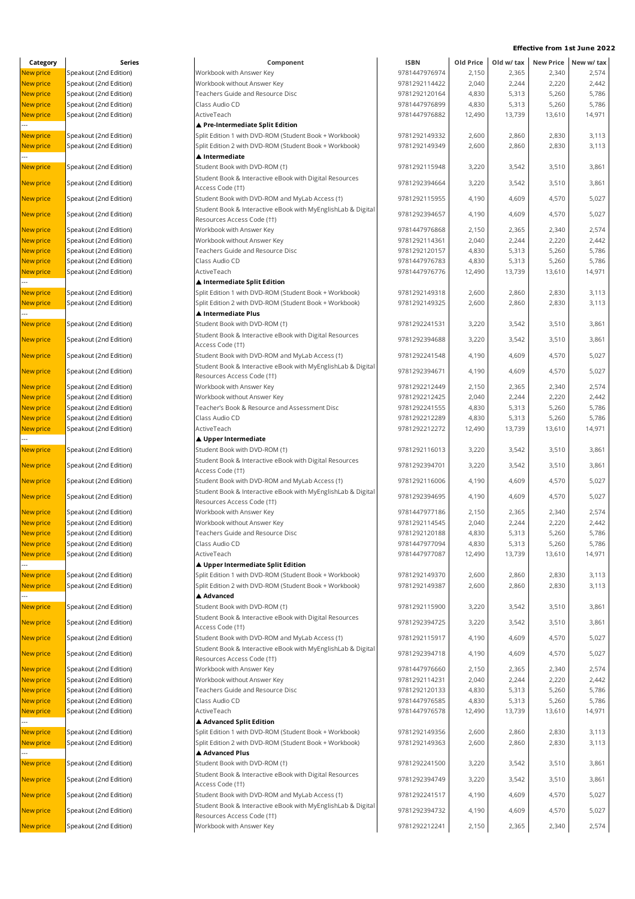**Effective from 1st June 2022**

| Category | Series | Component | ISBN | Old Price | Old w/ tax | New Price | New w/ tax |
|---|---|---|---|---|---|---|---|
| New price | Speakout (2nd Edition) | Workbook with Answer Key | 9781447976974 | 2,150 | 2,365 | 2,340 | 2,574 |
| New price | Speakout (2nd Edition) | Workbook without Answer Key | 9781292114422 | 2,040 | 2,244 | 2,220 | 2,442 |
| New price | Speakout (2nd Edition) | Teachers Guide and Resource Disc | 9781292120164 | 4,830 | 5,313 | 5,260 | 5,786 |
| New price | Speakout (2nd Edition) | Class Audio CD | 9781447976899 | 4,830 | 5,313 | 5,260 | 5,786 |
| New price | Speakout (2nd Edition) | ActiveTeach | 9781447976882 | 12,490 | 13,739 | 13,610 | 14,971 |
| --- | | ▲ **Pre-Intermediate Split Edition** | | | | | |
| New price | Speakout (2nd Edition) | Split Edition 1 with DVD-ROM (Student Book + Workbook) | 9781292149332 | 2,600 | 2,860 | 2,830 | 3,113 |
| New price | Speakout (2nd Edition) | Split Edition 2 with DVD-ROM (Student Book + Workbook) | 9781292149349 | 2,600 | 2,860 | 2,830 | 3,113 |
| --- | | ▲ **Intermediate** | | | | | |
| New price | Speakout (2nd Edition) | Student Book with DVD-ROM (†) | 9781292115948 | 3,220 | 3,542 | 3,510 | 3,861 |
| New price | Speakout (2nd Edition) | Student Book & Interactive eBook with Digital Resources Access Code (††) | 9781292394664 | 3,220 | 3,542 | 3,510 | 3,861 |
| New price | Speakout (2nd Edition) | Student Book with DVD-ROM and MyLab Access (†) | 9781292115955 | 4,190 | 4,609 | 4,570 | 5,027 |
| New price | Speakout (2nd Edition) | Student Book & Interactive eBook with MyEnglishLab & Digital Resources Access Code (††) | 9781292394657 | 4,190 | 4,609 | 4,570 | 5,027 |
| New price | Speakout (2nd Edition) | Workbook with Answer Key | 9781447976868 | 2,150 | 2,365 | 2,340 | 2,574 |
| New price | Speakout (2nd Edition) | Workbook without Answer Key | 9781292114361 | 2,040 | 2,244 | 2,220 | 2,442 |
| New price | Speakout (2nd Edition) | Teachers Guide and Resource Disc | 9781292120157 | 4,830 | 5,313 | 5,260 | 5,786 |
| New price | Speakout (2nd Edition) | Class Audio CD | 9781447976783 | 4,830 | 5,313 | 5,260 | 5,786 |
| New price | Speakout (2nd Edition) | ActiveTeach | 9781447976776 | 12,490 | 13,739 | 13,610 | 14,971 |
| --- | | ▲ **Intermediate Split Edition** | | | | | |
| New price | Speakout (2nd Edition) | Split Edition 1 with DVD-ROM (Student Book + Workbook) | 9781292149318 | 2,600 | 2,860 | 2,830 | 3,113 |
| New price | Speakout (2nd Edition) | Split Edition 2 with DVD-ROM (Student Book + Workbook) | 9781292149325 | 2,600 | 2,860 | 2,830 | 3,113 |
| --- | | ▲ **Intermediate Plus** | | | | | |
| New price | Speakout (2nd Edition) | Student Book with DVD-ROM (†) | 9781292241531 | 3,220 | 3,542 | 3,510 | 3,861 |
| New price | Speakout (2nd Edition) | Student Book & Interactive eBook with Digital Resources Access Code (††) | 9781292394688 | 3,220 | 3,542 | 3,510 | 3,861 |
| New price | Speakout (2nd Edition) | Student Book with DVD-ROM and MyLab Access (†) | 9781292241548 | 4,190 | 4,609 | 4,570 | 5,027 |
| New price | Speakout (2nd Edition) | Student Book & Interactive eBook with MyEnglishLab & Digital Resources Access Code (††) | 9781292394671 | 4,190 | 4,609 | 4,570 | 5,027 |
| New price | Speakout (2nd Edition) | Workbook with Answer Key | 9781292212449 | 2,150 | 2,365 | 2,340 | 2,574 |
| New price | Speakout (2nd Edition) | Workbook without Answer Key | 9781292212425 | 2,040 | 2,244 | 2,220 | 2,442 |
| New price | Speakout (2nd Edition) | Teacher's Book & Resource and Assessment Disc | 9781292241555 | 4,830 | 5,313 | 5,260 | 5,786 |
| New price | Speakout (2nd Edition) | Class Audio CD | 9781292212289 | 4,830 | 5,313 | 5,260 | 5,786 |
| New price | Speakout (2nd Edition) | ActiveTeach | 9781292212272 | 12,490 | 13,739 | 13,610 | 14,971 |
| --- | | ▲ **Upper Intermediate** | | | | | |
| New price | Speakout (2nd Edition) | Student Book with DVD-ROM (†) | 9781292116013 | 3,220 | 3,542 | 3,510 | 3,861 |
| New price | Speakout (2nd Edition) | Student Book & Interactive eBook with Digital Resources Access Code (††) | 9781292394701 | 3,220 | 3,542 | 3,510 | 3,861 |
| New price | Speakout (2nd Edition) | Student Book with DVD-ROM and MyLab Access (†) | 9781292116006 | 4,190 | 4,609 | 4,570 | 5,027 |
| New price | Speakout (2nd Edition) | Student Book & Interactive eBook with MyEnglishLab & Digital Resources Access Code (††) | 9781292394695 | 4,190 | 4,609 | 4,570 | 5,027 |
| New price | Speakout (2nd Edition) | Workbook with Answer Key | 9781447977186 | 2,150 | 2,365 | 2,340 | 2,574 |
| New price | Speakout (2nd Edition) | Workbook without Answer Key | 9781292114545 | 2,040 | 2,244 | 2,220 | 2,442 |
| New price | Speakout (2nd Edition) | Teachers Guide and Resource Disc | 9781292120188 | 4,830 | 5,313 | 5,260 | 5,786 |
| New price | Speakout (2nd Edition) | Class Audio CD | 9781447977094 | 4,830 | 5,313 | 5,260 | 5,786 |
| New price | Speakout (2nd Edition) | ActiveTeach | 9781447977087 | 12,490 | 13,739 | 13,610 | 14,971 |
| --- | | ▲ **Upper Intermediate Split Edition** | | | | | |
| New price | Speakout (2nd Edition) | Split Edition 1 with DVD-ROM (Student Book + Workbook) | 9781292149370 | 2,600 | 2,860 | 2,830 | 3,113 |
| New price | Speakout (2nd Edition) | Split Edition 2 with DVD-ROM (Student Book + Workbook) | 9781292149387 | 2,600 | 2,860 | 2,830 | 3,113 |
| --- | | ▲ **Advanced** | | | | | |
| New price | Speakout (2nd Edition) | Student Book with DVD-ROM (†) | 9781292115900 | 3,220 | 3,542 | 3,510 | 3,861 |
| New price | Speakout (2nd Edition) | Student Book & Interactive eBook with Digital Resources Access Code (††) | 9781292394725 | 3,220 | 3,542 | 3,510 | 3,861 |
| New price | Speakout (2nd Edition) | Student Book with DVD-ROM and MyLab Access (†) | 9781292115917 | 4,190 | 4,609 | 4,570 | 5,027 |
| New price | Speakout (2nd Edition) | Student Book & Interactive eBook with MyEnglishLab & Digital Resources Access Code (††) | 9781292394718 | 4,190 | 4,609 | 4,570 | 5,027 |
| New price | Speakout (2nd Edition) | Workbook with Answer Key | 9781447976660 | 2,150 | 2,365 | 2,340 | 2,574 |
| New price | Speakout (2nd Edition) | Workbook without Answer Key | 9781292114231 | 2,040 | 2,244 | 2,220 | 2,442 |
| New price | Speakout (2nd Edition) | Teachers Guide and Resource Disc | 9781292120133 | 4,830 | 5,313 | 5,260 | 5,786 |
| New price | Speakout (2nd Edition) | Class Audio CD | 9781447976585 | 4,830 | 5,313 | 5,260 | 5,786 |
| New price | Speakout (2nd Edition) | ActiveTeach | 9781447976578 | 12,490 | 13,739 | 13,610 | 14,971 |
| --- | | ▲ **Advanced Split Edition** | | | | | |
| New price | Speakout (2nd Edition) | Split Edition 1 with DVD-ROM (Student Book + Workbook) | 9781292149356 | 2,600 | 2,860 | 2,830 | 3,113 |
| New price | Speakout (2nd Edition) | Split Edition 2 with DVD-ROM (Student Book + Workbook) | 9781292149363 | 2,600 | 2,860 | 2,830 | 3,113 |
| --- | | ▲ **Advanced Plus** | | | | | |
| New price | Speakout (2nd Edition) | Student Book with DVD-ROM (†) | 9781292241500 | 3,220 | 3,542 | 3,510 | 3,861 |
| New price | Speakout (2nd Edition) | Student Book & Interactive eBook with Digital Resources Access Code (††) | 9781292394749 | 3,220 | 3,542 | 3,510 | 3,861 |
| New price | Speakout (2nd Edition) | Student Book with DVD-ROM and MyLab Access (†) | 9781292241517 | 4,190 | 4,609 | 4,570 | 5,027 |
| New price | Speakout (2nd Edition) | Student Book & Interactive eBook with MyEnglishLab & Digital Resources Access Code (††) | 9781292394732 | 4,190 | 4,609 | 4,570 | 5,027 |
| New price | Speakout (2nd Edition) | Workbook with Answer Key | 9781292212241 | 2,150 | 2,365 | 2,340 | 2,574 |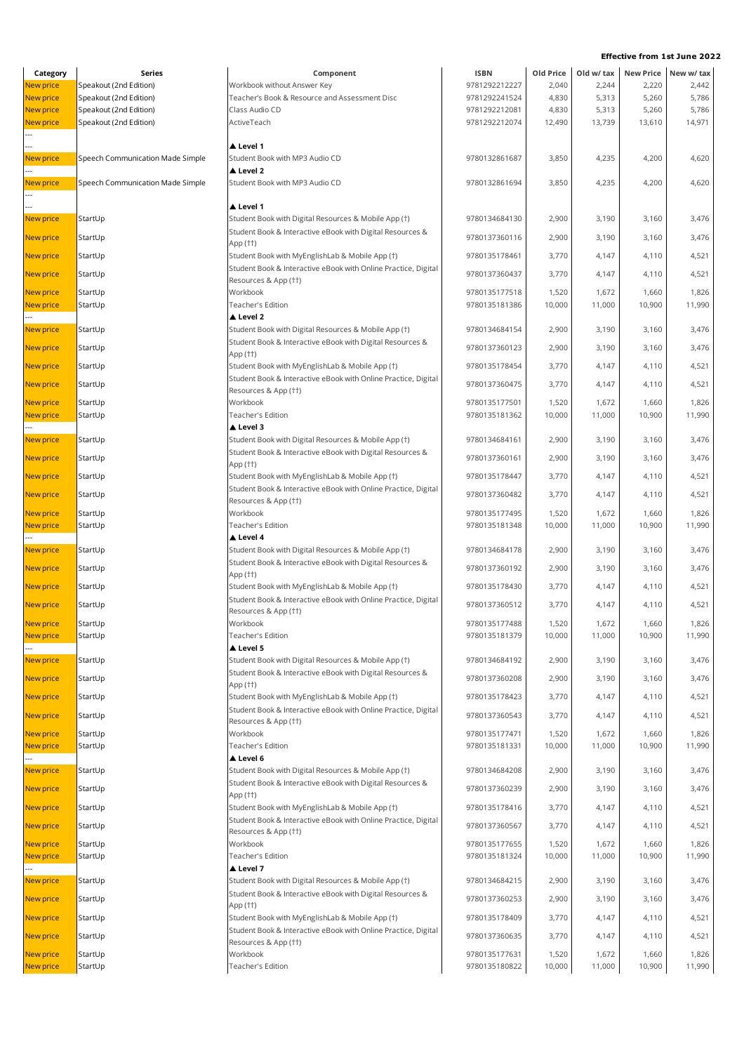**Effective from 1st June 2022**

| Category | Series | Component | ISBN | Old Price | Old w/ tax | New Price | New w/ tax |
|---|---|---|---|---|---|---|---|
| New price | Speakout (2nd Edition) | Workbook without Answer Key | 9781292212227 | 2,040 | 2,244 | 2,220 | 2,442 |
| New price | Speakout (2nd Edition) | Teacher's Book & Resource and Assessment Disc | 9781292241524 | 4,830 | 5,313 | 5,260 | 5,786 |
| New price | Speakout (2nd Edition) | Class Audio CD | 9781292212081 | 4,830 | 5,313 | 5,260 | 5,786 |
| New price | Speakout (2nd Edition) | ActiveTeach | 9781292212074 | 12,490 | 13,739 | 13,610 | 14,971 |
| --- | | | | | | | |
| --- | | ▲ Level 1 | | | | | |
| New price | Speech Communication Made Simple | Student Book with MP3 Audio CD | 9780132861687 | 3,850 | 4,235 | 4,200 | 4,620 |
| --- | | ▲ Level 2 | | | | | |
| New price | Speech Communication Made Simple | Student Book with MP3 Audio CD | 9780132861694 | 3,850 | 4,235 | 4,200 | 4,620 |
| --- | | | | | | | |
| --- | | ▲ Level 1 | | | | | |
| New price | StartUp | Student Book with Digital Resources & Mobile App (†) | 9780134684130 | 2,900 | 3,190 | 3,160 | 3,476 |
| New price | StartUp | Student Book & Interactive eBook with Digital Resources & App (††) | 9780137360116 | 2,900 | 3,190 | 3,160 | 3,476 |
| New price | StartUp | Student Book with MyEnglishLab & Mobile App (†) | 9780135178461 | 3,770 | 4,147 | 4,110 | 4,521 |
| New price | StartUp | Student Book & Interactive eBook with Online Practice, Digital Resources & App (††) | 9780137360437 | 3,770 | 4,147 | 4,110 | 4,521 |
| New price | StartUp | Workbook | 9780135177518 | 1,520 | 1,672 | 1,660 | 1,826 |
| New price | StartUp | Teacher's Edition | 9780135181386 | 10,000 | 11,000 | 10,900 | 11,990 |
| --- | | ▲ Level 2 | | | | | |
| New price | StartUp | Student Book with Digital Resources & Mobile App (†) | 9780134684154 | 2,900 | 3,190 | 3,160 | 3,476 |
| New price | StartUp | Student Book & Interactive eBook with Digital Resources & App (††) | 9780137360123 | 2,900 | 3,190 | 3,160 | 3,476 |
| New price | StartUp | Student Book with MyEnglishLab & Mobile App (†) | 9780135178454 | 3,770 | 4,147 | 4,110 | 4,521 |
| New price | StartUp | Student Book & Interactive eBook with Online Practice, Digital Resources & App (††) | 9780137360475 | 3,770 | 4,147 | 4,110 | 4,521 |
| New price | StartUp | Workbook | 9780135177501 | 1,520 | 1,672 | 1,660 | 1,826 |
| New price | StartUp | Teacher's Edition | 9780135181362 | 10,000 | 11,000 | 10,900 | 11,990 |
| --- | | ▲ Level 3 | | | | | |
| New price | StartUp | Student Book with Digital Resources & Mobile App (†) | 9780134684161 | 2,900 | 3,190 | 3,160 | 3,476 |
| New price | StartUp | Student Book & Interactive eBook with Digital Resources & App (††) | 9780137360161 | 2,900 | 3,190 | 3,160 | 3,476 |
| New price | StartUp | Student Book with MyEnglishLab & Mobile App (†) | 9780135178447 | 3,770 | 4,147 | 4,110 | 4,521 |
| New price | StartUp | Student Book & Interactive eBook with Online Practice, Digital Resources & App (††) | 9780137360482 | 3,770 | 4,147 | 4,110 | 4,521 |
| New price | StartUp | Workbook | 9780135177495 | 1,520 | 1,672 | 1,660 | 1,826 |
| New price | StartUp | Teacher's Edition | 9780135181348 | 10,000 | 11,000 | 10,900 | 11,990 |
| --- | | ▲ Level 4 | | | | | |
| New price | StartUp | Student Book with Digital Resources & Mobile App (†) | 9780134684178 | 2,900 | 3,190 | 3,160 | 3,476 |
| New price | StartUp | Student Book & Interactive eBook with Digital Resources & App (††) | 9780137360192 | 2,900 | 3,190 | 3,160 | 3,476 |
| New price | StartUp | Student Book with MyEnglishLab & Mobile App (†) | 9780135178430 | 3,770 | 4,147 | 4,110 | 4,521 |
| New price | StartUp | Student Book & Interactive eBook with Online Practice, Digital Resources & App (††) | 9780137360512 | 3,770 | 4,147 | 4,110 | 4,521 |
| New price | StartUp | Workbook | 9780135177488 | 1,520 | 1,672 | 1,660 | 1,826 |
| New price | StartUp | Teacher's Edition | 9780135181379 | 10,000 | 11,000 | 10,900 | 11,990 |
| --- | | ▲ Level 5 | | | | | |
| New price | StartUp | Student Book with Digital Resources & Mobile App (†) | 9780134684192 | 2,900 | 3,190 | 3,160 | 3,476 |
| New price | StartUp | Student Book & Interactive eBook with Digital Resources & App (††) | 9780137360208 | 2,900 | 3,190 | 3,160 | 3,476 |
| New price | StartUp | Student Book with MyEnglishLab & Mobile App (†) | 9780135178423 | 3,770 | 4,147 | 4,110 | 4,521 |
| New price | StartUp | Student Book & Interactive eBook with Online Practice, Digital Resources & App (††) | 9780137360543 | 3,770 | 4,147 | 4,110 | 4,521 |
| New price | StartUp | Workbook | 9780135177471 | 1,520 | 1,672 | 1,660 | 1,826 |
| New price | StartUp | Teacher's Edition | 9780135181331 | 10,000 | 11,000 | 10,900 | 11,990 |
| --- | | ▲ Level 6 | | | | | |
| New price | StartUp | Student Book with Digital Resources & Mobile App (†) | 9780134684208 | 2,900 | 3,190 | 3,160 | 3,476 |
| New price | StartUp | Student Book & Interactive eBook with Digital Resources & App (††) | 9780137360239 | 2,900 | 3,190 | 3,160 | 3,476 |
| New price | StartUp | Student Book with MyEnglishLab & Mobile App (†) | 9780135178416 | 3,770 | 4,147 | 4,110 | 4,521 |
| New price | StartUp | Student Book & Interactive eBook with Online Practice, Digital Resources & App (††) | 9780137360567 | 3,770 | 4,147 | 4,110 | 4,521 |
| New price | StartUp | Workbook | 9780135177655 | 1,520 | 1,672 | 1,660 | 1,826 |
| New price | StartUp | Teacher's Edition | 9780135181324 | 10,000 | 11,000 | 10,900 | 11,990 |
| --- | | ▲ Level 7 | | | | | |
| New price | StartUp | Student Book with Digital Resources & Mobile App (†) | 9780134684215 | 2,900 | 3,190 | 3,160 | 3,476 |
| New price | StartUp | Student Book & Interactive eBook with Digital Resources & App (††) | 9780137360253 | 2,900 | 3,190 | 3,160 | 3,476 |
| New price | StartUp | Student Book with MyEnglishLab & Mobile App (†) | 9780135178409 | 3,770 | 4,147 | 4,110 | 4,521 |
| New price | StartUp | Student Book & Interactive eBook with Online Practice, Digital Resources & App (††) | 9780137360635 | 3,770 | 4,147 | 4,110 | 4,521 |
| New price | StartUp | Workbook | 9780135177631 | 1,520 | 1,672 | 1,660 | 1,826 |
| New price | StartUp | Teacher's Edition | 9780135180822 | 10,000 | 11,000 | 10,900 | 11,990 |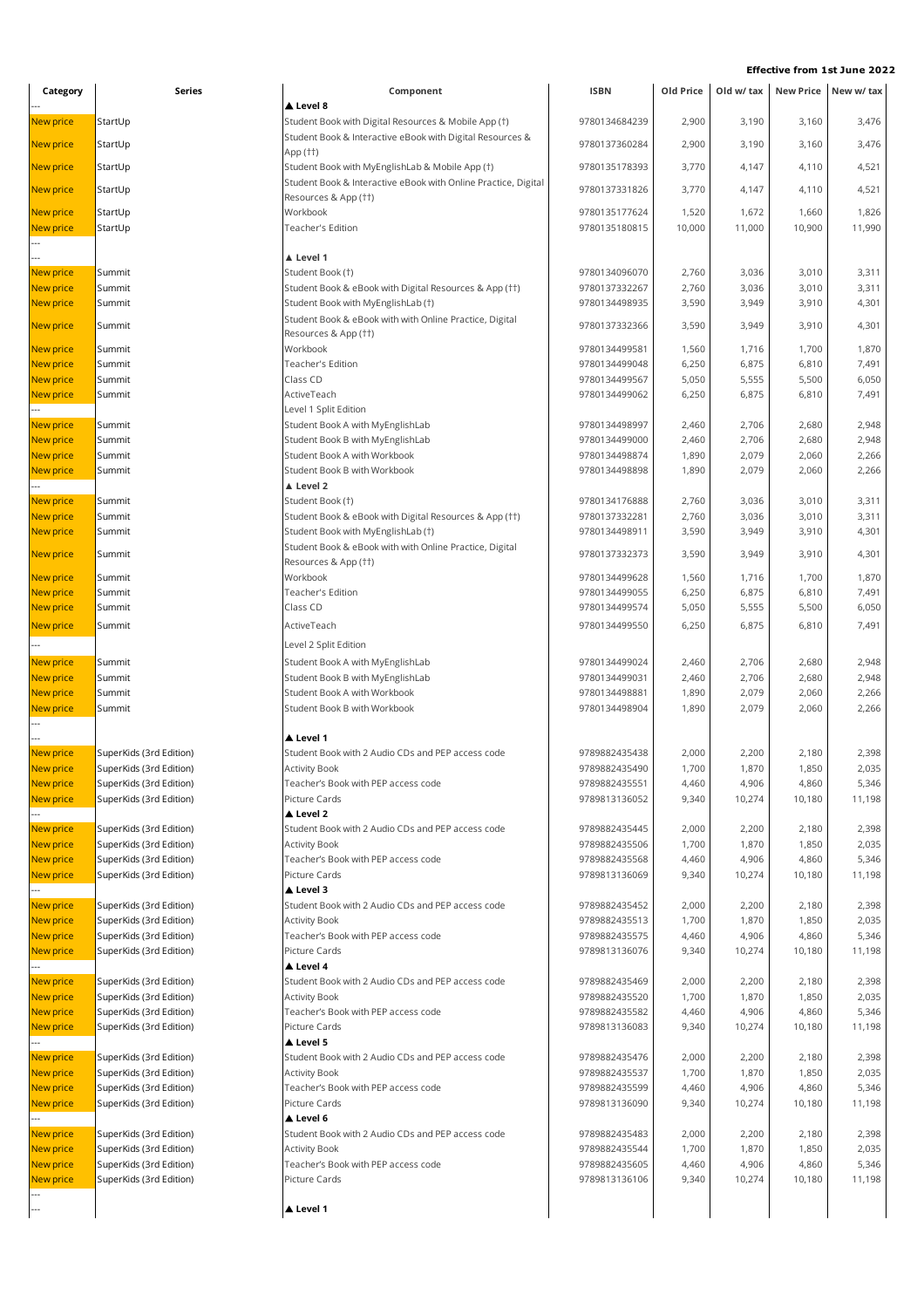**Effective from 1st June 2022**

| Category | Series | Component | ISBN | Old Price | Old w/ tax | New Price | New w/ tax |
|---|---|---|---|---|---|---|---|
| --- | | ▲ Level 8 | | | | | |
| New price | StartUp | Student Book with Digital Resources & Mobile App (†) | 9780134684239 | 2,900 | 3,190 | 3,160 | 3,476 |
| New price | StartUp | Student Book & Interactive eBook with Digital Resources & App (††) | 9780137360284 | 2,900 | 3,190 | 3,160 | 3,476 |
| New price | StartUp | Student Book with MyEnglishLab & Mobile App (†) | 9780135178393 | 3,770 | 4,147 | 4,110 | 4,521 |
| New price | StartUp | Student Book & Interactive eBook with Online Practice, Digital Resources & App (††) | 9780137331826 | 3,770 | 4,147 | 4,110 | 4,521 |
| New price | StartUp | Workbook | 9780135177624 | 1,520 | 1,672 | 1,660 | 1,826 |
| New price | StartUp | Teacher's Edition | 9780135180815 | 10,000 | 11,000 | 10,900 | 11,990 |
| --- | | | | | | | |
| --- | | ▲ Level 1 | | | | | |
| New price | Summit | Student Book (†) | 9780134096070 | 2,760 | 3,036 | 3,010 | 3,311 |
| New price | Summit | Student Book & eBook with Digital Resources & App (††) | 9780137332267 | 2,760 | 3,036 | 3,010 | 3,311 |
| New price | Summit | Student Book with MyEnglishLab (†) | 9780134498935 | 3,590 | 3,949 | 3,910 | 4,301 |
| New price | Summit | Student Book & eBook with with Online Practice, Digital Resources & App (††) | 9780137332366 | 3,590 | 3,949 | 3,910 | 4,301 |
| New price | Summit | Workbook | 9780134499581 | 1,560 | 1,716 | 1,700 | 1,870 |
| New price | Summit | Teacher's Edition | 9780134499048 | 6,250 | 6,875 | 6,810 | 7,491 |
| New price | Summit | Class CD | 9780134499567 | 5,050 | 5,555 | 5,500 | 6,050 |
| New price | Summit | ActiveTeach | 9780134499062 | 6,250 | 6,875 | 6,810 | 7,491 |
| --- | | Level 1 Split Edition | | | | | |
| New price | Summit | Student Book A with MyEnglishLab | 9780134498997 | 2,460 | 2,706 | 2,680 | 2,948 |
| New price | Summit | Student Book B with MyEnglishLab | 9780134499000 | 2,460 | 2,706 | 2,680 | 2,948 |
| New price | Summit | Student Book A with Workbook | 9780134498874 | 1,890 | 2,079 | 2,060 | 2,266 |
| New price | Summit | Student Book B with Workbook | 9780134498898 | 1,890 | 2,079 | 2,060 | 2,266 |
| --- | | ▲ Level 2 | | | | | |
| New price | Summit | Student Book (†) | 9780134176888 | 2,760 | 3,036 | 3,010 | 3,311 |
| New price | Summit | Student Book & eBook with Digital Resources & App (††) | 9780137332281 | 2,760 | 3,036 | 3,010 | 3,311 |
| New price | Summit | Student Book with MyEnglishLab (†) | 9780134498911 | 3,590 | 3,949 | 3,910 | 4,301 |
| New price | Summit | Student Book & eBook with with Online Practice, Digital Resources & App (††) | 9780137332373 | 3,590 | 3,949 | 3,910 | 4,301 |
| New price | Summit | Workbook | 9780134499628 | 1,560 | 1,716 | 1,700 | 1,870 |
| New price | Summit | Teacher's Edition | 9780134499055 | 6,250 | 6,875 | 6,810 | 7,491 |
| New price | Summit | Class CD | 9780134499574 | 5,050 | 5,555 | 5,500 | 6,050 |
| New price | Summit | ActiveTeach | 9780134499550 | 6,250 | 6,875 | 6,810 | 7,491 |
| --- | | Level 2 Split Edition | | | | | |
| New price | Summit | Student Book A with MyEnglishLab | 9780134499024 | 2,460 | 2,706 | 2,680 | 2,948 |
| New price | Summit | Student Book B with MyEnglishLab | 9780134499031 | 2,460 | 2,706 | 2,680 | 2,948 |
| New price | Summit | Student Book A with Workbook | 9780134498881 | 1,890 | 2,079 | 2,060 | 2,266 |
| New price | Summit | Student Book B with Workbook | 9780134498904 | 1,890 | 2,079 | 2,060 | 2,266 |
| --- | | | | | | | |
| --- | | ▲ Level 1 | | | | | |
| New price | SuperKids (3rd Edition) | Student Book with 2 Audio CDs and PEP access code | 9789882435438 | 2,000 | 2,200 | 2,180 | 2,398 |
| New price | SuperKids (3rd Edition) | Activity Book | 9789882435490 | 1,700 | 1,870 | 1,850 | 2,035 |
| New price | SuperKids (3rd Edition) | Teacher's Book with PEP access code | 9789882435551 | 4,460 | 4,906 | 4,860 | 5,346 |
| New price | SuperKids (3rd Edition) | Picture Cards | 9789813136052 | 9,340 | 10,274 | 10,180 | 11,198 |
| --- | | ▲ Level 2 | | | | | |
| New price | SuperKids (3rd Edition) | Student Book with 2 Audio CDs and PEP access code | 9789882435445 | 2,000 | 2,200 | 2,180 | 2,398 |
| New price | SuperKids (3rd Edition) | Activity Book | 9789882435506 | 1,700 | 1,870 | 1,850 | 2,035 |
| New price | SuperKids (3rd Edition) | Teacher's Book with PEP access code | 9789882435568 | 4,460 | 4,906 | 4,860 | 5,346 |
| New price | SuperKids (3rd Edition) | Picture Cards | 9789813136069 | 9,340 | 10,274 | 10,180 | 11,198 |
| --- | | ▲ Level 3 | | | | | |
| New price | SuperKids (3rd Edition) | Student Book with 2 Audio CDs and PEP access code | 9789882435452 | 2,000 | 2,200 | 2,180 | 2,398 |
| New price | SuperKids (3rd Edition) | Activity Book | 9789882435513 | 1,700 | 1,870 | 1,850 | 2,035 |
| New price | SuperKids (3rd Edition) | Teacher's Book with PEP access code | 9789882435575 | 4,460 | 4,906 | 4,860 | 5,346 |
| New price | SuperKids (3rd Edition) | Picture Cards | 9789813136076 | 9,340 | 10,274 | 10,180 | 11,198 |
| --- | | ▲ Level 4 | | | | | |
| New price | SuperKids (3rd Edition) | Student Book with 2 Audio CDs and PEP access code | 9789882435469 | 2,000 | 2,200 | 2,180 | 2,398 |
| New price | SuperKids (3rd Edition) | Activity Book | 9789882435520 | 1,700 | 1,870 | 1,850 | 2,035 |
| New price | SuperKids (3rd Edition) | Teacher's Book with PEP access code | 9789882435582 | 4,460 | 4,906 | 4,860 | 5,346 |
| New price | SuperKids (3rd Edition) | Picture Cards | 9789813136083 | 9,340 | 10,274 | 10,180 | 11,198 |
| --- | | ▲ Level 5 | | | | | |
| New price | SuperKids (3rd Edition) | Student Book with 2 Audio CDs and PEP access code | 9789882435476 | 2,000 | 2,200 | 2,180 | 2,398 |
| New price | SuperKids (3rd Edition) | Activity Book | 9789882435537 | 1,700 | 1,870 | 1,850 | 2,035 |
| New price | SuperKids (3rd Edition) | Teacher's Book with PEP access code | 9789882435599 | 4,460 | 4,906 | 4,860 | 5,346 |
| New price | SuperKids (3rd Edition) | Picture Cards | 9789813136090 | 9,340 | 10,274 | 10,180 | 11,198 |
| --- | | ▲ Level 6 | | | | | |
| New price | SuperKids (3rd Edition) | Student Book with 2 Audio CDs and PEP access code | 9789882435483 | 2,000 | 2,200 | 2,180 | 2,398 |
| New price | SuperKids (3rd Edition) | Activity Book | 9789882435544 | 1,700 | 1,870 | 1,850 | 2,035 |
| New price | SuperKids (3rd Edition) | Teacher's Book with PEP access code | 9789882435605 | 4,460 | 4,906 | 4,860 | 5,346 |
| New price | SuperKids (3rd Edition) | Picture Cards | 9789813136106 | 9,340 | 10,274 | 10,180 | 11,198 |
| --- | | | | | | | |
| --- | | ▲ Level 1 | | | | | |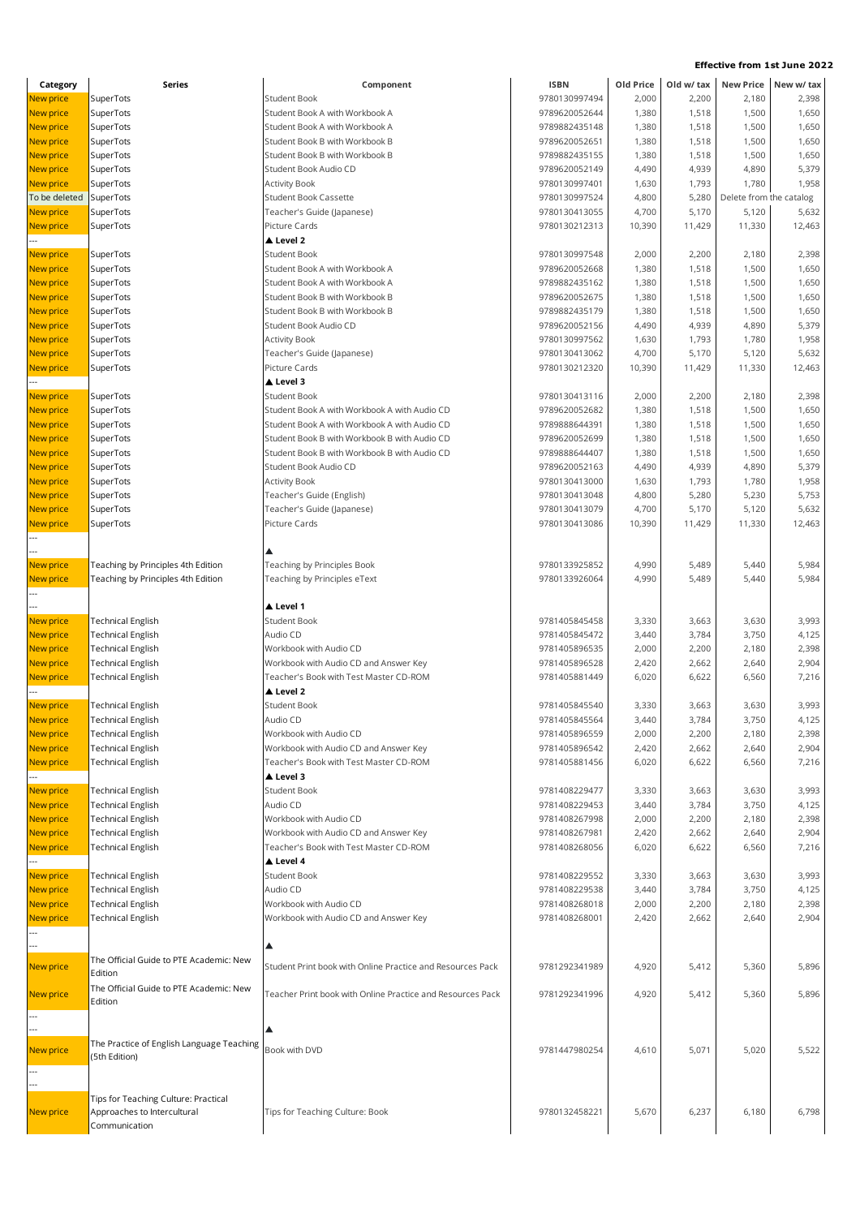**Effective from 1st June 2022**

| Category | Series | Component | ISBN | Old Price | Old w/ tax | New Price | New w/ tax |
|---|---|---|---|---|---|---|---|
| New price | SuperTots | Student Book | 9780130997494 | 2,000 | 2,200 | 2,180 | 2,398 |
| New price | SuperTots | Student Book A with Workbook A | 9789620052644 | 1,380 | 1,518 | 1,500 | 1,650 |
| New price | SuperTots | Student Book A with Workbook A | 9789882435148 | 1,380 | 1,518 | 1,500 | 1,650 |
| New price | SuperTots | Student Book B with Workbook B | 9789620052651 | 1,380 | 1,518 | 1,500 | 1,650 |
| New price | SuperTots | Student Book B with Workbook B | 9789882435155 | 1,380 | 1,518 | 1,500 | 1,650 |
| New price | SuperTots | Student Book Audio CD | 9789620052149 | 4,490 | 4,939 | 4,890 | 5,379 |
| New price | SuperTots | Activity Book | 9780130997401 | 1,630 | 1,793 | 1,780 | 1,958 |
| To be deleted | SuperTots | Student Book Cassette | 9780130997524 | 4,800 | 5,280 | Delete from the catalog | |
| New price | SuperTots | Teacher's Guide (Japanese) | 9780130413055 | 4,700 | 5,170 | 5,120 | 5,632 |
| New price | SuperTots | Picture Cards | 9780130212313 | 10,390 | 11,429 | 11,330 | 12,463 |
| --- | | ▲ Level 2 | | | | | |
| New price | SuperTots | Student Book | 9780130997548 | 2,000 | 2,200 | 2,180 | 2,398 |
| New price | SuperTots | Student Book A with Workbook A | 9789620052668 | 1,380 | 1,518 | 1,500 | 1,650 |
| New price | SuperTots | Student Book A with Workbook A | 9789882435162 | 1,380 | 1,518 | 1,500 | 1,650 |
| New price | SuperTots | Student Book B with Workbook B | 9789620052675 | 1,380 | 1,518 | 1,500 | 1,650 |
| New price | SuperTots | Student Book B with Workbook B | 9789882435179 | 1,380 | 1,518 | 1,500 | 1,650 |
| New price | SuperTots | Student Book Audio CD | 9789620052156 | 4,490 | 4,939 | 4,890 | 5,379 |
| New price | SuperTots | Activity Book | 9780130997562 | 1,630 | 1,793 | 1,780 | 1,958 |
| New price | SuperTots | Teacher's Guide (Japanese) | 9780130413062 | 4,700 | 5,170 | 5,120 | 5,632 |
| New price | SuperTots | Picture Cards | 9780130212320 | 10,390 | 11,429 | 11,330 | 12,463 |
| --- | | ▲ Level 3 | | | | | |
| New price | SuperTots | Student Book | 9780130413116 | 2,000 | 2,200 | 2,180 | 2,398 |
| New price | SuperTots | Student Book A with Workbook A with Audio CD | 9789620052682 | 1,380 | 1,518 | 1,500 | 1,650 |
| New price | SuperTots | Student Book A with Workbook A with Audio CD | 9789888644391 | 1,380 | 1,518 | 1,500 | 1,650 |
| New price | SuperTots | Student Book B with Workbook B with Audio CD | 9789620052699 | 1,380 | 1,518 | 1,500 | 1,650 |
| New price | SuperTots | Student Book B with Workbook B with Audio CD | 9789888644407 | 1,380 | 1,518 | 1,500 | 1,650 |
| New price | SuperTots | Student Book Audio CD | 9789620052163 | 4,490 | 4,939 | 4,890 | 5,379 |
| New price | SuperTots | Activity Book | 9780130413000 | 1,630 | 1,793 | 1,780 | 1,958 |
| New price | SuperTots | Teacher's Guide (English) | 9780130413048 | 4,800 | 5,280 | 5,230 | 5,753 |
| New price | SuperTots | Teacher's Guide (Japanese) | 9780130413079 | 4,700 | 5,170 | 5,120 | 5,632 |
| New price | SuperTots | Picture Cards | 9780130413086 | 10,390 | 11,429 | 11,330 | 12,463 |
| --- | | | | | | | |
| --- | | ▲ | | | | | |
| New price | Teaching by Principles 4th Edition | Teaching by Principles Book | 9780133925852 | 4,990 | 5,489 | 5,440 | 5,984 |
| New price | Teaching by Principles 4th Edition | Teaching by Principles eText | 9780133926064 | 4,990 | 5,489 | 5,440 | 5,984 |
| --- | | | | | | | |
| --- | | ▲ Level 1 | | | | | |
| New price | Technical English | Student Book | 9781405845458 | 3,330 | 3,663 | 3,630 | 3,993 |
| New price | Technical English | Audio CD | 9781405845472 | 3,440 | 3,784 | 3,750 | 4,125 |
| New price | Technical English | Workbook with Audio CD | 9781405896535 | 2,000 | 2,200 | 2,180 | 2,398 |
| New price | Technical English | Workbook with Audio CD and Answer Key | 9781405896528 | 2,420 | 2,662 | 2,640 | 2,904 |
| New price | Technical English | Teacher's Book with Test Master CD-ROM | 9781405881449 | 6,020 | 6,622 | 6,560 | 7,216 |
| --- | | ▲ Level 2 | | | | | |
| New price | Technical English | Student Book | 9781405845540 | 3,330 | 3,663 | 3,630 | 3,993 |
| New price | Technical English | Audio CD | 9781405845564 | 3,440 | 3,784 | 3,750 | 4,125 |
| New price | Technical English | Workbook with Audio CD | 9781405896559 | 2,000 | 2,200 | 2,180 | 2,398 |
| New price | Technical English | Workbook with Audio CD and Answer Key | 9781405896542 | 2,420 | 2,662 | 2,640 | 2,904 |
| New price | Technical English | Teacher's Book with Test Master CD-ROM | 9781405881456 | 6,020 | 6,622 | 6,560 | 7,216 |
| --- | | ▲ Level 3 | | | | | |
| New price | Technical English | Student Book | 9781408229477 | 3,330 | 3,663 | 3,630 | 3,993 |
| New price | Technical English | Audio CD | 9781408229453 | 3,440 | 3,784 | 3,750 | 4,125 |
| New price | Technical English | Workbook with Audio CD | 9781408267998 | 2,000 | 2,200 | 2,180 | 2,398 |
| New price | Technical English | Workbook with Audio CD and Answer Key | 9781408267981 | 2,420 | 2,662 | 2,640 | 2,904 |
| New price | Technical English | Teacher's Book with Test Master CD-ROM | 9781408268056 | 6,020 | 6,622 | 6,560 | 7,216 |
| --- | | ▲ Level 4 | | | | | |
| New price | Technical English | Student Book | 9781408229552 | 3,330 | 3,663 | 3,630 | 3,993 |
| New price | Technical English | Audio CD | 9781408229538 | 3,440 | 3,784 | 3,750 | 4,125 |
| New price | Technical English | Workbook with Audio CD | 9781408268018 | 2,000 | 2,200 | 2,180 | 2,398 |
| New price | Technical English | Workbook with Audio CD and Answer Key | 9781408268001 | 2,420 | 2,662 | 2,640 | 2,904 |
| --- | | | | | | | |
| --- | | ▲ | | | | | |
| New price | The Official Guide to PTE Academic: New Edition | Student Print book with Online Practice and Resources Pack | 9781292341989 | 4,920 | 5,412 | 5,360 | 5,896 |
| New price | The Official Guide to PTE Academic: New Edition | Teacher Print book with Online Practice and Resources Pack | 9781292341996 | 4,920 | 5,412 | 5,360 | 5,896 |
| --- | | | | | | | |
| --- | | ▲ | | | | | |
| New price | The Practice of English Language Teaching (5th Edition) | Book with DVD | 9781447980254 | 4,610 | 5,071 | 5,020 | 5,522 |
| --- | | | | | | | |
| --- | | | | | | | |
| New price | Tips for Teaching Culture: Practical Approaches to Intercultural Communication | Tips for Teaching Culture: Book | 9780132458221 | 5,670 | 6,237 | 6,180 | 6,798 |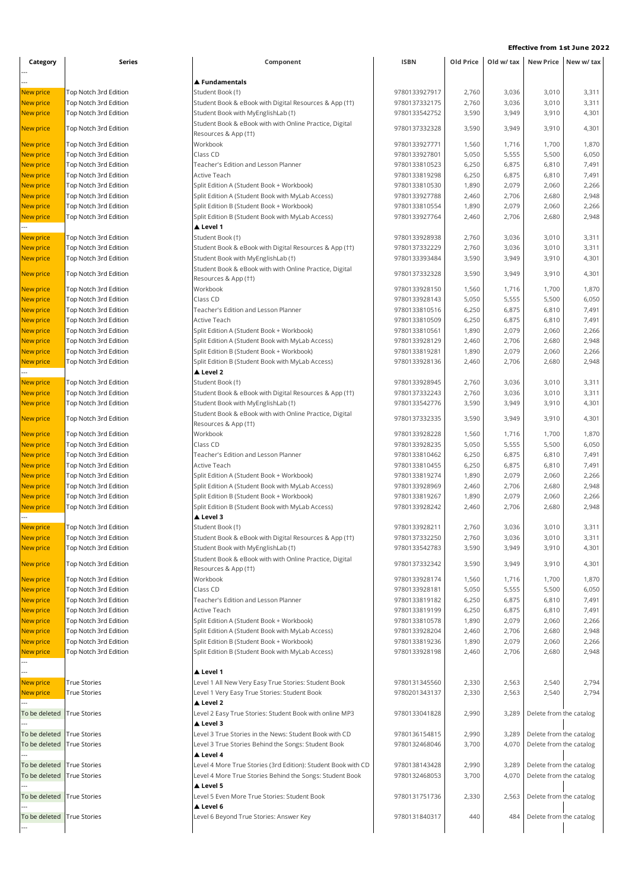**Effective from 1st June 2022**

| Category | Series | Component | ISBN | Old Price | Old w/ tax | New Price | New w/ tax |
|---|---|---|---|---|---|---|---|
| --- | | | | | | | |
| --- | | ▲ **Fundamentals** | | | | | |
| New price | Top Notch 3rd Edition | Student Book (†) | 9780133927917 | 2,760 | 3,036 | 3,010 | 3,311 |
| New price | Top Notch 3rd Edition | Student Book & eBook with Digital Resources & App (††) | 9780137332175 | 2,760 | 3,036 | 3,010 | 3,311 |
| New price | Top Notch 3rd Edition | Student Book with MyEnglishLab (†) | 9780133542752 | 3,590 | 3,949 | 3,910 | 4,301 |
| New price | Top Notch 3rd Edition | Student Book & eBook with with Online Practice, Digital Resources & App (††) | 9780137332328 | 3,590 | 3,949 | 3,910 | 4,301 |
| New price | Top Notch 3rd Edition | Workbook | 9780133927771 | 1,560 | 1,716 | 1,700 | 1,870 |
| New price | Top Notch 3rd Edition | Class CD | 9780133927801 | 5,050 | 5,555 | 5,500 | 6,050 |
| New price | Top Notch 3rd Edition | Teacher's Edition and Lesson Planner | 9780133810523 | 6,250 | 6,875 | 6,810 | 7,491 |
| New price | Top Notch 3rd Edition | Active Teach | 9780133819298 | 6,250 | 6,875 | 6,810 | 7,491 |
| New price | Top Notch 3rd Edition | Split Edition A (Student Book + Workbook) | 9780133810530 | 1,890 | 2,079 | 2,060 | 2,266 |
| New price | Top Notch 3rd Edition | Split Edition A (Student Book with MyLab Access) | 9780133927788 | 2,460 | 2,706 | 2,680 | 2,948 |
| New price | Top Notch 3rd Edition | Split Edition B (Student Book + Workbook) | 9780133810554 | 1,890 | 2,079 | 2,060 | 2,266 |
| New price | Top Notch 3rd Edition | Split Edition B (Student Book with MyLab Access) | 9780133927764 | 2,460 | 2,706 | 2,680 | 2,948 |
| --- | | ▲ **Level 1** | | | | | |
| New price | Top Notch 3rd Edition | Student Book (†) | 9780133928938 | 2,760 | 3,036 | 3,010 | 3,311 |
| New price | Top Notch 3rd Edition | Student Book & eBook with Digital Resources & App (††) | 9780137332229 | 2,760 | 3,036 | 3,010 | 3,311 |
| New price | Top Notch 3rd Edition | Student Book with MyEnglishLab (†) | 9780133393484 | 3,590 | 3,949 | 3,910 | 4,301 |
| New price | Top Notch 3rd Edition | Student Book & eBook with with Online Practice, Digital Resources & App (††) | 9780137332328 | 3,590 | 3,949 | 3,910 | 4,301 |
| New price | Top Notch 3rd Edition | Workbook | 9780133928150 | 1,560 | 1,716 | 1,700 | 1,870 |
| New price | Top Notch 3rd Edition | Class CD | 9780133928143 | 5,050 | 5,555 | 5,500 | 6,050 |
| New price | Top Notch 3rd Edition | Teacher's Edition and Lesson Planner | 9780133810516 | 6,250 | 6,875 | 6,810 | 7,491 |
| New price | Top Notch 3rd Edition | Active Teach | 9780133810509 | 6,250 | 6,875 | 6,810 | 7,491 |
| New price | Top Notch 3rd Edition | Split Edition A (Student Book + Workbook) | 9780133810561 | 1,890 | 2,079 | 2,060 | 2,266 |
| New price | Top Notch 3rd Edition | Split Edition A (Student Book with MyLab Access) | 9780133928129 | 2,460 | 2,706 | 2,680 | 2,948 |
| New price | Top Notch 3rd Edition | Split Edition B (Student Book + Workbook) | 9780133819281 | 1,890 | 2,079 | 2,060 | 2,266 |
| New price | Top Notch 3rd Edition | Split Edition B (Student Book with MyLab Access) | 9780133928136 | 2,460 | 2,706 | 2,680 | 2,948 |
| --- | | ▲ **Level 2** | | | | | |
| New price | Top Notch 3rd Edition | Student Book (†) | 9780133928945 | 2,760 | 3,036 | 3,010 | 3,311 |
| New price | Top Notch 3rd Edition | Student Book & eBook with Digital Resources & App (††) | 9780137332243 | 2,760 | 3,036 | 3,010 | 3,311 |
| New price | Top Notch 3rd Edition | Student Book with MyEnglishLab (†) | 9780133542776 | 3,590 | 3,949 | 3,910 | 4,301 |
| New price | Top Notch 3rd Edition | Student Book & eBook with with Online Practice, Digital Resources & App (††) | 9780137332335 | 3,590 | 3,949 | 3,910 | 4,301 |
| New price | Top Notch 3rd Edition | Workbook | 9780133928228 | 1,560 | 1,716 | 1,700 | 1,870 |
| New price | Top Notch 3rd Edition | Class CD | 9780133928235 | 5,050 | 5,555 | 5,500 | 6,050 |
| New price | Top Notch 3rd Edition | Teacher's Edition and Lesson Planner | 9780133810462 | 6,250 | 6,875 | 6,810 | 7,491 |
| New price | Top Notch 3rd Edition | Active Teach | 9780133810455 | 6,250 | 6,875 | 6,810 | 7,491 |
| New price | Top Notch 3rd Edition | Split Edition A (Student Book + Workbook) | 9780133819274 | 1,890 | 2,079 | 2,060 | 2,266 |
| New price | Top Notch 3rd Edition | Split Edition A (Student Book with MyLab Access) | 9780133928969 | 2,460 | 2,706 | 2,680 | 2,948 |
| New price | Top Notch 3rd Edition | Split Edition B (Student Book + Workbook) | 9780133819267 | 1,890 | 2,079 | 2,060 | 2,266 |
| New price | Top Notch 3rd Edition | Split Edition B (Student Book with MyLab Access) | 9780133928242 | 2,460 | 2,706 | 2,680 | 2,948 |
| --- | | ▲ **Level 3** | | | | | |
| New price | Top Notch 3rd Edition | Student Book (†) | 9780133928211 | 2,760 | 3,036 | 3,010 | 3,311 |
| New price | Top Notch 3rd Edition | Student Book & eBook with Digital Resources & App (††) | 9780137332250 | 2,760 | 3,036 | 3,010 | 3,311 |
| New price | Top Notch 3rd Edition | Student Book with MyEnglishLab (†) | 9780133542783 | 3,590 | 3,949 | 3,910 | 4,301 |
| New price | Top Notch 3rd Edition | Student Book & eBook with with Online Practice, Digital Resources & App (††) | 9780137332342 | 3,590 | 3,949 | 3,910 | 4,301 |
| New price | Top Notch 3rd Edition | Workbook | 9780133928174 | 1,560 | 1,716 | 1,700 | 1,870 |
| New price | Top Notch 3rd Edition | Class CD | 9780133928181 | 5,050 | 5,555 | 5,500 | 6,050 |
| New price | Top Notch 3rd Edition | Teacher's Edition and Lesson Planner | 9780133819182 | 6,250 | 6,875 | 6,810 | 7,491 |
| New price | Top Notch 3rd Edition | Active Teach | 9780133819199 | 6,250 | 6,875 | 6,810 | 7,491 |
| New price | Top Notch 3rd Edition | Split Edition A (Student Book + Workbook) | 9780133810578 | 1,890 | 2,079 | 2,060 | 2,266 |
| New price | Top Notch 3rd Edition | Split Edition A (Student Book with MyLab Access) | 9780133928204 | 2,460 | 2,706 | 2,680 | 2,948 |
| New price | Top Notch 3rd Edition | Split Edition B (Student Book + Workbook) | 9780133819236 | 1,890 | 2,079 | 2,060 | 2,266 |
| New price | Top Notch 3rd Edition | Split Edition B (Student Book with MyLab Access) | 9780133928198 | 2,460 | 2,706 | 2,680 | 2,948 |
| --- | | | | | | | |
| --- | | ▲ **Level 1** | | | | | |
| New price | True Stories | Level 1 All New Very Easy True Stories: Student Book | 9780131345560 | 2,330 | 2,563 | 2,540 | 2,794 |
| New price | True Stories | Level 1 Very Easy True Stories: Student Book | 9780201343137 | 2,330 | 2,563 | 2,540 | 2,794 |
| --- | | ▲ **Level 2** | | | | | |
| To be deleted | True Stories | Level 2 Easy True Stories: Student Book with online MP3 | 9780133041828 | 2,990 | 3,289 | Delete from the catalog | |
| --- | | ▲ **Level 3** | | | | | |
| To be deleted | True Stories | Level 3 True Stories in the News: Student Book with CD | 9780136154815 | 2,990 | 3,289 | Delete from the catalog | |
| To be deleted | True Stories | Level 3 True Stories Behind the Songs: Student Book | 9780132468046 | 3,700 | 4,070 | Delete from the catalog | |
| --- | | ▲ **Level 4** | | | | | |
| To be deleted | True Stories | Level 4 More True Stories (3rd Edition): Student Book with CD | 9780138143428 | 2,990 | 3,289 | Delete from the catalog | |
| To be deleted | True Stories | Level 4 More True Stories Behind the Songs: Student Book | 9780132468053 | 3,700 | 4,070 | Delete from the catalog | |
| --- | | ▲ **Level 5** | | | | | |
| To be deleted | True Stories | Level 5 Even More True Stories: Student Book | 9780131751736 | 2,330 | 2,563 | Delete from the catalog | |
| --- | | ▲ **Level 6** | | | | | |
| To be deleted | True Stories | Level 6 Beyond True Stories: Answer Key | 9780131840317 | 440 | 484 | Delete from the catalog | |
| --- | | | | | | | |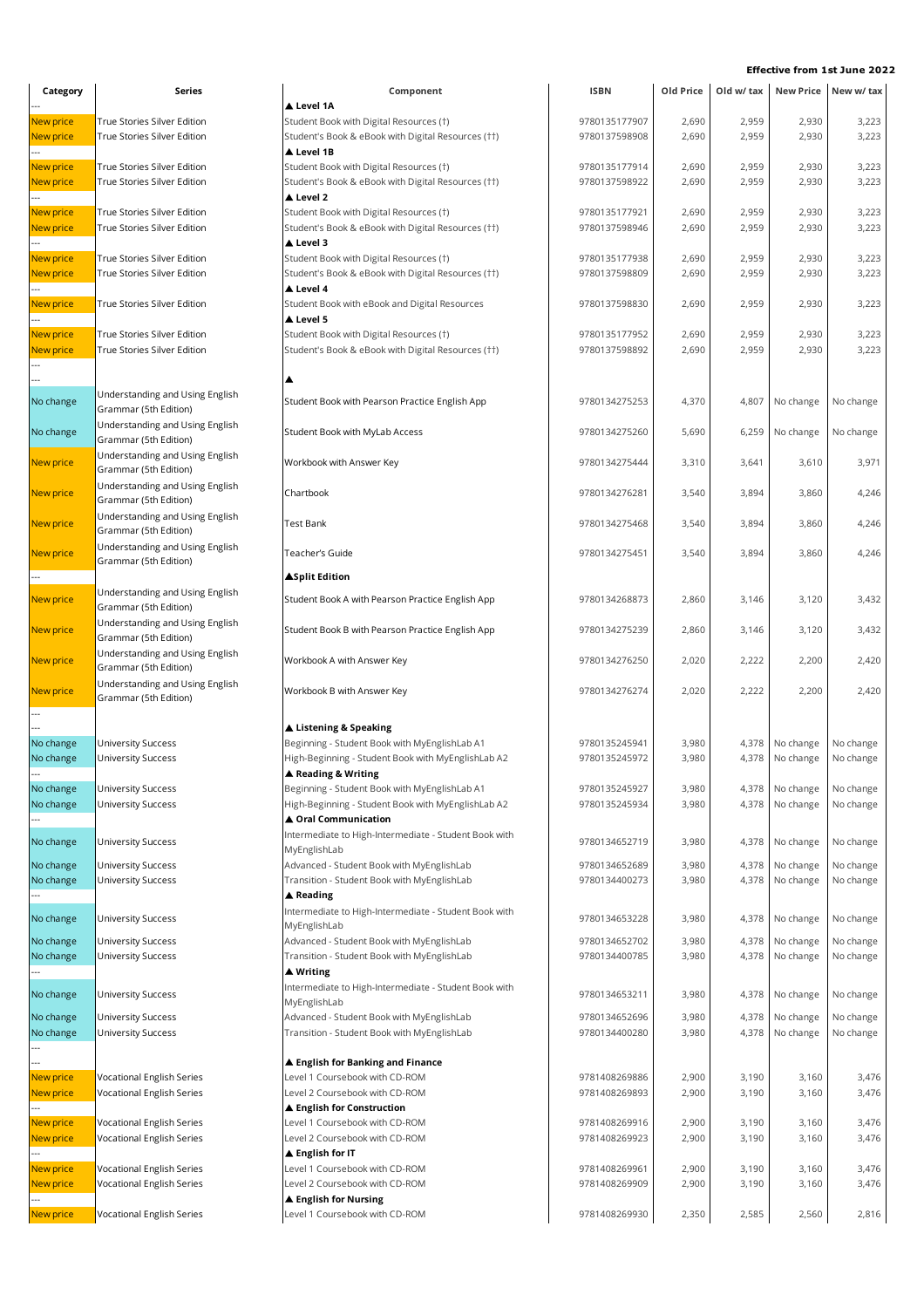**Effective from 1st June 2022**

| Category | Series | Component | ISBN | Old Price | Old w/ tax | New Price | New w/ tax |
|---|---|---|---|---|---|---|---|
| --- | | ▲ Level 1A | | | | | |
| New price | True Stories Silver Edition | Student Book with Digital Resources (†) | 9780135177907 | 2,690 | 2,959 | 2,930 | 3,223 |
| New price | True Stories Silver Edition | Student's Book & eBook with Digital Resources (††) | 9780137598908 | 2,690 | 2,959 | 2,930 | 3,223 |
| --- | | ▲ Level 1B | | | | | |
| New price | True Stories Silver Edition | Student Book with Digital Resources (†) | 9780135177914 | 2,690 | 2,959 | 2,930 | 3,223 |
| New price | True Stories Silver Edition | Student's Book & eBook with Digital Resources (††) | 9780137598922 | 2,690 | 2,959 | 2,930 | 3,223 |
| --- | | ▲ Level 2 | | | | | |
| New price | True Stories Silver Edition | Student Book with Digital Resources (†) | 9780135177921 | 2,690 | 2,959 | 2,930 | 3,223 |
| New price | True Stories Silver Edition | Student's Book & eBook with Digital Resources (††) | 9780137598946 | 2,690 | 2,959 | 2,930 | 3,223 |
| --- | | ▲ Level 3 | | | | | |
| New price | True Stories Silver Edition | Student Book with Digital Resources (†) | 9780135177938 | 2,690 | 2,959 | 2,930 | 3,223 |
| New price | True Stories Silver Edition | Student's Book & eBook with Digital Resources (††) | 9780137598809 | 2,690 | 2,959 | 2,930 | 3,223 |
| --- | | ▲ Level 4 | | | | | |
| New price | True Stories Silver Edition | Student Book with eBook and Digital Resources | 9780137598830 | 2,690 | 2,959 | 2,930 | 3,223 |
| --- | | ▲ Level 5 | | | | | |
| New price | True Stories Silver Edition | Student Book with Digital Resources (†) | 9780135177952 | 2,690 | 2,959 | 2,930 | 3,223 |
| New price | True Stories Silver Edition | Student's Book & eBook with Digital Resources (††) | 9780137598892 | 2,690 | 2,959 | 2,930 | 3,223 |
| --- | | | | | | | |
| --- | | ▲ | | | | | |
| No change | Understanding and Using English Grammar (5th Edition) | Student Book with Pearson Practice English App | 9780134275253 | 4,370 | 4,807 | No change | No change |
| No change | Understanding and Using English Grammar (5th Edition) | Student Book with MyLab Access | 9780134275260 | 5,690 | 6,259 | No change | No change |
| New price | Understanding and Using English Grammar (5th Edition) | Workbook with Answer Key | 9780134275444 | 3,310 | 3,641 | 3,610 | 3,971 |
| New price | Understanding and Using English Grammar (5th Edition) | Chartbook | 9780134276281 | 3,540 | 3,894 | 3,860 | 4,246 |
| New price | Understanding and Using English Grammar (5th Edition) | Test Bank | 9780134275468 | 3,540 | 3,894 | 3,860 | 4,246 |
| New price | Understanding and Using English Grammar (5th Edition) | Teacher's Guide | 9780134275451 | 3,540 | 3,894 | 3,860 | 4,246 |
| --- | | ▲Split Edition | | | | | |
| New price | Understanding and Using English Grammar (5th Edition) | Student Book A with Pearson Practice English App | 9780134268873 | 2,860 | 3,146 | 3,120 | 3,432 |
| New price | Understanding and Using English Grammar (5th Edition) | Student Book B with Pearson Practice English App | 9780134275239 | 2,860 | 3,146 | 3,120 | 3,432 |
| New price | Understanding and Using English Grammar (5th Edition) | Workbook A with Answer Key | 9780134276250 | 2,020 | 2,222 | 2,200 | 2,420 |
| New price | Understanding and Using English Grammar (5th Edition) | Workbook B with Answer Key | 9780134276274 | 2,020 | 2,222 | 2,200 | 2,420 |
| --- | | | | | | | |
| --- | | ▲ Listening & Speaking | | | | | |
| No change | University Success | Beginning - Student Book with MyEnglishLab A1 | 9780135245941 | 3,980 | 4,378 | No change | No change |
| No change | University Success | High-Beginning - Student Book with MyEnglishLab A2 | 9780135245972 | 3,980 | 4,378 | No change | No change |
| --- | | ▲ Reading & Writing | | | | | |
| No change | University Success | Beginning - Student Book with MyEnglishLab A1 | 9780135245927 | 3,980 | 4,378 | No change | No change |
| No change | University Success | High-Beginning - Student Book with MyEnglishLab A2 | 9780135245934 | 3,980 | 4,378 | No change | No change |
| --- | | ▲ Oral Communication | | | | | |
| No change | University Success | Intermediate to High-Intermediate - Student Book with MyEnglishLab | 9780134652719 | 3,980 | 4,378 | No change | No change |
| No change | University Success | Advanced - Student Book with MyEnglishLab | 9780134652689 | 3,980 | 4,378 | No change | No change |
| No change | University Success | Transition - Student Book with MyEnglishLab | 9780134400273 | 3,980 | 4,378 | No change | No change |
| --- | | ▲ Reading | | | | | |
| No change | University Success | Intermediate to High-Intermediate - Student Book with MyEnglishLab | 9780134653228 | 3,980 | 4,378 | No change | No change |
| No change | University Success | Advanced - Student Book with MyEnglishLab | 9780134652702 | 3,980 | 4,378 | No change | No change |
| No change | University Success | Transition - Student Book with MyEnglishLab | 9780134400785 | 3,980 | 4,378 | No change | No change |
| --- | | ▲ Writing | | | | | |
| No change | University Success | Intermediate to High-Intermediate - Student Book with MyEnglishLab | 9780134653211 | 3,980 | 4,378 | No change | No change |
| No change | University Success | Advanced - Student Book with MyEnglishLab | 9780134652696 | 3,980 | 4,378 | No change | No change |
| No change | University Success | Transition - Student Book with MyEnglishLab | 9780134400280 | 3,980 | 4,378 | No change | No change |
| --- | | | | | | | |
| --- | | ▲ English for Banking and Finance | | | | | |
| New price | Vocational English Series | Level 1 Coursebook with CD-ROM | 9781408269886 | 2,900 | 3,190 | 3,160 | 3,476 |
| New price | Vocational English Series | Level 2 Coursebook with CD-ROM | 9781408269893 | 2,900 | 3,190 | 3,160 | 3,476 |
| --- | | ▲ English for Construction | | | | | |
| New price | Vocational English Series | Level 1 Coursebook with CD-ROM | 9781408269916 | 2,900 | 3,190 | 3,160 | 3,476 |
| New price | Vocational English Series | Level 2 Coursebook with CD-ROM | 9781408269923 | 2,900 | 3,190 | 3,160 | 3,476 |
| --- | | ▲ English for IT | | | | | |
| New price | Vocational English Series | Level 1 Coursebook with CD-ROM | 9781408269961 | 2,900 | 3,190 | 3,160 | 3,476 |
| New price | Vocational English Series | Level 2 Coursebook with CD-ROM | 9781408269909 | 2,900 | 3,190 | 3,160 | 3,476 |
| --- | | ▲ English for Nursing | | | | | |
| New price | Vocational English Series | Level 1 Coursebook with CD-ROM | 9781408269930 | 2,350 | 2,585 | 2,560 | 2,816 |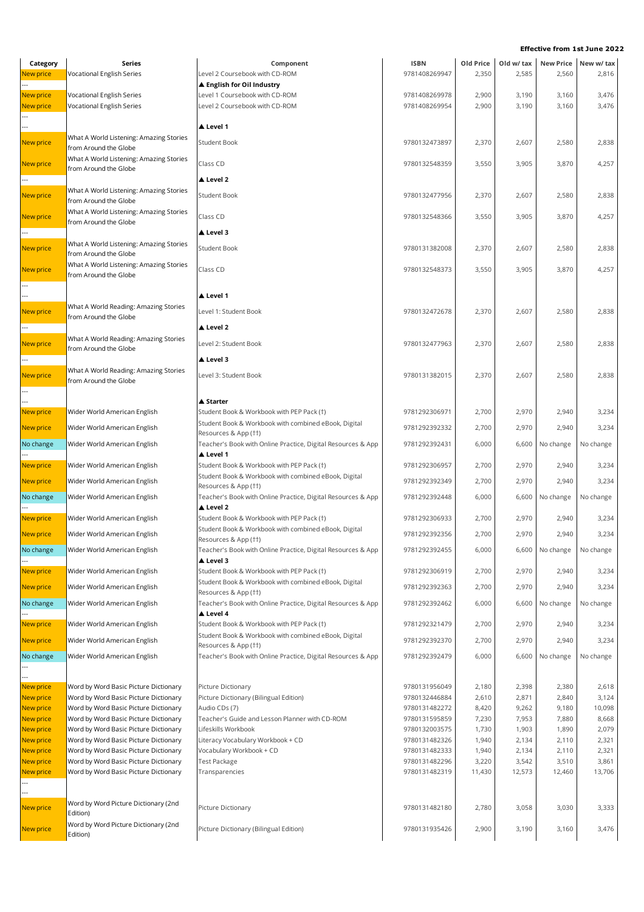**Effective from 1st June 2022**

| Category | Series | Component | ISBN | Old Price | Old w/ tax | New Price | New w/ tax |
|---|---|---|---|---|---|---|---|
| New price | Vocational English Series | Level 2 Coursebook with CD-ROM | 9781408269947 | 2,350 | 2,585 | 2,560 | 2,816 |
| --- | | ▲ English for Oil Industry | | | | | |
| New price | Vocational English Series | Level 1 Coursebook with CD-ROM | 9781408269978 | 2,900 | 3,190 | 3,160 | 3,476 |
| New price | Vocational English Series | Level 2 Coursebook with CD-ROM | 9781408269954 | 2,900 | 3,190 | 3,160 | 3,476 |
| --- | | | | | | | |
| --- | | ▲ Level 1 | | | | | |
| New price | What A World Listening: Amazing Stories from Around the Globe | Student Book | 9780132473897 | 2,370 | 2,607 | 2,580 | 2,838 |
| New price | What A World Listening: Amazing Stories from Around the Globe | Class CD | 9780132548359 | 3,550 | 3,905 | 3,870 | 4,257 |
| --- | | ▲ Level 2 | | | | | |
| New price | What A World Listening: Amazing Stories from Around the Globe | Student Book | 9780132477956 | 2,370 | 2,607 | 2,580 | 2,838 |
| New price | What A World Listening: Amazing Stories from Around the Globe | Class CD | 9780132548366 | 3,550 | 3,905 | 3,870 | 4,257 |
| --- | | ▲ Level 3 | | | | | |
| New price | What A World Listening: Amazing Stories from Around the Globe | Student Book | 9780131382008 | 2,370 | 2,607 | 2,580 | 2,838 |
| New price | What A World Listening: Amazing Stories from Around the Globe | Class CD | 9780132548373 | 3,550 | 3,905 | 3,870 | 4,257 |
| --- | | | | | | | |
| --- | | ▲ Level 1 | | | | | |
| New price | What A World Reading: Amazing Stories from Around the Globe | Level 1: Student Book | 9780132472678 | 2,370 | 2,607 | 2,580 | 2,838 |
| --- | | ▲ Level 2 | | | | | |
| New price | What A World Reading: Amazing Stories from Around the Globe | Level 2: Student Book | 9780132477963 | 2,370 | 2,607 | 2,580 | 2,838 |
| --- | | ▲ Level 3 | | | | | |
| New price | What A World Reading: Amazing Stories from Around the Globe | Level 3: Student Book | 9780131382015 | 2,370 | 2,607 | 2,580 | 2,838 |
| --- | | | | | | | |
| --- | | ▲ Starter | | | | | |
| New price | Wider World American English | Student Book & Workbook with PEP Pack (†) | 9781292306971 | 2,700 | 2,970 | 2,940 | 3,234 |
| New price | Wider World American English | Student Book & Workbook with combined eBook, Digital Resources & App (††) | 9781292392332 | 2,700 | 2,970 | 2,940 | 3,234 |
| No change | Wider World American English | Teacher's Book with Online Practice, Digital Resources & App | 9781292392431 | 6,000 | 6,600 | No change | No change |
| --- | | ▲ Level 1 | | | | | |
| New price | Wider World American English | Student Book & Workbook with PEP Pack (†) | 9781292306957 | 2,700 | 2,970 | 2,940 | 3,234 |
| New price | Wider World American English | Student Book & Workbook with combined eBook, Digital Resources & App (††) | 9781292392349 | 2,700 | 2,970 | 2,940 | 3,234 |
| No change | Wider World American English | Teacher's Book with Online Practice, Digital Resources & App | 9781292392448 | 6,000 | 6,600 | No change | No change |
| --- | | ▲ Level 2 | | | | | |
| New price | Wider World American English | Student Book & Workbook with PEP Pack (†) | 9781292306933 | 2,700 | 2,970 | 2,940 | 3,234 |
| New price | Wider World American English | Student Book & Workbook with combined eBook, Digital Resources & App (††) | 9781292392356 | 2,700 | 2,970 | 2,940 | 3,234 |
| No change | Wider World American English | Teacher's Book with Online Practice, Digital Resources & App | 9781292392455 | 6,000 | 6,600 | No change | No change |
| --- | | ▲ Level 3 | | | | | |
| New price | Wider World American English | Student Book & Workbook with PEP Pack (†) | 9781292306919 | 2,700 | 2,970 | 2,940 | 3,234 |
| New price | Wider World American English | Student Book & Workbook with combined eBook, Digital Resources & App (††) | 9781292392363 | 2,700 | 2,970 | 2,940 | 3,234 |
| No change | Wider World American English | Teacher's Book with Online Practice, Digital Resources & App | 9781292392462 | 6,000 | 6,600 | No change | No change |
| --- | | ▲ Level 4 | | | | | |
| New price | Wider World American English | Student Book & Workbook with PEP Pack (†) | 9781292321479 | 2,700 | 2,970 | 2,940 | 3,234 |
| New price | Wider World American English | Student Book & Workbook with combined eBook, Digital Resources & App (††) | 9781292392370 | 2,700 | 2,970 | 2,940 | 3,234 |
| No change | Wider World American English | Teacher's Book with Online Practice, Digital Resources & App | 9781292392479 | 6,000 | 6,600 | No change | No change |
| --- | | | | | | | |
| --- | | | | | | | |
| New price | Word by Word Basic Picture Dictionary | Picture Dictionary | 9780131956049 | 2,180 | 2,398 | 2,380 | 2,618 |
| New price | Word by Word Basic Picture Dictionary | Picture Dictionary (Bilingual Edition) | 9780132446884 | 2,610 | 2,871 | 2,840 | 3,124 |
| New price | Word by Word Basic Picture Dictionary | Audio CDs (7) | 9780131482272 | 8,420 | 9,262 | 9,180 | 10,098 |
| New price | Word by Word Basic Picture Dictionary | Teacher's Guide and Lesson Planner with CD-ROM | 9780131595859 | 7,230 | 7,953 | 7,880 | 8,668 |
| New price | Word by Word Basic Picture Dictionary | Lifeskills Workbook | 9780132003575 | 1,730 | 1,903 | 1,890 | 2,079 |
| New price | Word by Word Basic Picture Dictionary | Literacy Vocabulary Workbook + CD | 9780131482326 | 1,940 | 2,134 | 2,110 | 2,321 |
| New price | Word by Word Basic Picture Dictionary | Vocabulary Workbook + CD | 9780131482333 | 1,940 | 2,134 | 2,110 | 2,321 |
| New price | Word by Word Basic Picture Dictionary | Test Package | 9780131482296 | 3,220 | 3,542 | 3,510 | 3,861 |
| New price | Word by Word Basic Picture Dictionary | Transparencies | 9780131482319 | 11,430 | 12,573 | 12,460 | 13,706 |
| --- | | | | | | | |
| --- | | | | | | | |
| New price | Word by Word Picture Dictionary (2nd Edition) | Picture Dictionary | 9780131482180 | 2,780 | 3,058 | 3,030 | 3,333 |
| New price | Word by Word Picture Dictionary (2nd Edition) | Picture Dictionary (Bilingual Edition) | 9780131935426 | 2,900 | 3,190 | 3,160 | 3,476 |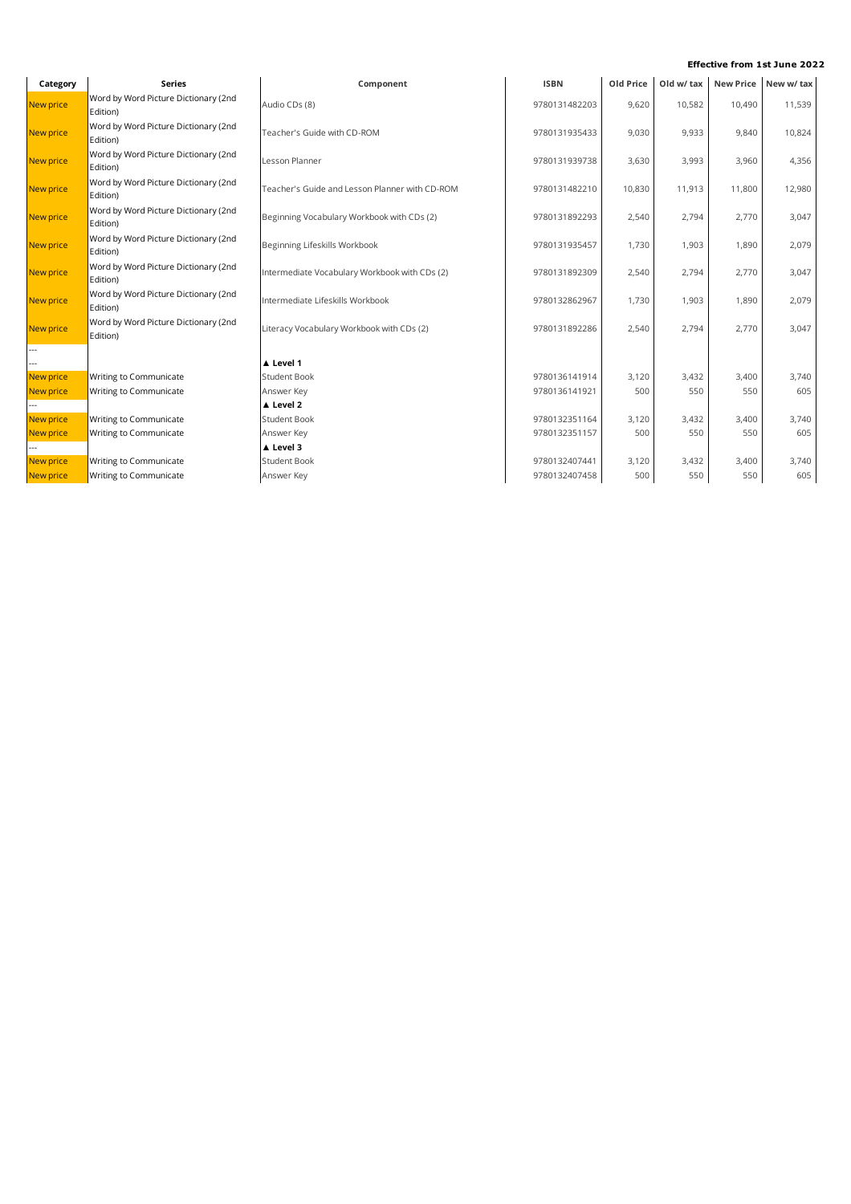**Effective from 1st June 2022**

| Category | Series | Component | ISBN | Old Price | Old w/ tax | New Price | New w/ tax |
|---|---|---|---|---|---|---|---|
| New price | Word by Word Picture Dictionary (2nd Edition) | Audio CDs (8) | 9780131482203 | 9,620 | 10,582 | 10,490 | 11,539 |
| New price | Word by Word Picture Dictionary (2nd Edition) | Teacher's Guide with CD-ROM | 9780131935433 | 9,030 | 9,933 | 9,840 | 10,824 |
| New price | Word by Word Picture Dictionary (2nd Edition) | Lesson Planner | 9780131939738 | 3,630 | 3,993 | 3,960 | 4,356 |
| New price | Word by Word Picture Dictionary (2nd Edition) | Teacher's Guide and Lesson Planner with CD-ROM | 9780131482210 | 10,830 | 11,913 | 11,800 | 12,980 |
| New price | Word by Word Picture Dictionary (2nd Edition) | Beginning Vocabulary Workbook with CDs (2) | 9780131892293 | 2,540 | 2,794 | 2,770 | 3,047 |
| New price | Word by Word Picture Dictionary (2nd Edition) | Beginning Lifeskills Workbook | 9780131935457 | 1,730 | 1,903 | 1,890 | 2,079 |
| New price | Word by Word Picture Dictionary (2nd Edition) | Intermediate Vocabulary Workbook with CDs (2) | 9780131892309 | 2,540 | 2,794 | 2,770 | 3,047 |
| New price | Word by Word Picture Dictionary (2nd Edition) | Intermediate Lifeskills Workbook | 9780132862967 | 1,730 | 1,903 | 1,890 | 2,079 |
| New price | Word by Word Picture Dictionary (2nd Edition) | Literacy Vocabulary Workbook with CDs (2) | 9780131892286 | 2,540 | 2,794 | 2,770 | 3,047 |
| --- | | | | | | | |
| --- | | ▲ **Level 1** | | | | | |
| New price | Writing to Communicate | Student Book | 9780136141914 | 3,120 | 3,432 | 3,400 | 3,740 |
| New price | Writing to Communicate | Answer Key | 9780136141921 | 500 | 550 | 550 | 605 |
| --- | | ▲ **Level 2** | | | | | |
| New price | Writing to Communicate | Student Book | 9780132351164 | 3,120 | 3,432 | 3,400 | 3,740 |
| New price | Writing to Communicate | Answer Key | 9780132351157 | 500 | 550 | 550 | 605 |
| --- | | ▲ **Level 3** | | | | | |
| New price | Writing to Communicate | Student Book | 9780132407441 | 3,120 | 3,432 | 3,400 | 3,740 |
| New price | Writing to Communicate | Answer Key | 9780132407458 | 500 | 550 | 550 | 605 |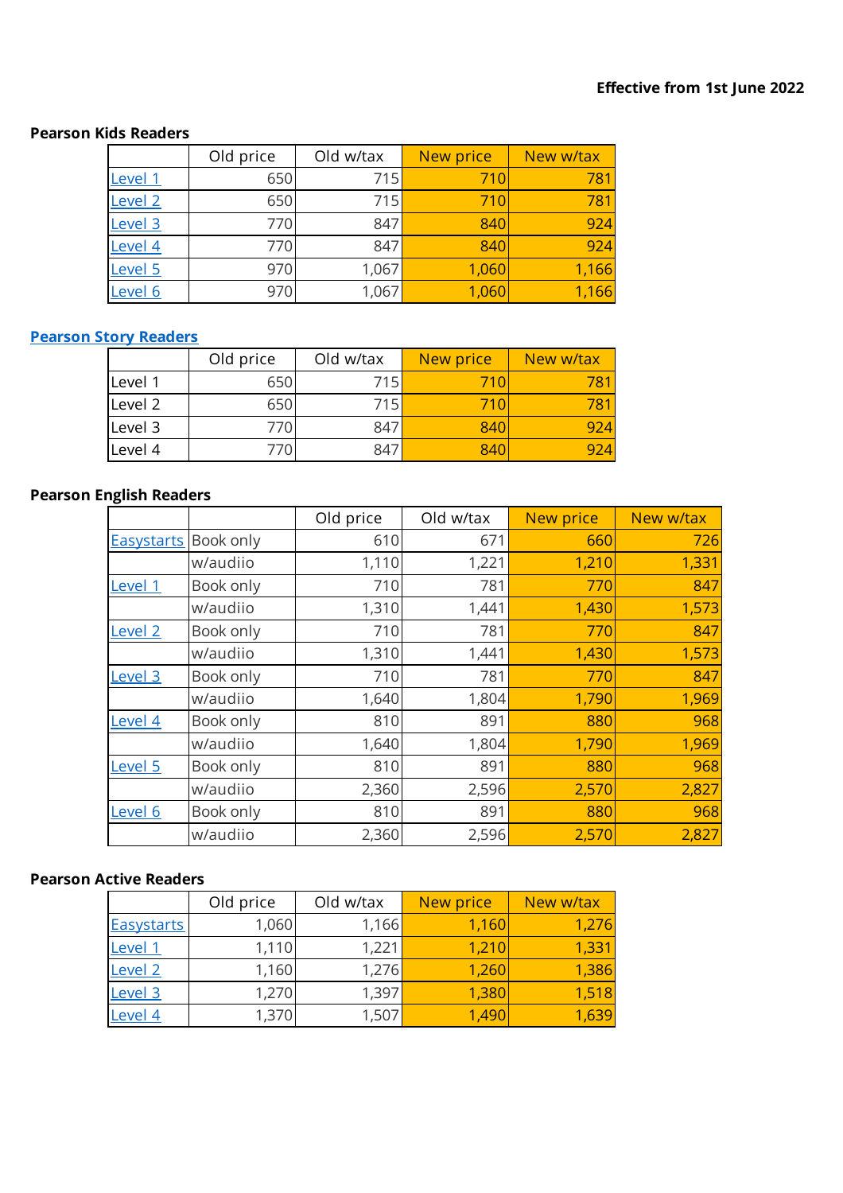**Effective from 1st June 2022**

**Pearson Kids Readers**

| | Old price | Old w/tax | New price | New w/tax |
|---|---|---|---|---|
| Level 1 | 650 | 715 | 710 | 781 |
| Level 2 | 650 | 715 | 710 | 781 |
| Level 3 | 770 | 847 | 840 | 924 |
| Level 4 | 770 | 847 | 840 | 924 |
| Level 5 | 970 | 1,067 | 1,060 | 1,166 |
| Level 6 | 970 | 1,067 | 1,060 | 1,166 |

**Pearson Story Readers**

| | Old price | Old w/tax | New price | New w/tax |
|---|---|---|---|---|
| Level 1 | 650 | 715 | 710 | 781 |
| Level 2 | 650 | 715 | 710 | 781 |
| Level 3 | 770 | 847 | 840 | 924 |
| Level 4 | 770 | 847 | 840 | 924 |

**Pearson English Readers**

| | | Old price | Old w/tax | New price | New w/tax |
|---|---|---|---|---|---|
| Easystarts | Book only | 610 | 671 | 660 | 726 |
| | w/audiio | 1,110 | 1,221 | 1,210 | 1,331 |
| Level 1 | Book only | 710 | 781 | 770 | 847 |
| | w/audiio | 1,310 | 1,441 | 1,430 | 1,573 |
| Level 2 | Book only | 710 | 781 | 770 | 847 |
| | w/audiio | 1,310 | 1,441 | 1,430 | 1,573 |
| Level 3 | Book only | 710 | 781 | 770 | 847 |
| | w/audiio | 1,640 | 1,804 | 1,790 | 1,969 |
| Level 4 | Book only | 810 | 891 | 880 | 968 |
| | w/audiio | 1,640 | 1,804 | 1,790 | 1,969 |
| Level 5 | Book only | 810 | 891 | 880 | 968 |
| | w/audiio | 2,360 | 2,596 | 2,570 | 2,827 |
| Level 6 | Book only | 810 | 891 | 880 | 968 |
| | w/audiio | 2,360 | 2,596 | 2,570 | 2,827 |

**Pearson Active Readers**

| | Old price | Old w/tax | New price | New w/tax |
|---|---|---|---|---|
| Easystarts | 1,060 | 1,166 | 1,160 | 1,276 |
| Level 1 | 1,110 | 1,221 | 1,210 | 1,331 |
| Level 2 | 1,160 | 1,276 | 1,260 | 1,386 |
| Level 3 | 1,270 | 1,397 | 1,380 | 1,518 |
| Level 4 | 1,370 | 1,507 | 1,490 | 1,639 |